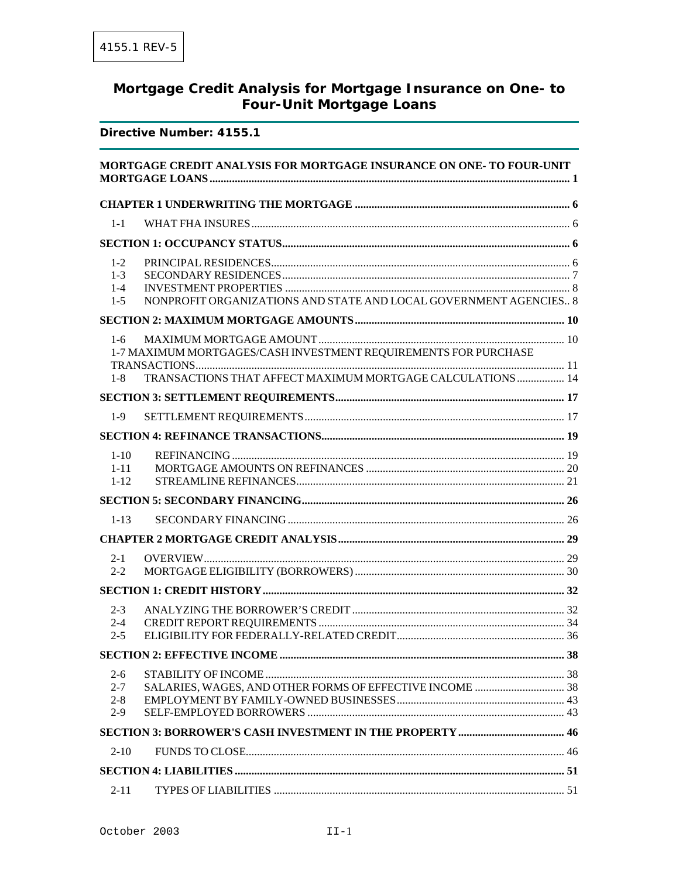4155.1 REV-5

# Mortgage Credit Analysis for Mortgage Insurance on One- to Four-Unit Mortgage Loans

**Directive Number: 4155.1**

**MORTGAGE CREDIT ANALYSIS FOR MORTGAGE INSURANCE ON ONE- TO FOUR-UNIT MORTGAGE LOANS** ..... 1

**CHAPTER 1 UNDERWRITING THE MORTGAGE** ..... 6

- 1-1 WHAT FHA INSURES ..... 6

**SECTION 1: OCCUPANCY STATUS** ..... 6

- 1-2 PRINCIPAL RESIDENCES ..... 6
- 1-3 SECONDARY RESIDENCES ..... 7
- 1-4 INVESTMENT PROPERTIES ..... 8
- 1-5 NONPROFIT ORGANIZATIONS AND STATE AND LOCAL GOVERNMENT AGENCIES.. 8

**SECTION 2: MAXIMUM MORTGAGE AMOUNTS** ..... 10

- 1-6 MAXIMUM MORTGAGE AMOUNT ..... 10
- 1-7 MAXIMUM MORTGAGES/CASH INVESTMENT REQUIREMENTS FOR PURCHASE TRANSACTIONS ..... 11
- 1-8 TRANSACTIONS THAT AFFECT MAXIMUM MORTGAGE CALCULATIONS ..... 14

**SECTION 3: SETTLEMENT REQUIREMENTS** ..... 17

- 1-9 SETTLEMENT REQUIREMENTS ..... 17

**SECTION 4: REFINANCE TRANSACTIONS** ..... 19

- 1-10 REFINANCING ..... 19
- 1-11 MORTGAGE AMOUNTS ON REFINANCES ..... 20
- 1-12 STREAMLINE REFINANCES ..... 21

**SECTION 5: SECONDARY FINANCING** ..... 26

- 1-13 SECONDARY FINANCING ..... 26

**CHAPTER 2 MORTGAGE CREDIT ANALYSIS** ..... 29

- 2-1 OVERVIEW ..... 29
- 2-2 MORTGAGE ELIGIBILITY (BORROWERS) ..... 30

**SECTION 1: CREDIT HISTORY** ..... 32

- 2-3 ANALYZING THE BORROWER'S CREDIT ..... 32
- 2-4 CREDIT REPORT REQUIREMENTS ..... 34
- 2-5 ELIGIBILITY FOR FEDERALLY-RELATED CREDIT ..... 36

**SECTION 2: EFFECTIVE INCOME** ..... 38

- 2-6 STABILITY OF INCOME ..... 38
- 2-7 SALARIES, WAGES, AND OTHER FORMS OF EFFECTIVE INCOME ..... 38
- 2-8 EMPLOYMENT BY FAMILY-OWNED BUSINESSES ..... 43
- 2-9 SELF-EMPLOYED BORROWERS ..... 43

**SECTION 3: BORROWER'S CASH INVESTMENT IN THE PROPERTY** ..... 46

- 2-10 FUNDS TO CLOSE ..... 46

**SECTION 4: LIABILITIES** ..... 51

- 2-11 TYPES OF LIABILITIES ..... 51

October 2003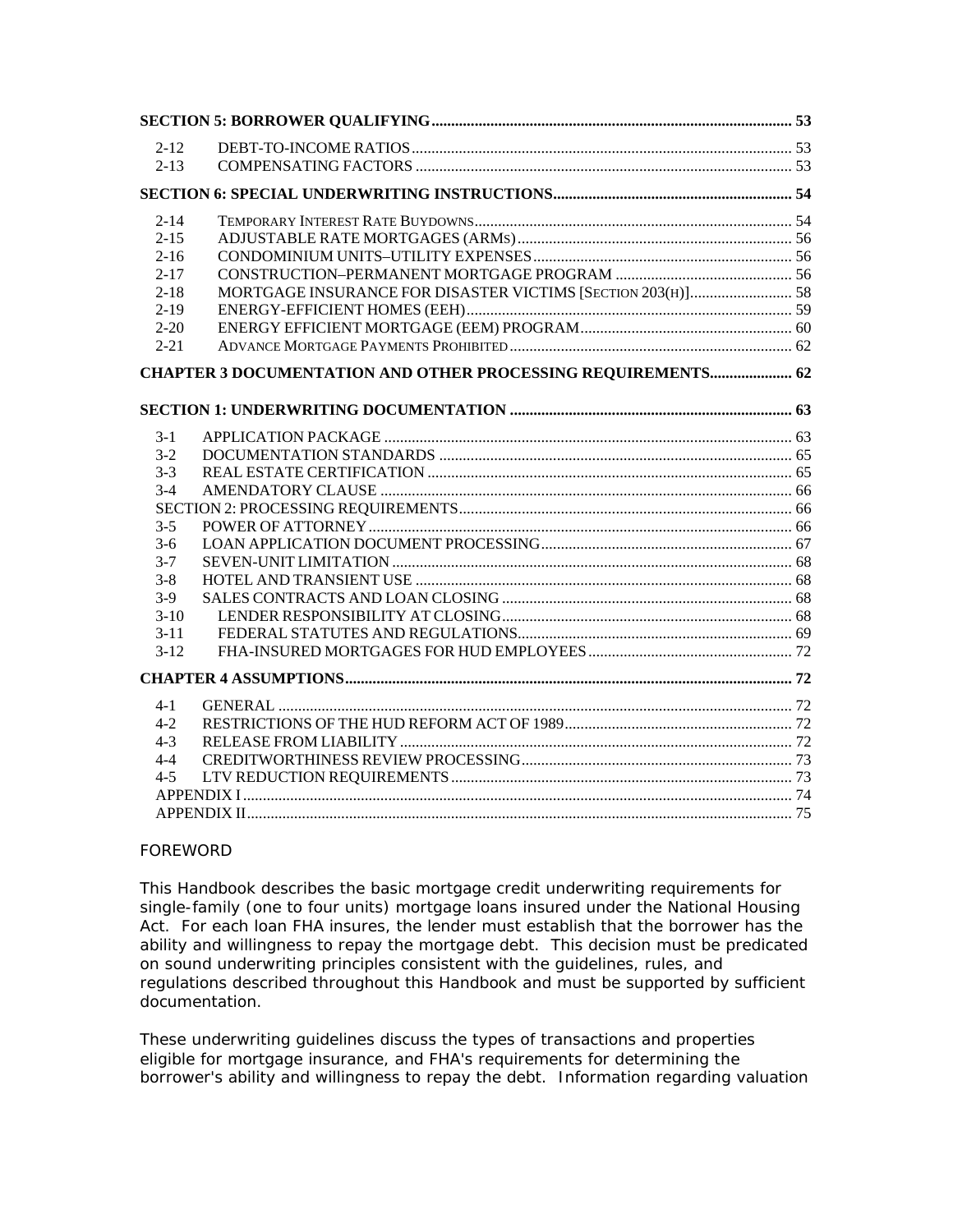**SECTION 5: BORROWER QUALIFYING** ........ 53

- 2-12 DEBT-TO-INCOME RATIOS ........ 53
- 2-13 COMPENSATING FACTORS ........ 53

**SECTION 6: SPECIAL UNDERWRITING INSTRUCTIONS** ........ 54

- 2-14 TEMPORARY INTEREST RATE BUYDOWNS ........ 54
- 2-15 ADJUSTABLE RATE MORTGAGES (ARMS) ........ 56
- 2-16 CONDOMINIUM UNITS–UTILITY EXPENSES ........ 56
- 2-17 CONSTRUCTION–PERMANENT MORTGAGE PROGRAM ........ 56
- 2-18 MORTGAGE INSURANCE FOR DISASTER VICTIMS [SECTION 203(H)] ........ 58
- 2-19 ENERGY-EFFICIENT HOMES (EEH) ........ 59
- 2-20 ENERGY EFFICIENT MORTGAGE (EEM) PROGRAM ........ 60
- 2-21 ADVANCE MORTGAGE PAYMENTS PROHIBITED ........ 62

**CHAPTER 3 DOCUMENTATION AND OTHER PROCESSING REQUIREMENTS** ........ 62

**SECTION 1: UNDERWRITING DOCUMENTATION** ........ 63

- 3-1 APPLICATION PACKAGE ........ 63
- 3-2 DOCUMENTATION STANDARDS ........ 65
- 3-3 REAL ESTATE CERTIFICATION ........ 65
- 3-4 AMENDATORY CLAUSE ........ 66

SECTION 2: PROCESSING REQUIREMENTS ........ 66

- 3-5 POWER OF ATTORNEY ........ 66
- 3-6 LOAN APPLICATION DOCUMENT PROCESSING ........ 67
- 3-7 SEVEN-UNIT LIMITATION ........ 68
- 3-8 HOTEL AND TRANSIENT USE ........ 68
- 3-9 SALES CONTRACTS AND LOAN CLOSING ........ 68
- 3-10 LENDER RESPONSIBILITY AT CLOSING ........ 68
- 3-11 FEDERAL STATUTES AND REGULATIONS ........ 69
- 3-12 FHA-INSURED MORTGAGES FOR HUD EMPLOYEES ........ 72

**CHAPTER 4 ASSUMPTIONS** ........ 72

- 4-1 GENERAL ........ 72
- 4-2 RESTRICTIONS OF THE HUD REFORM ACT OF 1989 ........ 72
- 4-3 RELEASE FROM LIABILITY ........ 72
- 4-4 CREDITWORTHINESS REVIEW PROCESSING ........ 73
- 4-5 LTV REDUCTION REQUIREMENTS ........ 73

APPENDIX I ........ 74

APPENDIX II ........ 75

FOREWORD

This Handbook describes the basic mortgage credit underwriting requirements for single-family (one to four units) mortgage loans insured under the National Housing Act. For each loan FHA insures, the lender must establish that the borrower has the ability and willingness to repay the mortgage debt. This decision must be predicated on sound underwriting principles consistent with the guidelines, rules, and regulations described throughout this Handbook and must be supported by sufficient documentation.

These underwriting guidelines discuss the types of transactions and properties eligible for mortgage insurance, and FHA's requirements for determining the borrower's ability and willingness to repay the debt. Information regarding valuation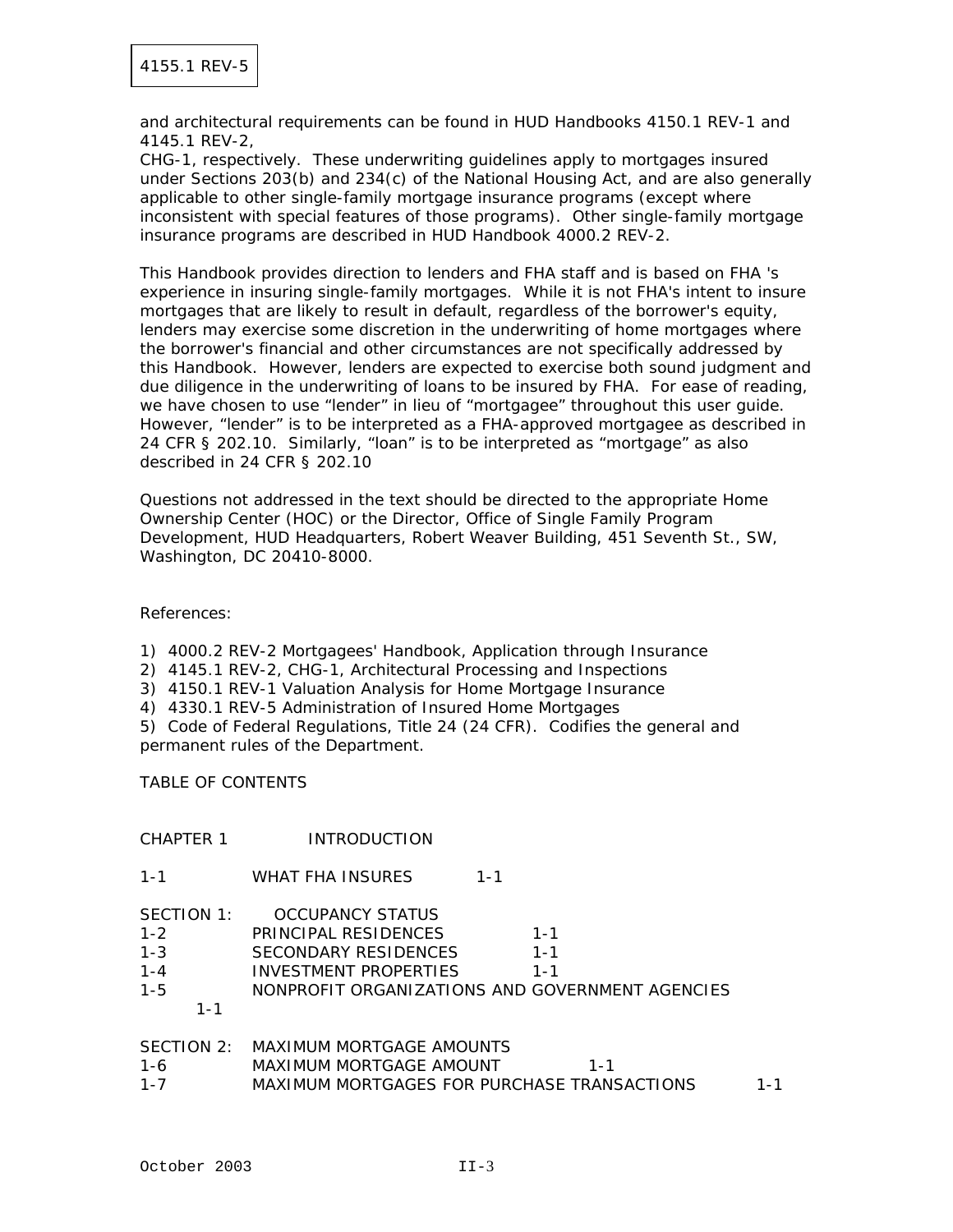and architectural requirements can be found in HUD Handbooks 4150.1 REV-1 and 4145.1 REV-2,
CHG-1, respectively. These underwriting guidelines apply to mortgages insured under Sections 203(b) and 234(c) of the National Housing Act, and are also generally applicable to other single-family mortgage insurance programs (except where inconsistent with special features of those programs). Other single-family mortgage insurance programs are described in HUD Handbook 4000.2 REV-2.

This Handbook provides direction to lenders and FHA staff and is based on FHA 's experience in insuring single-family mortgages. While it is not FHA's intent to insure mortgages that are likely to result in default, regardless of the borrower's equity, lenders may exercise some discretion in the underwriting of home mortgages where the borrower's financial and other circumstances are not specifically addressed by this Handbook. However, lenders are expected to exercise both sound judgment and due diligence in the underwriting of loans to be insured by FHA. For ease of reading, we have chosen to use "lender" in lieu of "mortgagee" throughout this user guide. However, "lender" is to be interpreted as a FHA-approved mortgagee as described in 24 CFR § 202.10. Similarly, "loan" is to be interpreted as "mortgage" as also described in 24 CFR § 202.10

Questions not addressed in the text should be directed to the appropriate Home Ownership Center (HOC) or the Director, Office of Single Family Program Development, HUD Headquarters, Robert Weaver Building, 451 Seventh St., SW, Washington, DC 20410-8000.

References:

1) 4000.2 REV-2 Mortgagees' Handbook, Application through Insurance
2) 4145.1 REV-2, CHG-1, Architectural Processing and Inspections
3) 4150.1 REV-1 Valuation Analysis for Home Mortgage Insurance
4) 4330.1 REV-5 Administration of Insured Home Mortgages
5) Code of Federal Regulations, Title 24 (24 CFR). Codifies the general and permanent rules of the Department.

TABLE OF CONTENTS

CHAPTER 1 INTRODUCTION

| | | |
|---|---|---|
| 1-1 | WHAT FHA INSURES | 1-1 |
| SECTION 1: | OCCUPANCY STATUS | |
| 1-2 | PRINCIPAL RESIDENCES | 1-1 |
| 1-3 | SECONDARY RESIDENCES | 1-1 |
| 1-4 | INVESTMENT PROPERTIES | 1-1 |
| 1-5 | NONPROFIT ORGANIZATIONS AND GOVERNMENT AGENCIES | 1-1 |
| SECTION 2: | MAXIMUM MORTGAGE AMOUNTS | |
| 1-6 | MAXIMUM MORTGAGE AMOUNT | 1-1 |
| 1-7 | MAXIMUM MORTGAGES FOR PURCHASE TRANSACTIONS | 1-1 |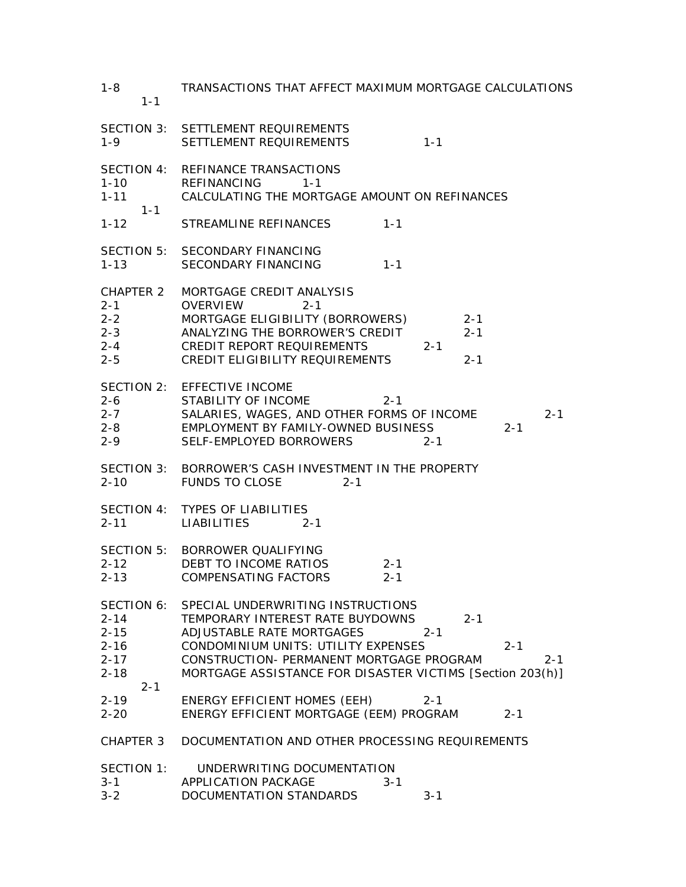| | | |
|---|---|---|
| 1-8 | TRANSACTIONS THAT AFFECT MAXIMUM MORTGAGE CALCULATIONS | 1-1 |
| SECTION 3: | SETTLEMENT REQUIREMENTS | |
| 1-9 | SETTLEMENT REQUIREMENTS | 1-1 |
| SECTION 4: | REFINANCE TRANSACTIONS | |
| 1-10 | REFINANCING | 1-1 |
| 1-11 | CALCULATING THE MORTGAGE AMOUNT ON REFINANCES | 1-1 |
| 1-12 | STREAMLINE REFINANCES | 1-1 |
| SECTION 5: | SECONDARY FINANCING | |
| 1-13 | SECONDARY FINANCING | 1-1 |
| CHAPTER 2 | MORTGAGE CREDIT ANALYSIS | |
| 2-1 | OVERVIEW | 2-1 |
| 2-2 | MORTGAGE ELIGIBILITY (BORROWERS) | 2-1 |
| 2-3 | ANALYZING THE BORROWER'S CREDIT | 2-1 |
| 2-4 | CREDIT REPORT REQUIREMENTS | 2-1 |
| 2-5 | CREDIT ELIGIBILITY REQUIREMENTS | 2-1 |
| SECTION 2: | EFFECTIVE INCOME | |
| 2-6 | STABILITY OF INCOME | 2-1 |
| 2-7 | SALARIES, WAGES, AND OTHER FORMS OF INCOME | 2-1 |
| 2-8 | EMPLOYMENT BY FAMILY-OWNED BUSINESS | 2-1 |
| 2-9 | SELF-EMPLOYED BORROWERS | 2-1 |
| SECTION 3: | BORROWER'S CASH INVESTMENT IN THE PROPERTY | |
| 2-10 | FUNDS TO CLOSE | 2-1 |
| SECTION 4: | TYPES OF LIABILITIES | |
| 2-11 | LIABILITIES | 2-1 |
| SECTION 5: | BORROWER QUALIFYING | |
| 2-12 | DEBT TO INCOME RATIOS | 2-1 |
| 2-13 | COMPENSATING FACTORS | 2-1 |
| SECTION 6: | SPECIAL UNDERWRITING INSTRUCTIONS | |
| 2-14 | TEMPORARY INTEREST RATE BUYDOWNS | 2-1 |
| 2-15 | ADJUSTABLE RATE MORTGAGES | 2-1 |
| 2-16 | CONDOMINIUM UNITS: UTILITY EXPENSES | 2-1 |
| 2-17 | CONSTRUCTION- PERMANENT MORTGAGE PROGRAM | 2-1 |
| 2-18 | MORTGAGE ASSISTANCE FOR DISASTER VICTIMS [Section 203(h)] | 2-1 |
| 2-19 | ENERGY EFFICIENT HOMES (EEH) | 2-1 |
| 2-20 | ENERGY EFFICIENT MORTGAGE (EEM) PROGRAM | 2-1 |
| CHAPTER 3 | DOCUMENTATION AND OTHER PROCESSING REQUIREMENTS | |
| SECTION 1: | UNDERWRITING DOCUMENTATION | |
| 3-1 | APPLICATION PACKAGE | 3-1 |
| 3-2 | DOCUMENTATION STANDARDS | 3-1 |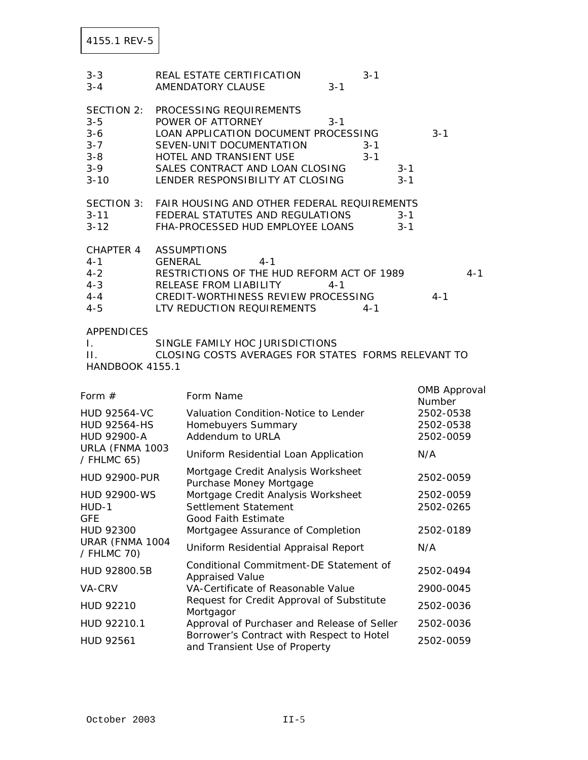| | | |
|---|---|---|
| 3-3 | REAL ESTATE CERTIFICATION | 3-1 |
| 3-4 | AMENDATORY CLAUSE | 3-1 |
| SECTION 2: | PROCESSING REQUIREMENTS | |
| 3-5 | POWER OF ATTORNEY | 3-1 |
| 3-6 | LOAN APPLICATION DOCUMENT PROCESSING | 3-1 |
| 3-7 | SEVEN-UNIT DOCUMENTATION | 3-1 |
| 3-8 | HOTEL AND TRANSIENT USE | 3-1 |
| 3-9 | SALES CONTRACT AND LOAN CLOSING | 3-1 |
| 3-10 | LENDER RESPONSIBILITY AT CLOSING | 3-1 |
| SECTION 3: | FAIR HOUSING AND OTHER FEDERAL REQUIREMENTS | |
| 3-11 | FEDERAL STATUTES AND REGULATIONS | 3-1 |
| 3-12 | FHA-PROCESSED HUD EMPLOYEE LOANS | 3-1 |
| CHAPTER 4 | ASSUMPTIONS | |
| 4-1 | GENERAL | 4-1 |
| 4-2 | RESTRICTIONS OF THE HUD REFORM ACT OF 1989 | 4-1 |
| 4-3 | RELEASE FROM LIABILITY | 4-1 |
| 4-4 | CREDIT-WORTHINESS REVIEW PROCESSING | 4-1 |
| 4-5 | LTV REDUCTION REQUIREMENTS | 4-1 |

APPENDICES

I. SINGLE FAMILY HOC JURISDICTIONS

II. CLOSING COSTS AVERAGES FOR STATES FORMS RELEVANT TO HANDBOOK 4155.1

| Form # | Form Name | OMB Approval Number |
|---|---|---|
| HUD 92564-VC | Valuation Condition-Notice to Lender | 2502-0538 |
| HUD 92564-HS | Homebuyers Summary | 2502-0538 |
| HUD 92900-A | Addendum to URLA | 2502-0059 |
| URLA (FNMA 1003 / FHLMC 65) | Uniform Residential Loan Application | N/A |
| HUD 92900-PUR | Mortgage Credit Analysis Worksheet Purchase Money Mortgage | 2502-0059 |
| HUD 92900-WS | Mortgage Credit Analysis Worksheet | 2502-0059 |
| HUD-1 | Settlement Statement | 2502-0265 |
| GFE | Good Faith Estimate | |
| HUD 92300 | Mortgagee Assurance of Completion | 2502-0189 |
| URAR (FNMA 1004 / FHLMC 70) | Uniform Residential Appraisal Report | N/A |
| HUD 92800.5B | Conditional Commitment-DE Statement of Appraised Value | 2502-0494 |
| VA-CRV | VA-Certificate of Reasonable Value | 2900-0045 |
| HUD 92210 | Request for Credit Approval of Substitute Mortgagor | 2502-0036 |
| HUD 92210.1 | Approval of Purchaser and Release of Seller | 2502-0036 |
| HUD 92561 | Borrower's Contract with Respect to Hotel and Transient Use of Property | 2502-0059 |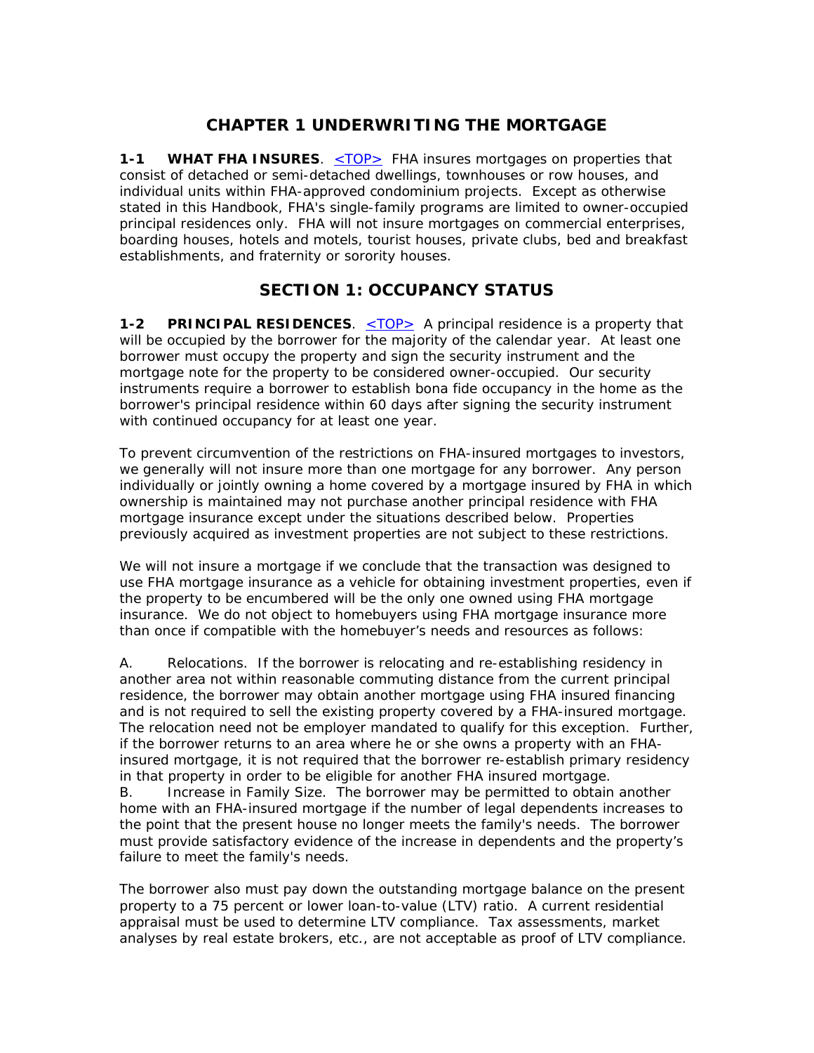# CHAPTER 1 UNDERWRITING THE MORTGAGE

**1-1 WHAT FHA INSURES**. <TOP> FHA insures mortgages on properties that consist of detached or semi-detached dwellings, townhouses or row houses, and individual units within FHA-approved condominium projects. Except as otherwise stated in this Handbook, FHA's single-family programs are limited to owner-occupied principal residences only. FHA will not insure mortgages on commercial enterprises, boarding houses, hotels and motels, tourist houses, private clubs, bed and breakfast establishments, and fraternity or sorority houses.

## SECTION 1: OCCUPANCY STATUS

**1-2 PRINCIPAL RESIDENCES**. <TOP> A principal residence is a property that will be occupied by the borrower for the majority of the calendar year. At least one borrower must occupy the property and sign the security instrument and the mortgage note for the property to be considered owner-occupied. Our security instruments require a borrower to establish bona fide occupancy in the home as the borrower's principal residence within 60 days after signing the security instrument with continued occupancy for at least one year.

To prevent circumvention of the restrictions on FHA-insured mortgages to investors, we generally will not insure more than one mortgage for any borrower. Any person individually or jointly owning a home covered by a mortgage insured by FHA in which ownership is maintained may not purchase another principal residence with FHA mortgage insurance except under the situations described below. Properties previously acquired as investment properties are not subject to these restrictions.

We will not insure a mortgage if we conclude that the transaction was designed to use FHA mortgage insurance as a vehicle for obtaining investment properties, even if the property to be encumbered will be the only one owned using FHA mortgage insurance. We do not object to homebuyers using FHA mortgage insurance more than once if compatible with the homebuyer's needs and resources as follows:

A. Relocations. If the borrower is relocating and re-establishing residency in another area not within reasonable commuting distance from the current principal residence, the borrower may obtain another mortgage using FHA insured financing and is not required to sell the existing property covered by a FHA-insured mortgage. The relocation need not be employer mandated to qualify for this exception. Further, if the borrower returns to an area where he or she owns a property with an FHA-insured mortgage, it is not required that the borrower re-establish primary residency in that property in order to be eligible for another FHA insured mortgage.

B. Increase in Family Size. The borrower may be permitted to obtain another home with an FHA-insured mortgage if the number of legal dependents increases to the point that the present house no longer meets the family's needs. The borrower must provide satisfactory evidence of the increase in dependents and the property's failure to meet the family's needs.

The borrower also must pay down the outstanding mortgage balance on the present property to a 75 percent or lower loan-to-value (LTV) ratio. A current residential appraisal must be used to determine LTV compliance. Tax assessments, market analyses by real estate brokers, etc., are not acceptable as proof of LTV compliance.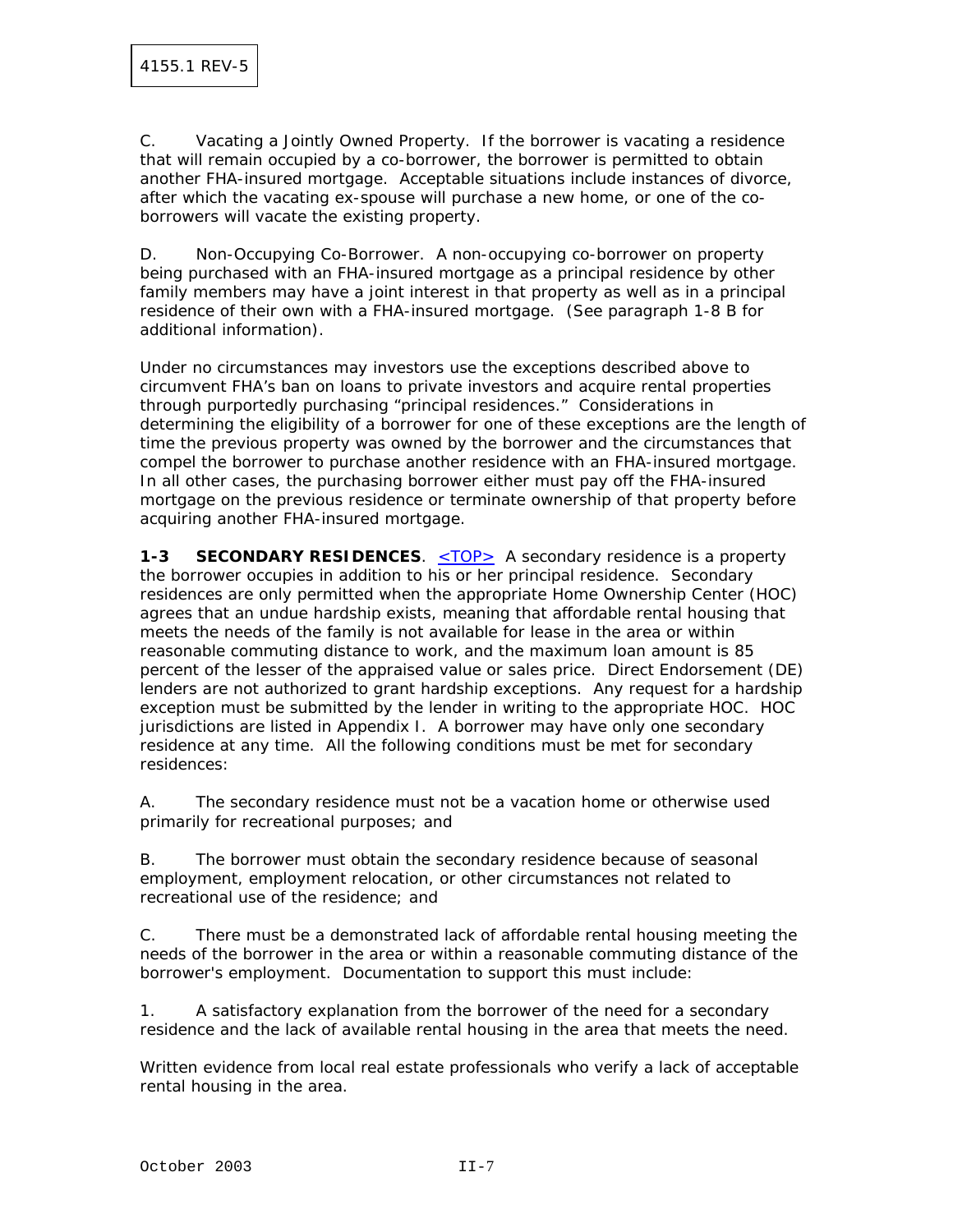C. Vacating a Jointly Owned Property. If the borrower is vacating a residence that will remain occupied by a co-borrower, the borrower is permitted to obtain another FHA-insured mortgage. Acceptable situations include instances of divorce, after which the vacating ex-spouse will purchase a new home, or one of the co-borrowers will vacate the existing property.

D. Non-Occupying Co-Borrower. A non-occupying co-borrower on property being purchased with an FHA-insured mortgage as a principal residence by other family members may have a joint interest in that property as well as in a principal residence of their own with a FHA-insured mortgage. (See paragraph 1-8 B for additional information).

Under no circumstances may investors use the exceptions described above to circumvent FHA's ban on loans to private investors and acquire rental properties through purportedly purchasing "principal residences." Considerations in determining the eligibility of a borrower for one of these exceptions are the length of time the previous property was owned by the borrower and the circumstances that compel the borrower to purchase another residence with an FHA-insured mortgage. In all other cases, the purchasing borrower either must pay off the FHA-insured mortgage on the previous residence or terminate ownership of that property before acquiring another FHA-insured mortgage.

**1-3 SECONDARY RESIDENCES**. <TOP> A secondary residence is a property the borrower occupies in addition to his or her principal residence. Secondary residences are only permitted when the appropriate Home Ownership Center (HOC) agrees that an undue hardship exists, meaning that affordable rental housing that meets the needs of the family is not available for lease in the area or within reasonable commuting distance to work, and the maximum loan amount is 85 percent of the lesser of the appraised value or sales price. Direct Endorsement (DE) lenders are not authorized to grant hardship exceptions. Any request for a hardship exception must be submitted by the lender in writing to the appropriate HOC. HOC jurisdictions are listed in Appendix I. A borrower may have only one secondary residence at any time. All the following conditions must be met for secondary residences:

A. The secondary residence must not be a vacation home or otherwise used primarily for recreational purposes; and

B. The borrower must obtain the secondary residence because of seasonal employment, employment relocation, or other circumstances not related to recreational use of the residence; and

C. There must be a demonstrated lack of affordable rental housing meeting the needs of the borrower in the area or within a reasonable commuting distance of the borrower's employment. Documentation to support this must include:

1. A satisfactory explanation from the borrower of the need for a secondary residence and the lack of available rental housing in the area that meets the need.

Written evidence from local real estate professionals who verify a lack of acceptable rental housing in the area.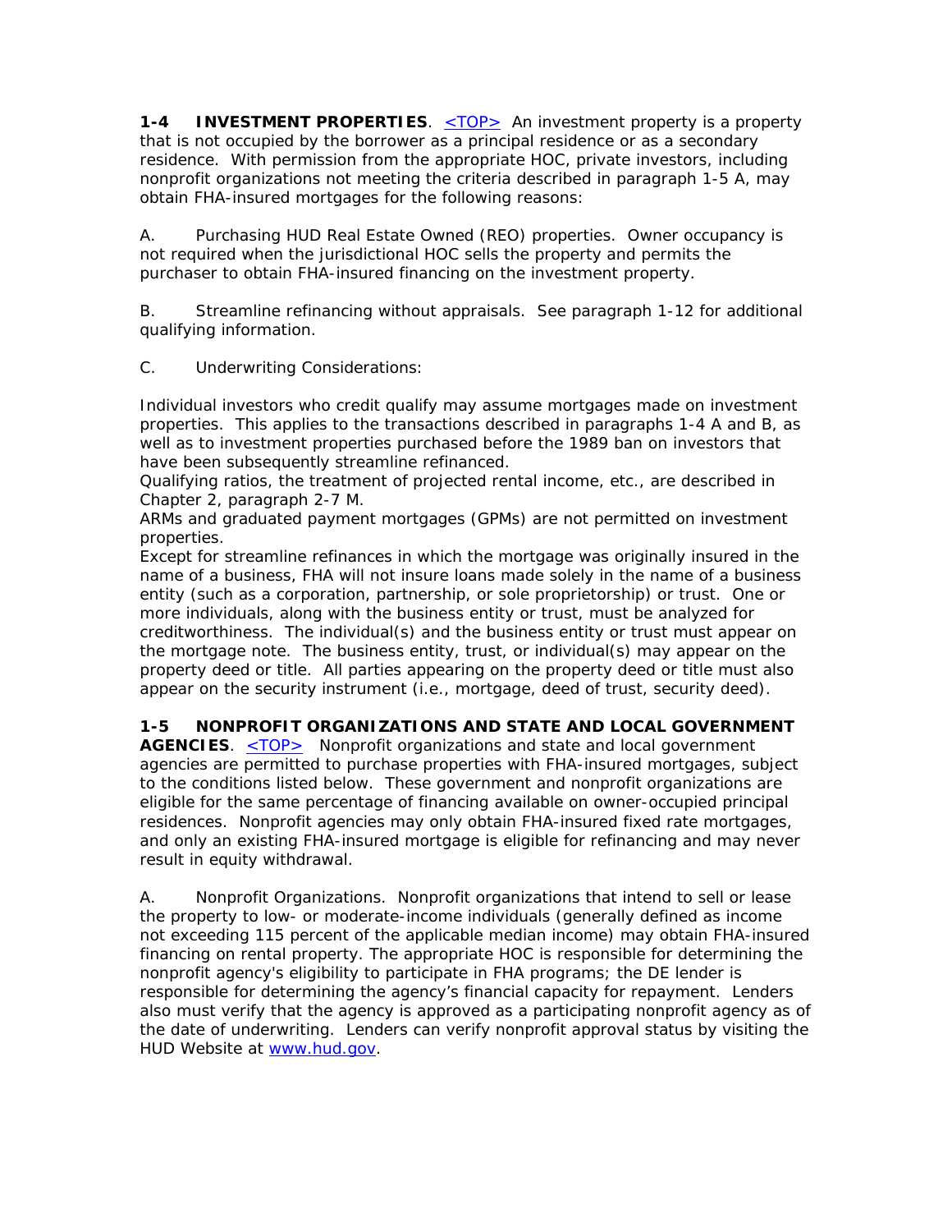**1-4 INVESTMENT PROPERTIES**. [<TOP>](#) An investment property is a property that is not occupied by the borrower as a principal residence or as a secondary residence. With permission from the appropriate HOC, private investors, including nonprofit organizations not meeting the criteria described in paragraph 1-5 A, may obtain FHA-insured mortgages for the following reasons:

A. Purchasing HUD Real Estate Owned (REO) properties. Owner occupancy is not required when the jurisdictional HOC sells the property and permits the purchaser to obtain FHA-insured financing on the investment property.

B. Streamline refinancing without appraisals. See paragraph 1-12 for additional qualifying information.

C. Underwriting Considerations:

Individual investors who credit qualify may assume mortgages made on investment properties. This applies to the transactions described in paragraphs 1-4 A and B, as well as to investment properties purchased before the 1989 ban on investors that have been subsequently streamline refinanced.

Qualifying ratios, the treatment of projected rental income, etc., are described in Chapter 2, paragraph 2-7 M.

ARMs and graduated payment mortgages (GPMs) are not permitted on investment properties.

Except for streamline refinances in which the mortgage was originally insured in the name of a business, FHA will not insure loans made solely in the name of a business entity (such as a corporation, partnership, or sole proprietorship) or trust. One or more individuals, along with the business entity or trust, must be analyzed for creditworthiness. The individual(s) and the business entity or trust must appear on the mortgage note. The business entity, trust, or individual(s) may appear on the property deed or title. All parties appearing on the property deed or title must also appear on the security instrument (i.e., mortgage, deed of trust, security deed).

**1-5 NONPROFIT ORGANIZATIONS AND STATE AND LOCAL GOVERNMENT AGENCIES**. [<TOP>](#) Nonprofit organizations and state and local government agencies are permitted to purchase properties with FHA-insured mortgages, subject to the conditions listed below. These government and nonprofit organizations are eligible for the same percentage of financing available on owner-occupied principal residences. Nonprofit agencies may only obtain FHA-insured fixed rate mortgages, and only an existing FHA-insured mortgage is eligible for refinancing and may never result in equity withdrawal.

A. Nonprofit Organizations. Nonprofit organizations that intend to sell or lease the property to low- or moderate-income individuals (generally defined as income not exceeding 115 percent of the applicable median income) may obtain FHA-insured financing on rental property. The appropriate HOC is responsible for determining the nonprofit agency's eligibility to participate in FHA programs; the DE lender is responsible for determining the agency's financial capacity for repayment. Lenders also must verify that the agency is approved as a participating nonprofit agency as of the date of underwriting. Lenders can verify nonprofit approval status by visiting the HUD Website at [www.hud.gov](http://www.hud.gov).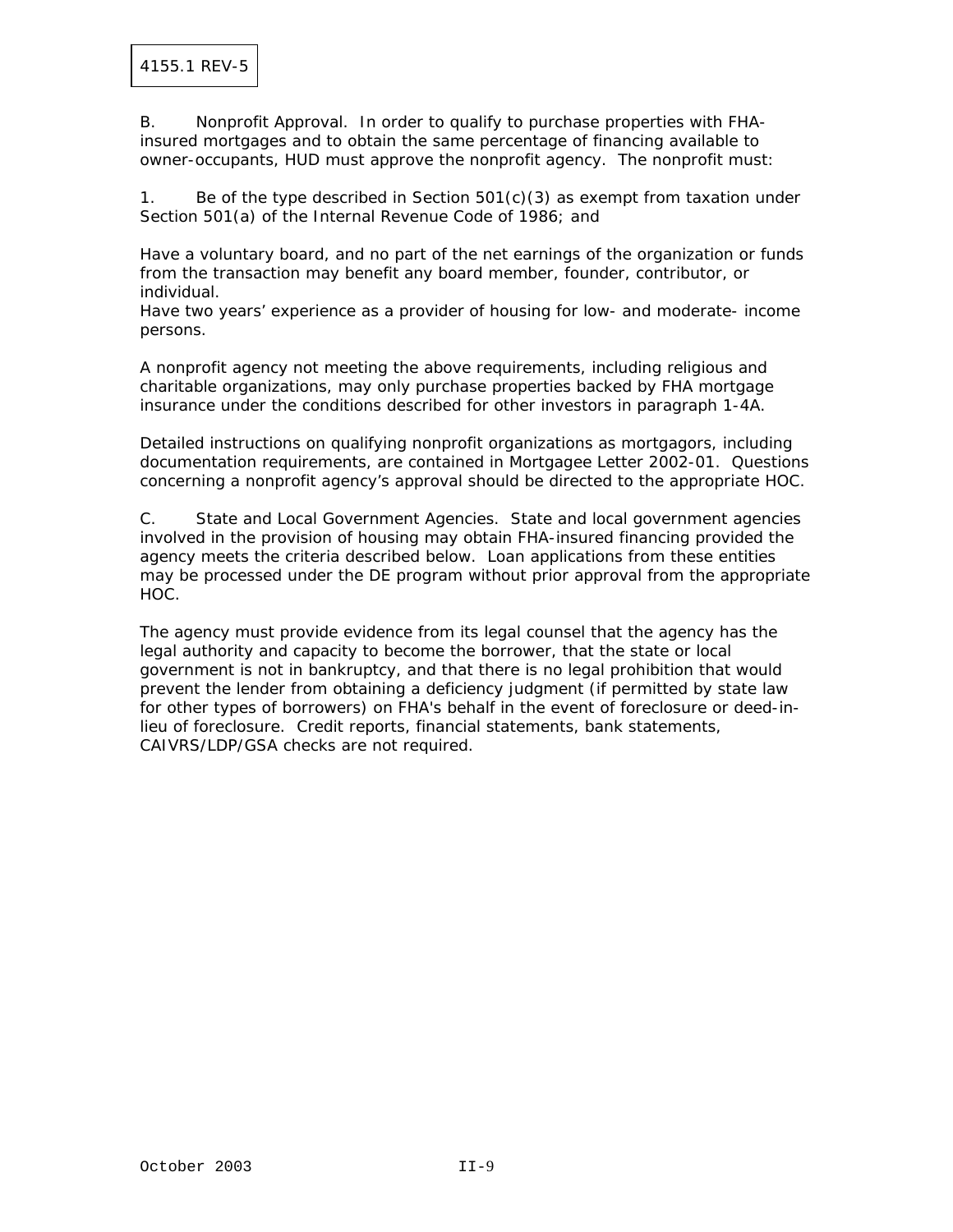B. Nonprofit Approval. In order to qualify to purchase properties with FHA-insured mortgages and to obtain the same percentage of financing available to owner-occupants, HUD must approve the nonprofit agency. The nonprofit must:

1. Be of the type described in Section 501(c)(3) as exempt from taxation under Section 501(a) of the Internal Revenue Code of 1986; and

Have a voluntary board, and no part of the net earnings of the organization or funds from the transaction may benefit any board member, founder, contributor, or individual.
Have two years' experience as a provider of housing for low- and moderate- income persons.

A nonprofit agency not meeting the above requirements, including religious and charitable organizations, may only purchase properties backed by FHA mortgage insurance under the conditions described for other investors in paragraph 1-4A.

Detailed instructions on qualifying nonprofit organizations as mortgagors, including documentation requirements, are contained in Mortgagee Letter 2002-01. Questions concerning a nonprofit agency's approval should be directed to the appropriate HOC.

C. State and Local Government Agencies. State and local government agencies involved in the provision of housing may obtain FHA-insured financing provided the agency meets the criteria described below. Loan applications from these entities may be processed under the DE program without prior approval from the appropriate HOC.

The agency must provide evidence from its legal counsel that the agency has the legal authority and capacity to become the borrower, that the state or local government is not in bankruptcy, and that there is no legal prohibition that would prevent the lender from obtaining a deficiency judgment (if permitted by state law for other types of borrowers) on FHA's behalf in the event of foreclosure or deed-in-lieu of foreclosure. Credit reports, financial statements, bank statements, CAIVRS/LDP/GSA checks are not required.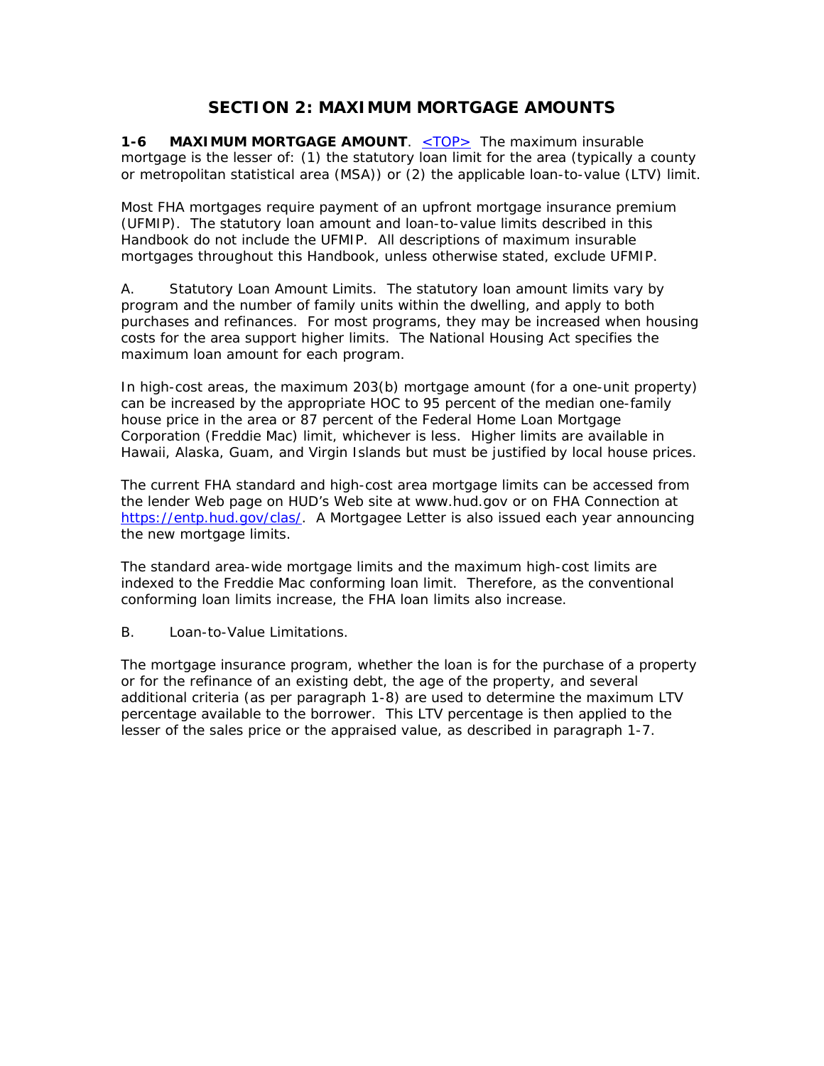# SECTION 2: MAXIMUM MORTGAGE AMOUNTS

**1-6 MAXIMUM MORTGAGE AMOUNT**. <TOP> The maximum insurable mortgage is the lesser of: (1) the statutory loan limit for the area (typically a county or metropolitan statistical area (MSA)) or (2) the applicable loan-to-value (LTV) limit.

Most FHA mortgages require payment of an upfront mortgage insurance premium (UFMIP). The statutory loan amount and loan-to-value limits described in this Handbook do not include the UFMIP. All descriptions of maximum insurable mortgages throughout this Handbook, unless otherwise stated, exclude UFMIP.

A. Statutory Loan Amount Limits. The statutory loan amount limits vary by program and the number of family units within the dwelling, and apply to both purchases and refinances. For most programs, they may be increased when housing costs for the area support higher limits. The National Housing Act specifies the maximum loan amount for each program.

In high-cost areas, the maximum 203(b) mortgage amount (for a one-unit property) can be increased by the appropriate HOC to 95 percent of the median one-family house price in the area or 87 percent of the Federal Home Loan Mortgage Corporation (Freddie Mac) limit, whichever is less. Higher limits are available in Hawaii, Alaska, Guam, and Virgin Islands but must be justified by local house prices.

The current FHA standard and high-cost area mortgage limits can be accessed from the lender Web page on HUD's Web site at www.hud.gov or on FHA Connection at https://entp.hud.gov/clas/. A Mortgagee Letter is also issued each year announcing the new mortgage limits.

The standard area-wide mortgage limits and the maximum high-cost limits are indexed to the Freddie Mac conforming loan limit. Therefore, as the conventional conforming loan limits increase, the FHA loan limits also increase.

B. Loan-to-Value Limitations.

The mortgage insurance program, whether the loan is for the purchase of a property or for the refinance of an existing debt, the age of the property, and several additional criteria (as per paragraph 1-8) are used to determine the maximum LTV percentage available to the borrower. This LTV percentage is then applied to the lesser of the sales price or the appraised value, as described in paragraph 1-7.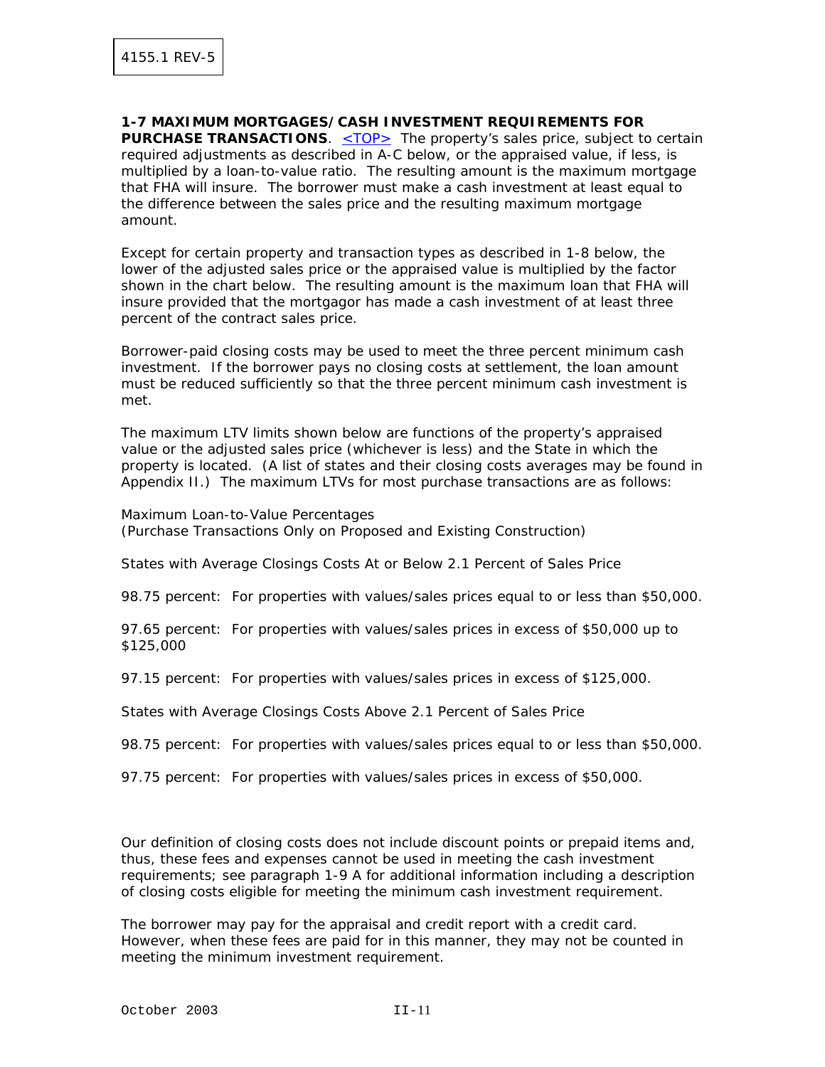**1-7 MAXIMUM MORTGAGES/CASH INVESTMENT REQUIREMENTS FOR PURCHASE TRANSACTIONS**. <TOP> The property's sales price, subject to certain required adjustments as described in A-C below, or the appraised value, if less, is multiplied by a loan-to-value ratio. The resulting amount is the maximum mortgage that FHA will insure. The borrower must make a cash investment at least equal to the difference between the sales price and the resulting maximum mortgage amount.

Except for certain property and transaction types as described in 1-8 below, the lower of the adjusted sales price or the appraised value is multiplied by the factor shown in the chart below. The resulting amount is the maximum loan that FHA will insure provided that the mortgagor has made a cash investment of at least three percent of the contract sales price.

Borrower-paid closing costs may be used to meet the three percent minimum cash investment. If the borrower pays no closing costs at settlement, the loan amount must be reduced sufficiently so that the three percent minimum cash investment is met.

The maximum LTV limits shown below are functions of the property's appraised value or the adjusted sales price (whichever is less) and the State in which the property is located. (A list of states and their closing costs averages may be found in Appendix II.) The maximum LTVs for most purchase transactions are as follows:

Maximum Loan-to-Value Percentages
(Purchase Transactions Only on Proposed and Existing Construction)

States with Average Closings Costs At or Below 2.1 Percent of Sales Price

98.75 percent: For properties with values/sales prices equal to or less than $50,000.

97.65 percent: For properties with values/sales prices in excess of $50,000 up to $125,000

97.15 percent: For properties with values/sales prices in excess of $125,000.

States with Average Closings Costs Above 2.1 Percent of Sales Price

98.75 percent: For properties with values/sales prices equal to or less than $50,000.

97.75 percent: For properties with values/sales prices in excess of $50,000.

Our definition of closing costs does not include discount points or prepaid items and, thus, these fees and expenses cannot be used in meeting the cash investment requirements; see paragraph 1-9 A for additional information including a description of closing costs eligible for meeting the minimum cash investment requirement.

The borrower may pay for the appraisal and credit report with a credit card. However, when these fees are paid for in this manner, they may not be counted in meeting the minimum investment requirement.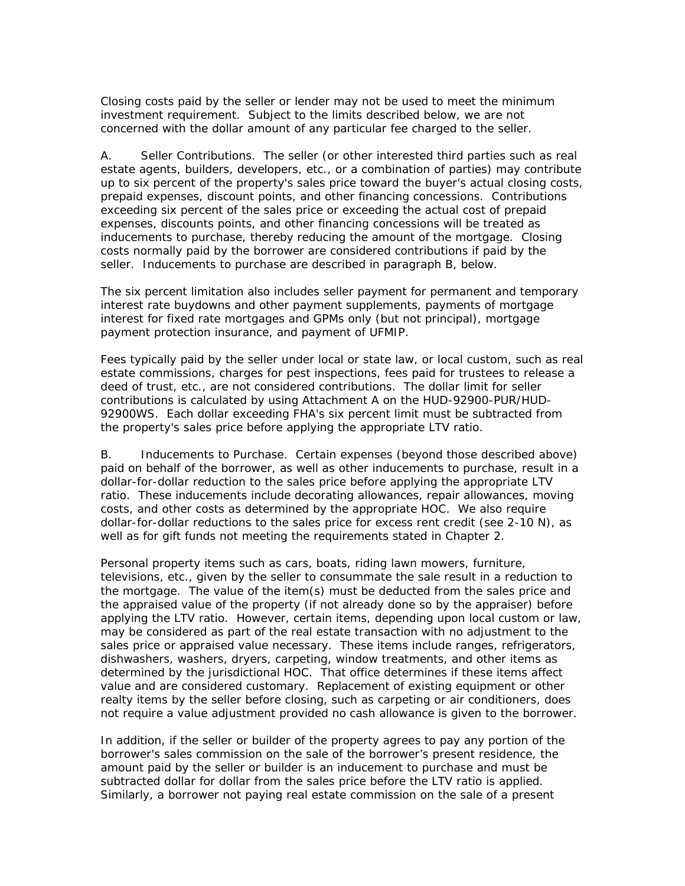Closing costs paid by the seller or lender may not be used to meet the minimum investment requirement. Subject to the limits described below, we are not concerned with the dollar amount of any particular fee charged to the seller.

A. Seller Contributions. The seller (or other interested third parties such as real estate agents, builders, developers, etc., or a combination of parties) may contribute up to six percent of the property's sales price toward the buyer's actual closing costs, prepaid expenses, discount points, and other financing concessions. Contributions exceeding six percent of the sales price or exceeding the actual cost of prepaid expenses, discounts points, and other financing concessions will be treated as inducements to purchase, thereby reducing the amount of the mortgage. Closing costs normally paid by the borrower are considered contributions if paid by the seller. Inducements to purchase are described in paragraph B, below.

The six percent limitation also includes seller payment for permanent and temporary interest rate buydowns and other payment supplements, payments of mortgage interest for fixed rate mortgages and GPMs only (but not principal), mortgage payment protection insurance, and payment of UFMIP.

Fees typically paid by the seller under local or state law, or local custom, such as real estate commissions, charges for pest inspections, fees paid for trustees to release a deed of trust, etc., are not considered contributions. The dollar limit for seller contributions is calculated by using Attachment A on the HUD-92900-PUR/HUD-92900WS. Each dollar exceeding FHA's six percent limit must be subtracted from the property's sales price before applying the appropriate LTV ratio.

B. Inducements to Purchase. Certain expenses (beyond those described above) paid on behalf of the borrower, as well as other inducements to purchase, result in a dollar-for-dollar reduction to the sales price before applying the appropriate LTV ratio. These inducements include decorating allowances, repair allowances, moving costs, and other costs as determined by the appropriate HOC. We also require dollar-for-dollar reductions to the sales price for excess rent credit (see 2-10 N), as well as for gift funds not meeting the requirements stated in Chapter 2.

Personal property items such as cars, boats, riding lawn mowers, furniture, televisions, etc., given by the seller to consummate the sale result in a reduction to the mortgage. The value of the item(s) must be deducted from the sales price and the appraised value of the property (if not already done so by the appraiser) before applying the LTV ratio. However, certain items, depending upon local custom or law, may be considered as part of the real estate transaction with no adjustment to the sales price or appraised value necessary. These items include ranges, refrigerators, dishwashers, washers, dryers, carpeting, window treatments, and other items as determined by the jurisdictional HOC. That office determines if these items affect value and are considered customary. Replacement of existing equipment or other realty items by the seller before closing, such as carpeting or air conditioners, does not require a value adjustment provided no cash allowance is given to the borrower.

In addition, if the seller or builder of the property agrees to pay any portion of the borrower's sales commission on the sale of the borrower's present residence, the amount paid by the seller or builder is an inducement to purchase and must be subtracted dollar for dollar from the sales price before the LTV ratio is applied. Similarly, a borrower not paying real estate commission on the sale of a present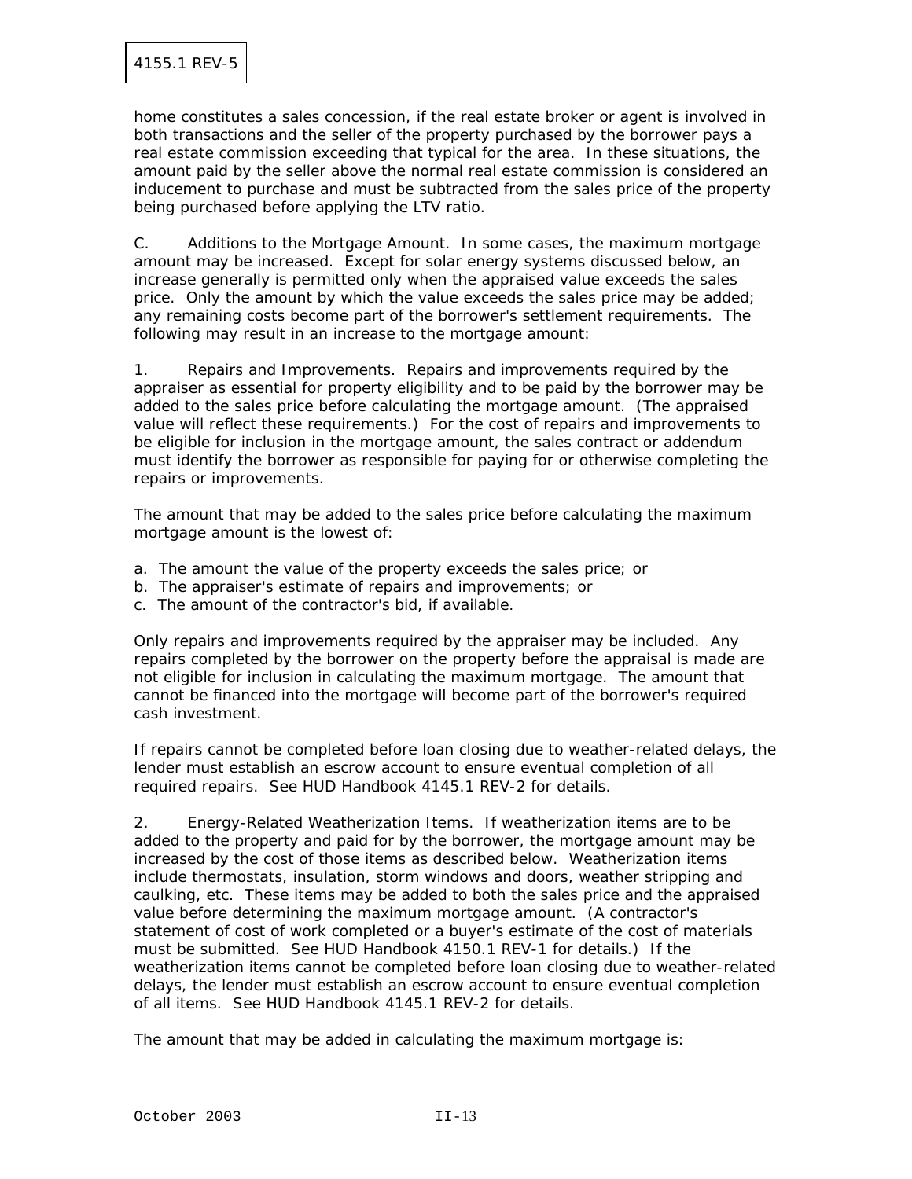home constitutes a sales concession, if the real estate broker or agent is involved in both transactions and the seller of the property purchased by the borrower pays a real estate commission exceeding that typical for the area. In these situations, the amount paid by the seller above the normal real estate commission is considered an inducement to purchase and must be subtracted from the sales price of the property being purchased before applying the LTV ratio.

C. Additions to the Mortgage Amount. In some cases, the maximum mortgage amount may be increased. Except for solar energy systems discussed below, an increase generally is permitted only when the appraised value exceeds the sales price. Only the amount by which the value exceeds the sales price may be added; any remaining costs become part of the borrower's settlement requirements. The following may result in an increase to the mortgage amount:

1. Repairs and Improvements. Repairs and improvements required by the appraiser as essential for property eligibility and to be paid by the borrower may be added to the sales price before calculating the mortgage amount. (The appraised value will reflect these requirements.) For the cost of repairs and improvements to be eligible for inclusion in the mortgage amount, the sales contract or addendum must identify the borrower as responsible for paying for or otherwise completing the repairs or improvements.

The amount that may be added to the sales price before calculating the maximum mortgage amount is the lowest of:

a. The amount the value of the property exceeds the sales price; or
b. The appraiser's estimate of repairs and improvements; or
c. The amount of the contractor's bid, if available.

Only repairs and improvements required by the appraiser may be included. Any repairs completed by the borrower on the property before the appraisal is made are not eligible for inclusion in calculating the maximum mortgage. The amount that cannot be financed into the mortgage will become part of the borrower's required cash investment.

If repairs cannot be completed before loan closing due to weather-related delays, the lender must establish an escrow account to ensure eventual completion of all required repairs. See HUD Handbook 4145.1 REV-2 for details.

2. Energy-Related Weatherization Items. If weatherization items are to be added to the property and paid for by the borrower, the mortgage amount may be increased by the cost of those items as described below. Weatherization items include thermostats, insulation, storm windows and doors, weather stripping and caulking, etc. These items may be added to both the sales price and the appraised value before determining the maximum mortgage amount. (A contractor's statement of cost of work completed or a buyer's estimate of the cost of materials must be submitted. See HUD Handbook 4150.1 REV-1 for details.) If the weatherization items cannot be completed before loan closing due to weather-related delays, the lender must establish an escrow account to ensure eventual completion of all items. See HUD Handbook 4145.1 REV-2 for details.

The amount that may be added in calculating the maximum mortgage is: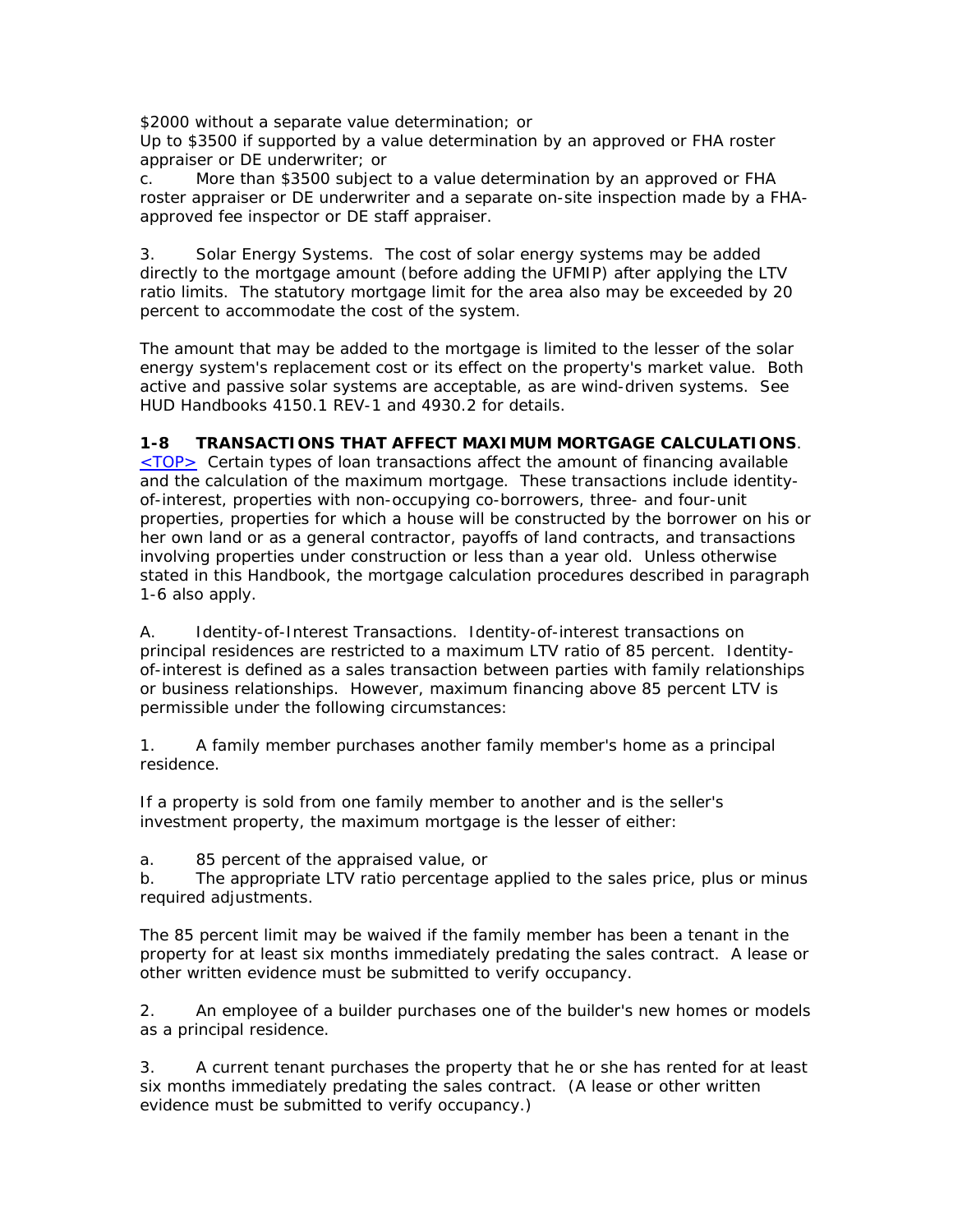$2000 without a separate value determination; or

Up to $3500 if supported by a value determination by an approved or FHA roster appraiser or DE underwriter; or

c. More than $3500 subject to a value determination by an approved or FHA roster appraiser or DE underwriter and a separate on-site inspection made by a FHA-approved fee inspector or DE staff appraiser.

3. Solar Energy Systems. The cost of solar energy systems may be added directly to the mortgage amount (before adding the UFMIP) after applying the LTV ratio limits. The statutory mortgage limit for the area also may be exceeded by 20 percent to accommodate the cost of the system.

The amount that may be added to the mortgage is limited to the lesser of the solar energy system's replacement cost or its effect on the property's market value. Both active and passive solar systems are acceptable, as are wind-driven systems. See HUD Handbooks 4150.1 REV-1 and 4930.2 for details.

**1-8 TRANSACTIONS THAT AFFECT MAXIMUM MORTGAGE CALCULATIONS**. <TOP> Certain types of loan transactions affect the amount of financing available and the calculation of the maximum mortgage. These transactions include identity-of-interest, properties with non-occupying co-borrowers, three- and four-unit properties, properties for which a house will be constructed by the borrower on his or her own land or as a general contractor, payoffs of land contracts, and transactions involving properties under construction or less than a year old. Unless otherwise stated in this Handbook, the mortgage calculation procedures described in paragraph 1-6 also apply.

A. Identity-of-Interest Transactions. Identity-of-interest transactions on principal residences are restricted to a maximum LTV ratio of 85 percent. Identity-of-interest is defined as a sales transaction between parties with family relationships or business relationships. However, maximum financing above 85 percent LTV is permissible under the following circumstances:

1. A family member purchases another family member's home as a principal residence.

If a property is sold from one family member to another and is the seller's investment property, the maximum mortgage is the lesser of either:

a. 85 percent of the appraised value, or

b. The appropriate LTV ratio percentage applied to the sales price, plus or minus required adjustments.

The 85 percent limit may be waived if the family member has been a tenant in the property for at least six months immediately predating the sales contract. A lease or other written evidence must be submitted to verify occupancy.

2. An employee of a builder purchases one of the builder's new homes or models as a principal residence.

3. A current tenant purchases the property that he or she has rented for at least six months immediately predating the sales contract. (A lease or other written evidence must be submitted to verify occupancy.)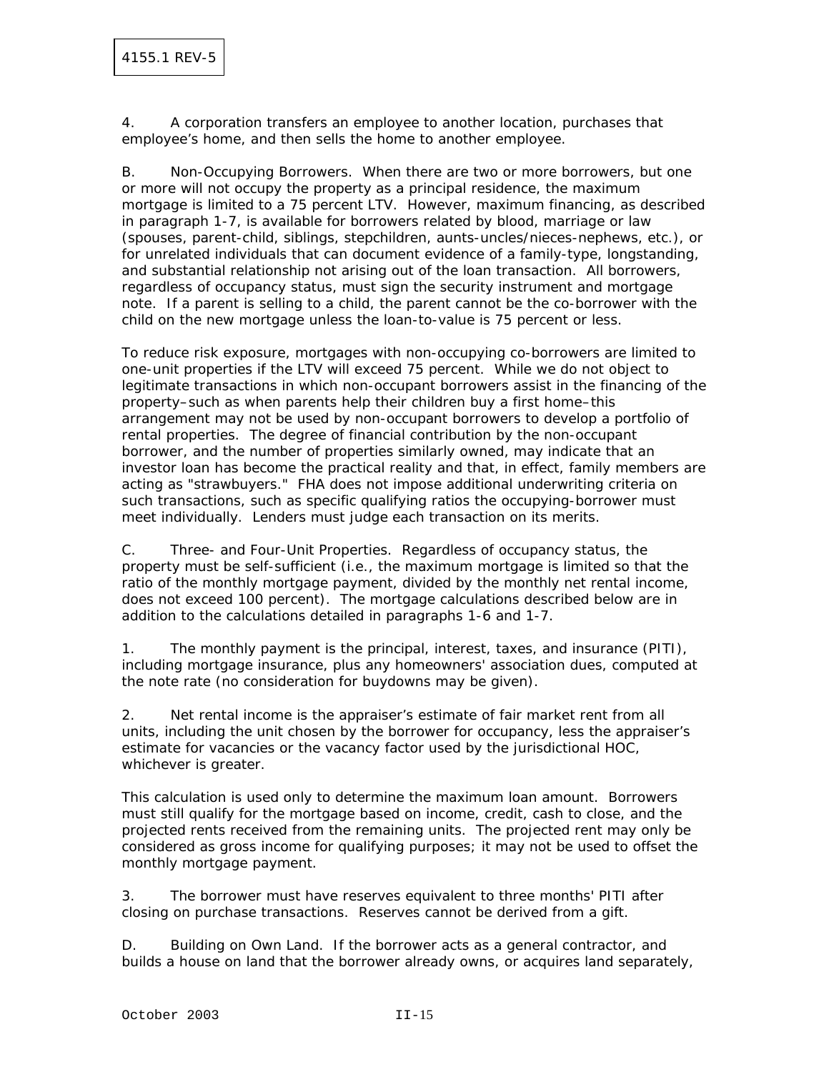4. A corporation transfers an employee to another location, purchases that employee's home, and then sells the home to another employee.

B. Non-Occupying Borrowers. When there are two or more borrowers, but one or more will not occupy the property as a principal residence, the maximum mortgage is limited to a 75 percent LTV. However, maximum financing, as described in paragraph 1-7, is available for borrowers related by blood, marriage or law (spouses, parent-child, siblings, stepchildren, aunts-uncles/nieces-nephews, etc.), or for unrelated individuals that can document evidence of a family-type, longstanding, and substantial relationship not arising out of the loan transaction. All borrowers, regardless of occupancy status, must sign the security instrument and mortgage note. If a parent is selling to a child, the parent cannot be the co-borrower with the child on the new mortgage unless the loan-to-value is 75 percent or less.

To reduce risk exposure, mortgages with non-occupying co-borrowers are limited to one-unit properties if the LTV will exceed 75 percent. While we do not object to legitimate transactions in which non-occupant borrowers assist in the financing of the property–such as when parents help their children buy a first home–this arrangement may not be used by non-occupant borrowers to develop a portfolio of rental properties. The degree of financial contribution by the non-occupant borrower, and the number of properties similarly owned, may indicate that an investor loan has become the practical reality and that, in effect, family members are acting as "strawbuyers." FHA does not impose additional underwriting criteria on such transactions, such as specific qualifying ratios the occupying-borrower must meet individually. Lenders must judge each transaction on its merits.

C. Three- and Four-Unit Properties. Regardless of occupancy status, the property must be self-sufficient (i.e., the maximum mortgage is limited so that the ratio of the monthly mortgage payment, divided by the monthly net rental income, does not exceed 100 percent). The mortgage calculations described below are in addition to the calculations detailed in paragraphs 1-6 and 1-7.

1. The monthly payment is the principal, interest, taxes, and insurance (PITI), including mortgage insurance, plus any homeowners' association dues, computed at the note rate (no consideration for buydowns may be given).

2. Net rental income is the appraiser's estimate of fair market rent from all units, including the unit chosen by the borrower for occupancy, less the appraiser's estimate for vacancies or the vacancy factor used by the jurisdictional HOC, whichever is greater.

This calculation is used only to determine the maximum loan amount. Borrowers must still qualify for the mortgage based on income, credit, cash to close, and the projected rents received from the remaining units. The projected rent may only be considered as gross income for qualifying purposes; it may not be used to offset the monthly mortgage payment.

3. The borrower must have reserves equivalent to three months' PITI after closing on purchase transactions. Reserves cannot be derived from a gift.

D. Building on Own Land. If the borrower acts as a general contractor, and builds a house on land that the borrower already owns, or acquires land separately,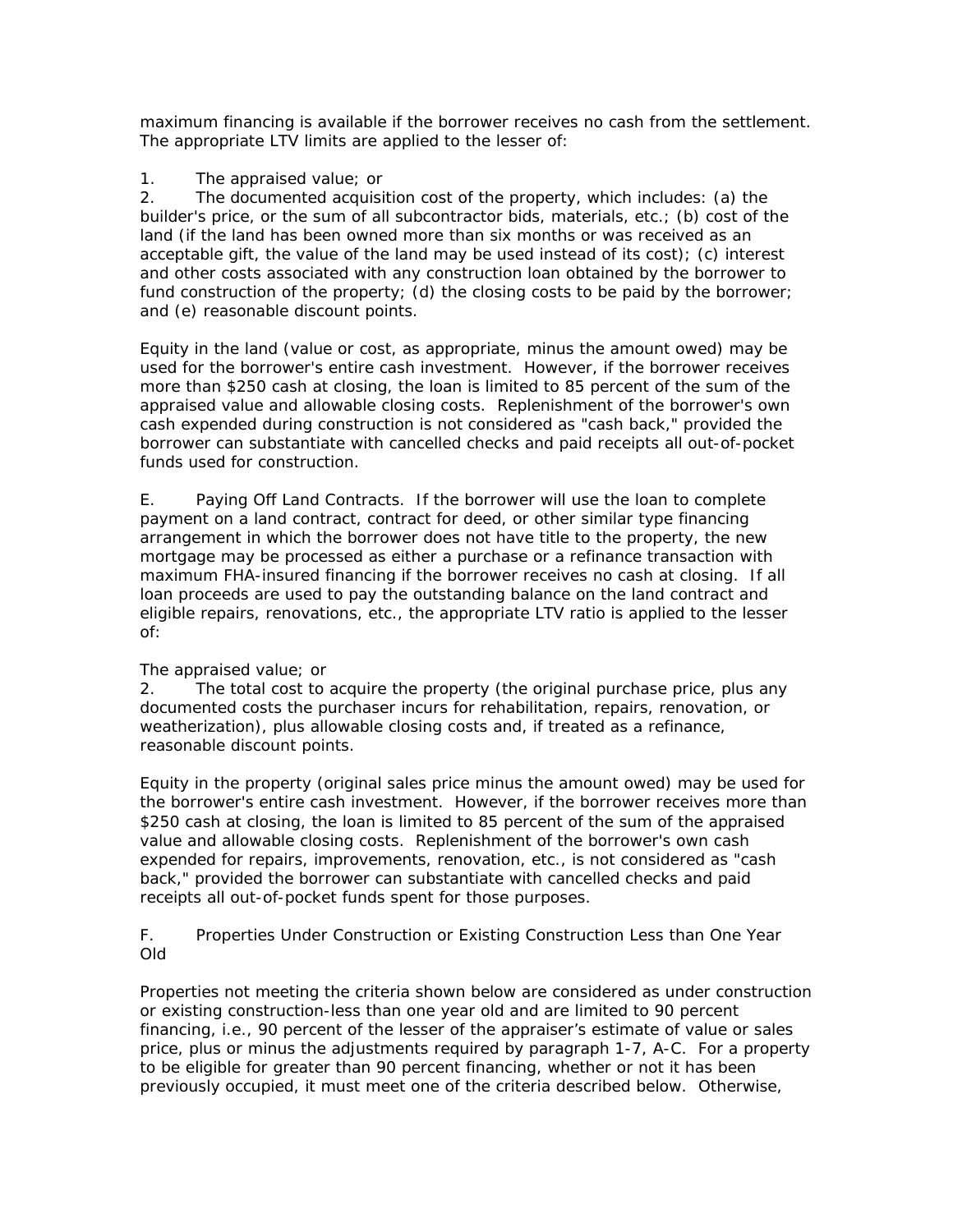maximum financing is available if the borrower receives no cash from the settlement. The appropriate LTV limits are applied to the lesser of:

1. The appraised value; or
2. The documented acquisition cost of the property, which includes: (a) the builder's price, or the sum of all subcontractor bids, materials, etc.; (b) cost of the land (if the land has been owned more than six months or was received as an acceptable gift, the value of the land may be used instead of its cost); (c) interest and other costs associated with any construction loan obtained by the borrower to fund construction of the property; (d) the closing costs to be paid by the borrower; and (e) reasonable discount points.

Equity in the land (value or cost, as appropriate, minus the amount owed) may be used for the borrower's entire cash investment. However, if the borrower receives more than $250 cash at closing, the loan is limited to 85 percent of the sum of the appraised value and allowable closing costs. Replenishment of the borrower's own cash expended during construction is not considered as "cash back," provided the borrower can substantiate with cancelled checks and paid receipts all out-of-pocket funds used for construction.

E. Paying Off Land Contracts. If the borrower will use the loan to complete payment on a land contract, contract for deed, or other similar type financing arrangement in which the borrower does not have title to the property, the new mortgage may be processed as either a purchase or a refinance transaction with maximum FHA-insured financing if the borrower receives no cash at closing. If all loan proceeds are used to pay the outstanding balance on the land contract and eligible repairs, renovations, etc., the appropriate LTV ratio is applied to the lesser of:

The appraised value; or
2. The total cost to acquire the property (the original purchase price, plus any documented costs the purchaser incurs for rehabilitation, repairs, renovation, or weatherization), plus allowable closing costs and, if treated as a refinance, reasonable discount points.

Equity in the property (original sales price minus the amount owed) may be used for the borrower's entire cash investment. However, if the borrower receives more than $250 cash at closing, the loan is limited to 85 percent of the sum of the appraised value and allowable closing costs. Replenishment of the borrower's own cash expended for repairs, improvements, renovation, etc., is not considered as "cash back," provided the borrower can substantiate with cancelled checks and paid receipts all out-of-pocket funds spent for those purposes.

F. Properties Under Construction or Existing Construction Less than One Year Old

Properties not meeting the criteria shown below are considered as under construction or existing construction-less than one year old and are limited to 90 percent financing, i.e., 90 percent of the lesser of the appraiser's estimate of value or sales price, plus or minus the adjustments required by paragraph 1-7, A-C. For a property to be eligible for greater than 90 percent financing, whether or not it has been previously occupied, it must meet one of the criteria described below. Otherwise,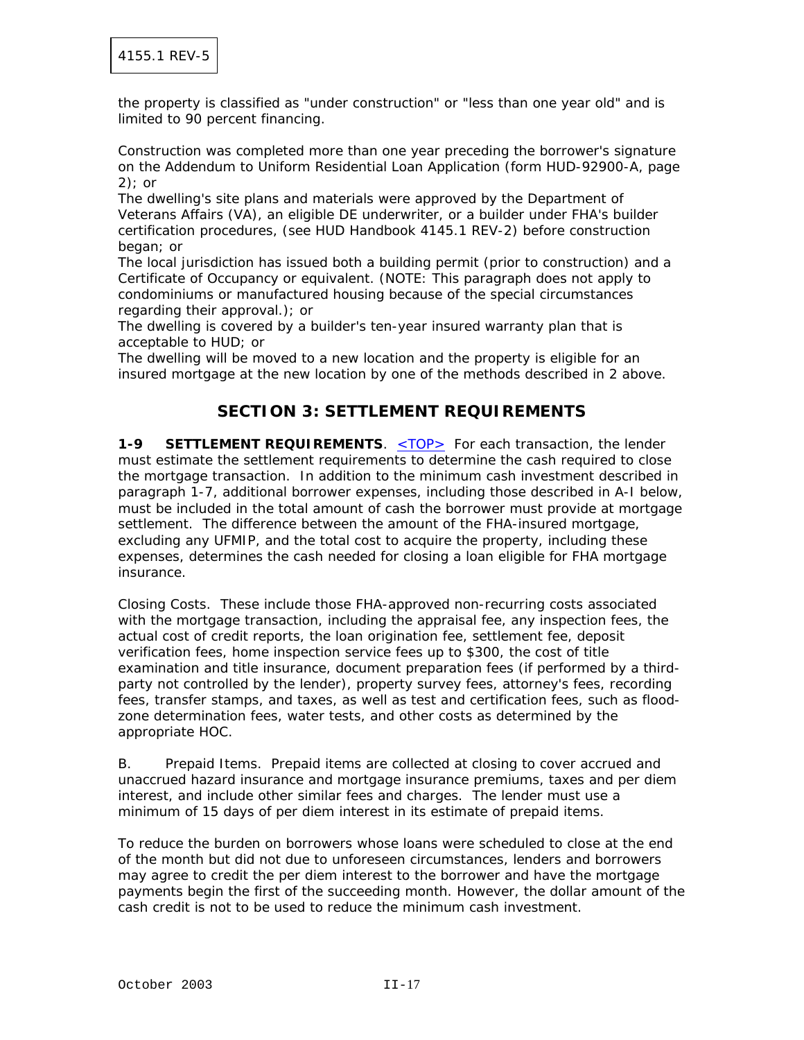the property is classified as "under construction" or "less than one year old" and is limited to 90 percent financing.

Construction was completed more than one year preceding the borrower's signature on the Addendum to Uniform Residential Loan Application (form HUD-92900-A, page 2); or
The dwelling's site plans and materials were approved by the Department of Veterans Affairs (VA), an eligible DE underwriter, or a builder under FHA's builder certification procedures, (see HUD Handbook 4145.1 REV-2) before construction began; or
The local jurisdiction has issued both a building permit (prior to construction) and a Certificate of Occupancy or equivalent. (NOTE: This paragraph does not apply to condominiums or manufactured housing because of the special circumstances regarding their approval.); or
The dwelling is covered by a builder's ten-year insured warranty plan that is acceptable to HUD; or
The dwelling will be moved to a new location and the property is eligible for an insured mortgage at the new location by one of the methods described in 2 above.

## SECTION 3: SETTLEMENT REQUIREMENTS

**1-9 SETTLEMENT REQUIREMENTS**. <TOP> For each transaction, the lender must estimate the settlement requirements to determine the cash required to close the mortgage transaction. In addition to the minimum cash investment described in paragraph 1-7, additional borrower expenses, including those described in A-I below, must be included in the total amount of cash the borrower must provide at mortgage settlement. The difference between the amount of the FHA-insured mortgage, excluding any UFMIP, and the total cost to acquire the property, including these expenses, determines the cash needed for closing a loan eligible for FHA mortgage insurance.

Closing Costs. These include those FHA-approved non-recurring costs associated with the mortgage transaction, including the appraisal fee, any inspection fees, the actual cost of credit reports, the loan origination fee, settlement fee, deposit verification fees, home inspection service fees up to $300, the cost of title examination and title insurance, document preparation fees (if performed by a third-party not controlled by the lender), property survey fees, attorney's fees, recording fees, transfer stamps, and taxes, as well as test and certification fees, such as flood-zone determination fees, water tests, and other costs as determined by the appropriate HOC.

B. Prepaid Items. Prepaid items are collected at closing to cover accrued and unaccrued hazard insurance and mortgage insurance premiums, taxes and per diem interest, and include other similar fees and charges. The lender must use a minimum of 15 days of per diem interest in its estimate of prepaid items.

To reduce the burden on borrowers whose loans were scheduled to close at the end of the month but did not due to unforeseen circumstances, lenders and borrowers may agree to credit the per diem interest to the borrower and have the mortgage payments begin the first of the succeeding month. However, the dollar amount of the cash credit is not to be used to reduce the minimum cash investment.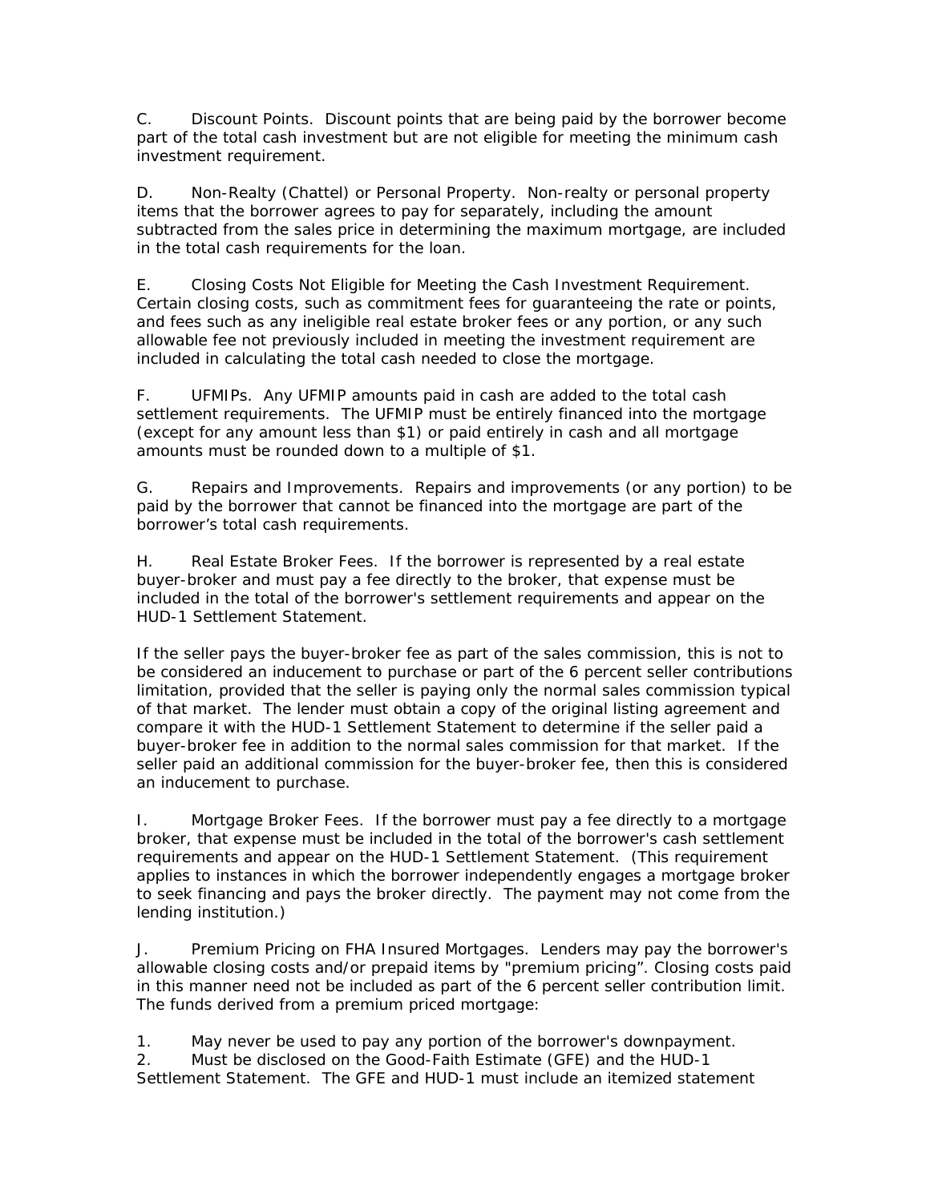C. Discount Points. Discount points that are being paid by the borrower become part of the total cash investment but are not eligible for meeting the minimum cash investment requirement.

D. Non-Realty (Chattel) or Personal Property. Non-realty or personal property items that the borrower agrees to pay for separately, including the amount subtracted from the sales price in determining the maximum mortgage, are included in the total cash requirements for the loan.

E. Closing Costs Not Eligible for Meeting the Cash Investment Requirement. Certain closing costs, such as commitment fees for guaranteeing the rate or points, and fees such as any ineligible real estate broker fees or any portion, or any such allowable fee not previously included in meeting the investment requirement are included in calculating the total cash needed to close the mortgage.

F. UFMIPs. Any UFMIP amounts paid in cash are added to the total cash settlement requirements. The UFMIP must be entirely financed into the mortgage (except for any amount less than $1) or paid entirely in cash and all mortgage amounts must be rounded down to a multiple of $1.

G. Repairs and Improvements. Repairs and improvements (or any portion) to be paid by the borrower that cannot be financed into the mortgage are part of the borrower's total cash requirements.

H. Real Estate Broker Fees. If the borrower is represented by a real estate buyer-broker and must pay a fee directly to the broker, that expense must be included in the total of the borrower's settlement requirements and appear on the HUD-1 Settlement Statement.

If the seller pays the buyer-broker fee as part of the sales commission, this is not to be considered an inducement to purchase or part of the 6 percent seller contributions limitation, provided that the seller is paying only the normal sales commission typical of that market. The lender must obtain a copy of the original listing agreement and compare it with the HUD-1 Settlement Statement to determine if the seller paid a buyer-broker fee in addition to the normal sales commission for that market. If the seller paid an additional commission for the buyer-broker fee, then this is considered an inducement to purchase.

I. Mortgage Broker Fees. If the borrower must pay a fee directly to a mortgage broker, that expense must be included in the total of the borrower's cash settlement requirements and appear on the HUD-1 Settlement Statement. (This requirement applies to instances in which the borrower independently engages a mortgage broker to seek financing and pays the broker directly. The payment may not come from the lending institution.)

J. Premium Pricing on FHA Insured Mortgages. Lenders may pay the borrower's allowable closing costs and/or prepaid items by "premium pricing". Closing costs paid in this manner need not be included as part of the 6 percent seller contribution limit. The funds derived from a premium priced mortgage:

1. May never be used to pay any portion of the borrower's downpayment.
2. Must be disclosed on the Good-Faith Estimate (GFE) and the HUD-1 Settlement Statement. The GFE and HUD-1 must include an itemized statement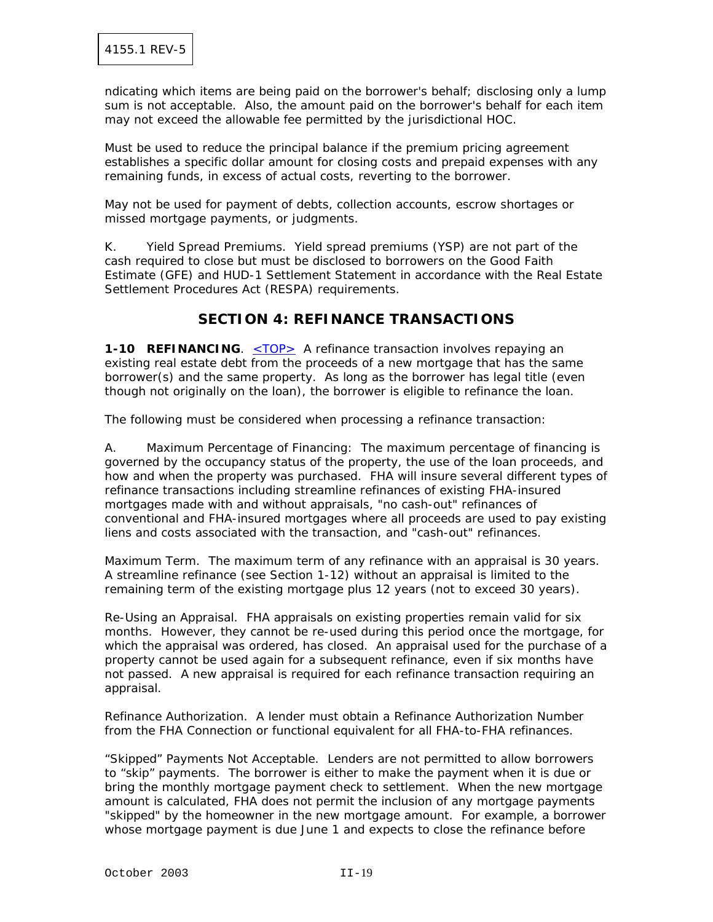ndicating which items are being paid on the borrower's behalf; disclosing only a lump sum is not acceptable. Also, the amount paid on the borrower's behalf for each item may not exceed the allowable fee permitted by the jurisdictional HOC.

Must be used to reduce the principal balance if the premium pricing agreement establishes a specific dollar amount for closing costs and prepaid expenses with any remaining funds, in excess of actual costs, reverting to the borrower.

May not be used for payment of debts, collection accounts, escrow shortages or missed mortgage payments, or judgments.

K. Yield Spread Premiums. Yield spread premiums (YSP) are not part of the cash required to close but must be disclosed to borrowers on the Good Faith Estimate (GFE) and HUD-1 Settlement Statement in accordance with the Real Estate Settlement Procedures Act (RESPA) requirements.

## SECTION 4: REFINANCE TRANSACTIONS

**1-10 REFINANCING**. <TOP> A refinance transaction involves repaying an existing real estate debt from the proceeds of a new mortgage that has the same borrower(s) and the same property. As long as the borrower has legal title (even though not originally on the loan), the borrower is eligible to refinance the loan.

The following must be considered when processing a refinance transaction:

A. Maximum Percentage of Financing: The maximum percentage of financing is governed by the occupancy status of the property, the use of the loan proceeds, and how and when the property was purchased. FHA will insure several different types of refinance transactions including streamline refinances of existing FHA-insured mortgages made with and without appraisals, "no cash-out" refinances of conventional and FHA-insured mortgages where all proceeds are used to pay existing liens and costs associated with the transaction, and "cash-out" refinances.

Maximum Term. The maximum term of any refinance with an appraisal is 30 years. A streamline refinance (see Section 1-12) without an appraisal is limited to the remaining term of the existing mortgage plus 12 years (not to exceed 30 years).

Re-Using an Appraisal. FHA appraisals on existing properties remain valid for six months. However, they cannot be re-used during this period once the mortgage, for which the appraisal was ordered, has closed. An appraisal used for the purchase of a property cannot be used again for a subsequent refinance, even if six months have not passed. A new appraisal is required for each refinance transaction requiring an appraisal.

Refinance Authorization. A lender must obtain a Refinance Authorization Number from the FHA Connection or functional equivalent for all FHA-to-FHA refinances.

"Skipped" Payments Not Acceptable. Lenders are not permitted to allow borrowers to "skip" payments. The borrower is either to make the payment when it is due or bring the monthly mortgage payment check to settlement. When the new mortgage amount is calculated, FHA does not permit the inclusion of any mortgage payments "skipped" by the homeowner in the new mortgage amount. For example, a borrower whose mortgage payment is due June 1 and expects to close the refinance before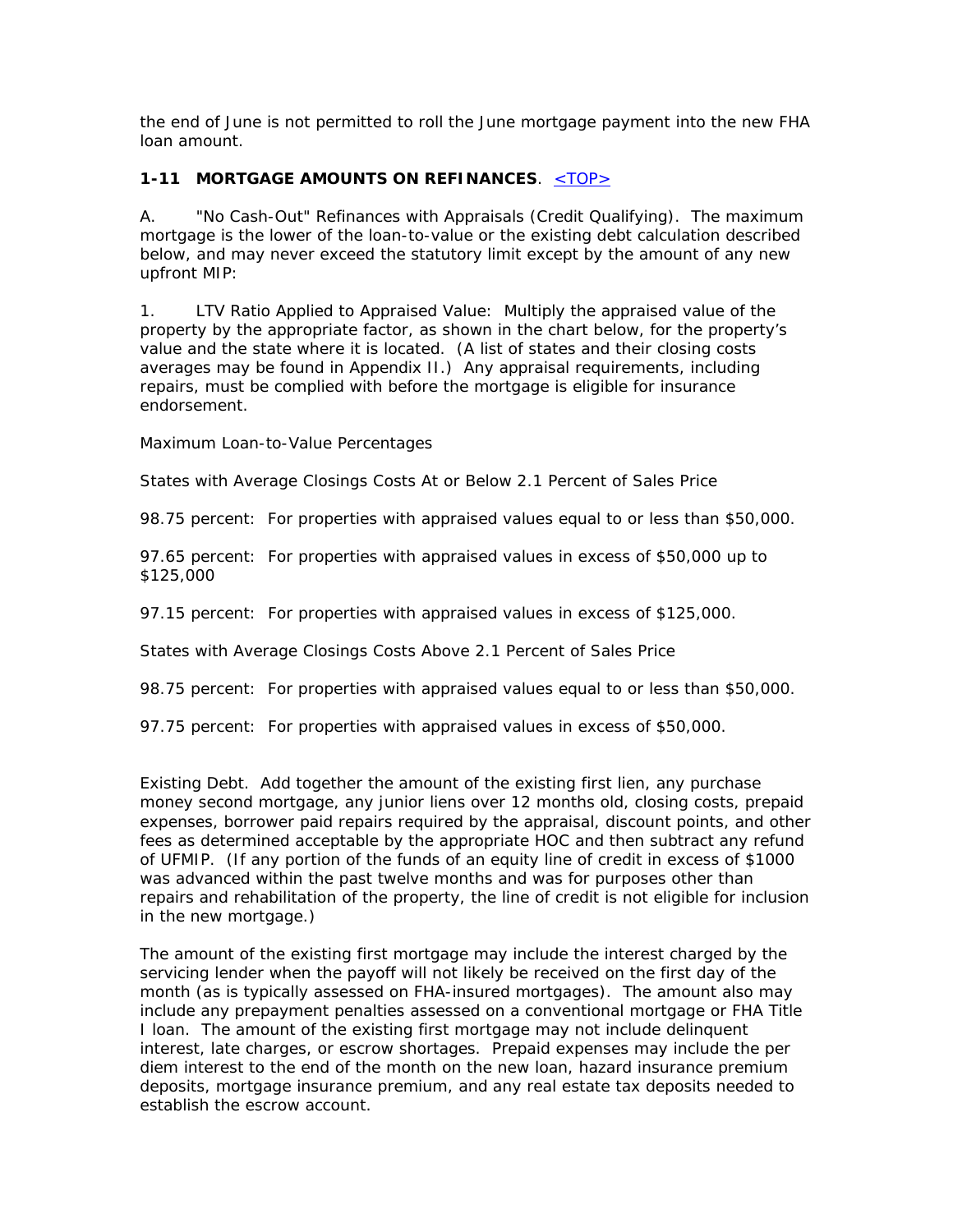the end of June is not permitted to roll the June mortgage payment into the new FHA loan amount.

### 1-11 MORTGAGE AMOUNTS ON REFINANCES. <TOP>

A. "No Cash-Out" Refinances with Appraisals (Credit Qualifying). The maximum mortgage is the lower of the loan-to-value or the existing debt calculation described below, and may never exceed the statutory limit except by the amount of any new upfront MIP:

1. LTV Ratio Applied to Appraised Value: Multiply the appraised value of the property by the appropriate factor, as shown in the chart below, for the property's value and the state where it is located. (A list of states and their closing costs averages may be found in Appendix II.) Any appraisal requirements, including repairs, must be complied with before the mortgage is eligible for insurance endorsement.

Maximum Loan-to-Value Percentages

States with Average Closings Costs At or Below 2.1 Percent of Sales Price

98.75 percent: For properties with appraised values equal to or less than $50,000.

97.65 percent: For properties with appraised values in excess of $50,000 up to $125,000

97.15 percent: For properties with appraised values in excess of $125,000.

States with Average Closings Costs Above 2.1 Percent of Sales Price

98.75 percent: For properties with appraised values equal to or less than $50,000.

97.75 percent: For properties with appraised values in excess of $50,000.

Existing Debt. Add together the amount of the existing first lien, any purchase money second mortgage, any junior liens over 12 months old, closing costs, prepaid expenses, borrower paid repairs required by the appraisal, discount points, and other fees as determined acceptable by the appropriate HOC and then subtract any refund of UFMIP. (If any portion of the funds of an equity line of credit in excess of $1000 was advanced within the past twelve months and was for purposes other than repairs and rehabilitation of the property, the line of credit is not eligible for inclusion in the new mortgage.)

The amount of the existing first mortgage may include the interest charged by the servicing lender when the payoff will not likely be received on the first day of the month (as is typically assessed on FHA-insured mortgages). The amount also may include any prepayment penalties assessed on a conventional mortgage or FHA Title I loan. The amount of the existing first mortgage may not include delinquent interest, late charges, or escrow shortages. Prepaid expenses may include the per diem interest to the end of the month on the new loan, hazard insurance premium deposits, mortgage insurance premium, and any real estate tax deposits needed to establish the escrow account.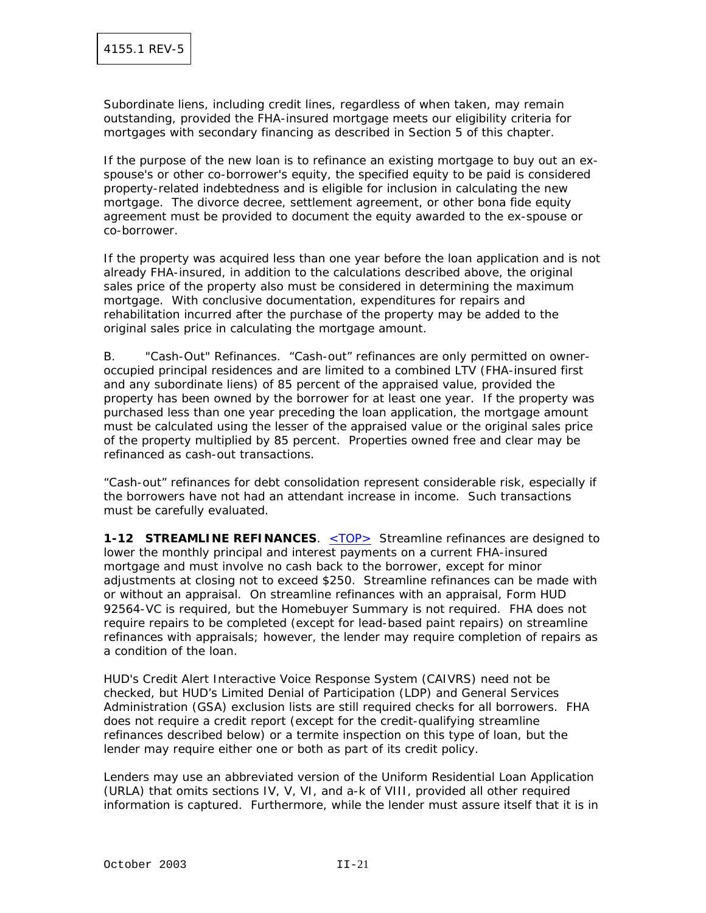Subordinate liens, including credit lines, regardless of when taken, may remain outstanding, provided the FHA-insured mortgage meets our eligibility criteria for mortgages with secondary financing as described in Section 5 of this chapter.

If the purpose of the new loan is to refinance an existing mortgage to buy out an ex-spouse's or other co-borrower's equity, the specified equity to be paid is considered property-related indebtedness and is eligible for inclusion in calculating the new mortgage. The divorce decree, settlement agreement, or other bona fide equity agreement must be provided to document the equity awarded to the ex-spouse or co-borrower.

If the property was acquired less than one year before the loan application and is not already FHA-insured, in addition to the calculations described above, the original sales price of the property also must be considered in determining the maximum mortgage. With conclusive documentation, expenditures for repairs and rehabilitation incurred after the purchase of the property may be added to the original sales price in calculating the mortgage amount.

B. "Cash-Out" Refinances. "Cash-out" refinances are only permitted on owner-occupied principal residences and are limited to a combined LTV (FHA-insured first and any subordinate liens) of 85 percent of the appraised value, provided the property has been owned by the borrower for at least one year. If the property was purchased less than one year preceding the loan application, the mortgage amount must be calculated using the lesser of the appraised value or the original sales price of the property multiplied by 85 percent. Properties owned free and clear may be refinanced as cash-out transactions.

"Cash-out" refinances for debt consolidation represent considerable risk, especially if the borrowers have not had an attendant increase in income. Such transactions must be carefully evaluated.

**1-12 STREAMLINE REFINANCES**. <TOP> Streamline refinances are designed to lower the monthly principal and interest payments on a current FHA-insured mortgage and must involve no cash back to the borrower, except for minor adjustments at closing not to exceed $250. Streamline refinances can be made with or without an appraisal. On streamline refinances with an appraisal, Form HUD 92564-VC is required, but the Homebuyer Summary is not required. FHA does not require repairs to be completed (except for lead-based paint repairs) on streamline refinances with appraisals; however, the lender may require completion of repairs as a condition of the loan.

HUD's Credit Alert Interactive Voice Response System (CAIVRS) need not be checked, but HUD's Limited Denial of Participation (LDP) and General Services Administration (GSA) exclusion lists are still required checks for all borrowers. FHA does not require a credit report (except for the credit-qualifying streamline refinances described below) or a termite inspection on this type of loan, but the lender may require either one or both as part of its credit policy.

Lenders may use an abbreviated version of the Uniform Residential Loan Application (URLA) that omits sections IV, V, VI, and a-k of VIII, provided all other required information is captured. Furthermore, while the lender must assure itself that it is in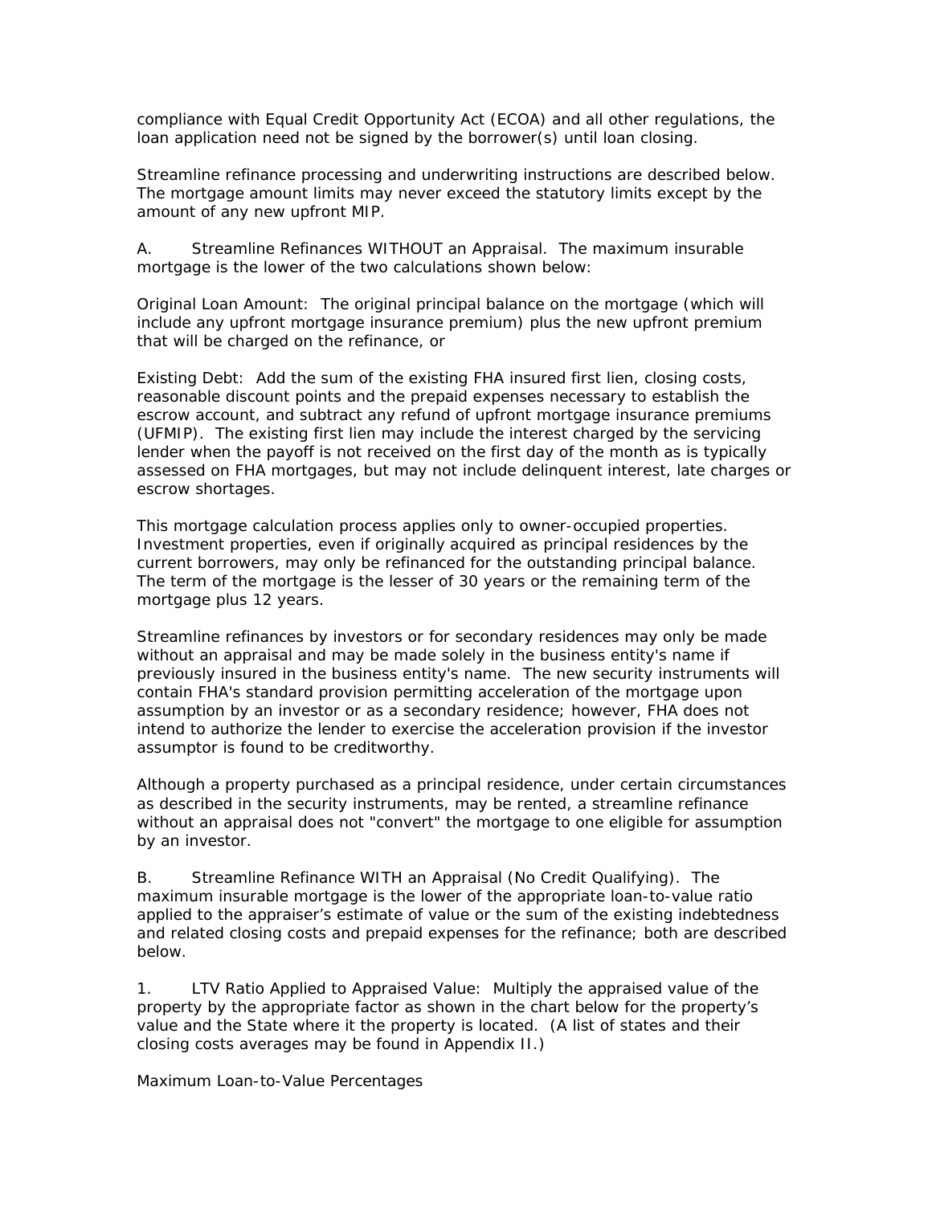compliance with Equal Credit Opportunity Act (ECOA) and all other regulations, the loan application need not be signed by the borrower(s) until loan closing.

Streamline refinance processing and underwriting instructions are described below. The mortgage amount limits may never exceed the statutory limits except by the amount of any new upfront MIP.

A. Streamline Refinances WITHOUT an Appraisal. The maximum insurable mortgage is the lower of the two calculations shown below:

Original Loan Amount: The original principal balance on the mortgage (which will include any upfront mortgage insurance premium) plus the new upfront premium that will be charged on the refinance, or

Existing Debt: Add the sum of the existing FHA insured first lien, closing costs, reasonable discount points and the prepaid expenses necessary to establish the escrow account, and subtract any refund of upfront mortgage insurance premiums (UFMIP). The existing first lien may include the interest charged by the servicing lender when the payoff is not received on the first day of the month as is typically assessed on FHA mortgages, but may not include delinquent interest, late charges or escrow shortages.

This mortgage calculation process applies only to owner-occupied properties. Investment properties, even if originally acquired as principal residences by the current borrowers, may only be refinanced for the outstanding principal balance. The term of the mortgage is the lesser of 30 years or the remaining term of the mortgage plus 12 years.

Streamline refinances by investors or for secondary residences may only be made without an appraisal and may be made solely in the business entity's name if previously insured in the business entity's name. The new security instruments will contain FHA's standard provision permitting acceleration of the mortgage upon assumption by an investor or as a secondary residence; however, FHA does not intend to authorize the lender to exercise the acceleration provision if the investor assumptor is found to be creditworthy.

Although a property purchased as a principal residence, under certain circumstances as described in the security instruments, may be rented, a streamline refinance without an appraisal does not "convert" the mortgage to one eligible for assumption by an investor.

B. Streamline Refinance WITH an Appraisal (No Credit Qualifying). The maximum insurable mortgage is the lower of the appropriate loan-to-value ratio applied to the appraiser's estimate of value or the sum of the existing indebtedness and related closing costs and prepaid expenses for the refinance; both are described below.

1. LTV Ratio Applied to Appraised Value: Multiply the appraised value of the property by the appropriate factor as shown in the chart below for the property's value and the State where it the property is located. (A list of states and their closing costs averages may be found in Appendix II.)

Maximum Loan-to-Value Percentages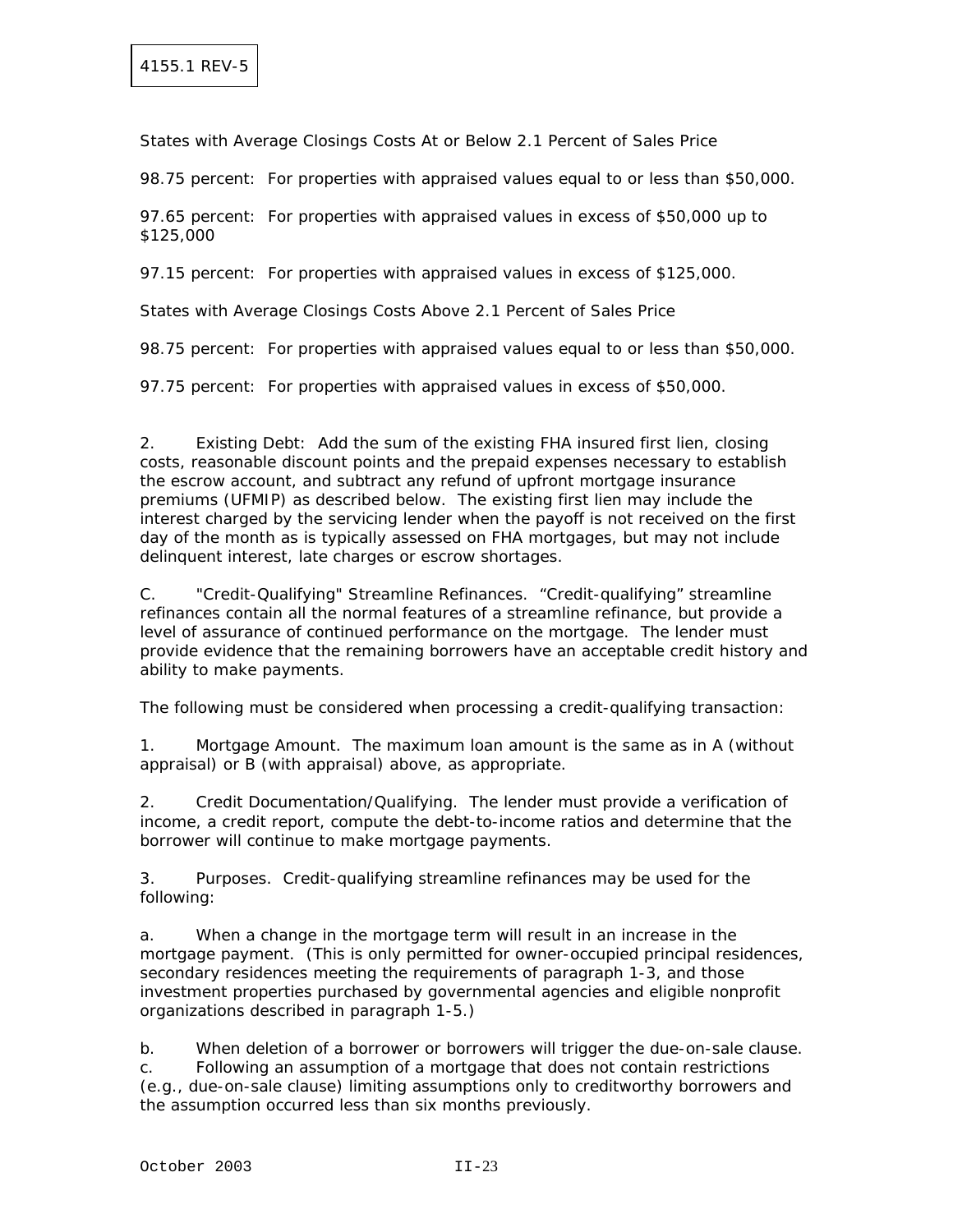States with Average Closings Costs At or Below 2.1 Percent of Sales Price

98.75 percent: For properties with appraised values equal to or less than $50,000.

97.65 percent: For properties with appraised values in excess of $50,000 up to $125,000

97.15 percent: For properties with appraised values in excess of $125,000.

States with Average Closings Costs Above 2.1 Percent of Sales Price

98.75 percent: For properties with appraised values equal to or less than $50,000.

97.75 percent: For properties with appraised values in excess of $50,000.

2. Existing Debt: Add the sum of the existing FHA insured first lien, closing costs, reasonable discount points and the prepaid expenses necessary to establish the escrow account, and subtract any refund of upfront mortgage insurance premiums (UFMIP) as described below. The existing first lien may include the interest charged by the servicing lender when the payoff is not received on the first day of the month as is typically assessed on FHA mortgages, but may not include delinquent interest, late charges or escrow shortages.

C. "Credit-Qualifying" Streamline Refinances. "Credit-qualifying" streamline refinances contain all the normal features of a streamline refinance, but provide a level of assurance of continued performance on the mortgage. The lender must provide evidence that the remaining borrowers have an acceptable credit history and ability to make payments.

The following must be considered when processing a credit-qualifying transaction:

1. Mortgage Amount. The maximum loan amount is the same as in A (without appraisal) or B (with appraisal) above, as appropriate.

2. Credit Documentation/Qualifying. The lender must provide a verification of income, a credit report, compute the debt-to-income ratios and determine that the borrower will continue to make mortgage payments.

3. Purposes. Credit-qualifying streamline refinances may be used for the following:

a. When a change in the mortgage term will result in an increase in the mortgage payment. (This is only permitted for owner-occupied principal residences, secondary residences meeting the requirements of paragraph 1-3, and those investment properties purchased by governmental agencies and eligible nonprofit organizations described in paragraph 1-5.)

b. When deletion of a borrower or borrowers will trigger the due-on-sale clause.

c. Following an assumption of a mortgage that does not contain restrictions (e.g., due-on-sale clause) limiting assumptions only to creditworthy borrowers and the assumption occurred less than six months previously.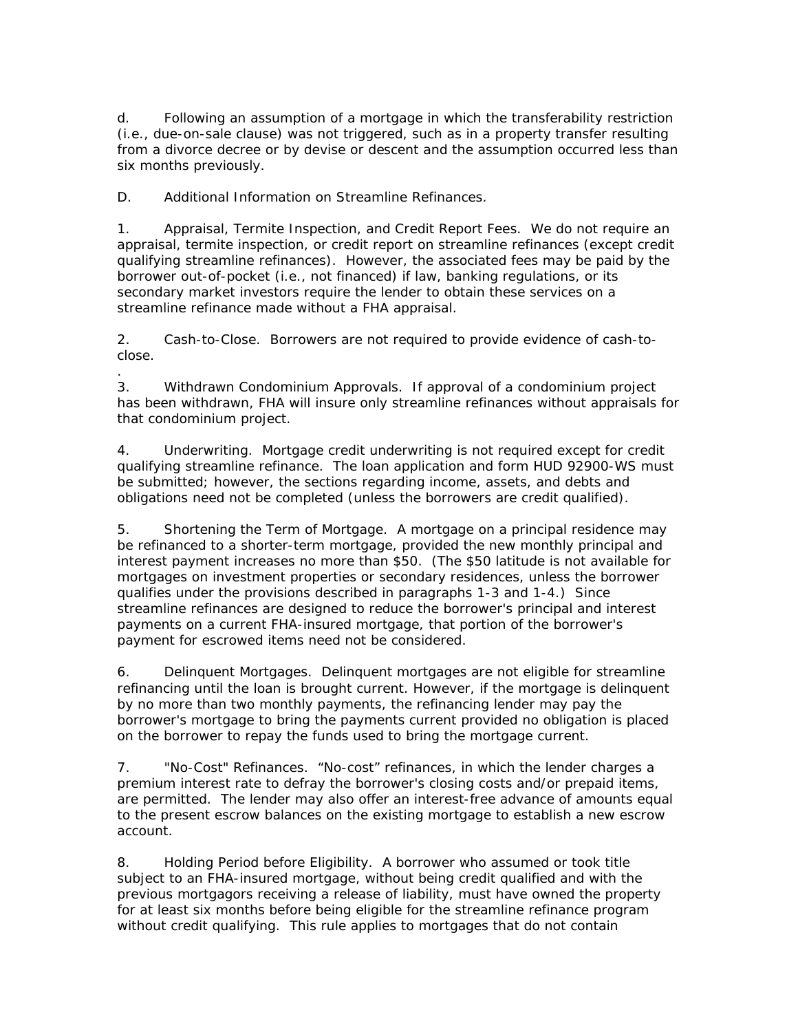d. Following an assumption of a mortgage in which the transferability restriction (i.e., due-on-sale clause) was not triggered, such as in a property transfer resulting from a divorce decree or by devise or descent and the assumption occurred less than six months previously.

D. Additional Information on Streamline Refinances.

1. Appraisal, Termite Inspection, and Credit Report Fees. We do not require an appraisal, termite inspection, or credit report on streamline refinances (except credit qualifying streamline refinances). However, the associated fees may be paid by the borrower out-of-pocket (i.e., not financed) if law, banking regulations, or its secondary market investors require the lender to obtain these services on a streamline refinance made without a FHA appraisal.

2. Cash-to-Close. Borrowers are not required to provide evidence of cash-to-close.
.
3. Withdrawn Condominium Approvals. If approval of a condominium project has been withdrawn, FHA will insure only streamline refinances without appraisals for that condominium project.

4. Underwriting. Mortgage credit underwriting is not required except for credit qualifying streamline refinance. The loan application and form HUD 92900-WS must be submitted; however, the sections regarding income, assets, and debts and obligations need not be completed (unless the borrowers are credit qualified).

5. Shortening the Term of Mortgage. A mortgage on a principal residence may be refinanced to a shorter-term mortgage, provided the new monthly principal and interest payment increases no more than $50. (The $50 latitude is not available for mortgages on investment properties or secondary residences, unless the borrower qualifies under the provisions described in paragraphs 1-3 and 1-4.) Since streamline refinances are designed to reduce the borrower's principal and interest payments on a current FHA-insured mortgage, that portion of the borrower's payment for escrowed items need not be considered.

6. Delinquent Mortgages. Delinquent mortgages are not eligible for streamline refinancing until the loan is brought current. However, if the mortgage is delinquent by no more than two monthly payments, the refinancing lender may pay the borrower's mortgage to bring the payments current provided no obligation is placed on the borrower to repay the funds used to bring the mortgage current.

7. "No-Cost" Refinances. "No-cost" refinances, in which the lender charges a premium interest rate to defray the borrower's closing costs and/or prepaid items, are permitted. The lender may also offer an interest-free advance of amounts equal to the present escrow balances on the existing mortgage to establish a new escrow account.

8. Holding Period before Eligibility. A borrower who assumed or took title subject to an FHA-insured mortgage, without being credit qualified and with the previous mortgagors receiving a release of liability, must have owned the property for at least six months before being eligible for the streamline refinance program without credit qualifying. This rule applies to mortgages that do not contain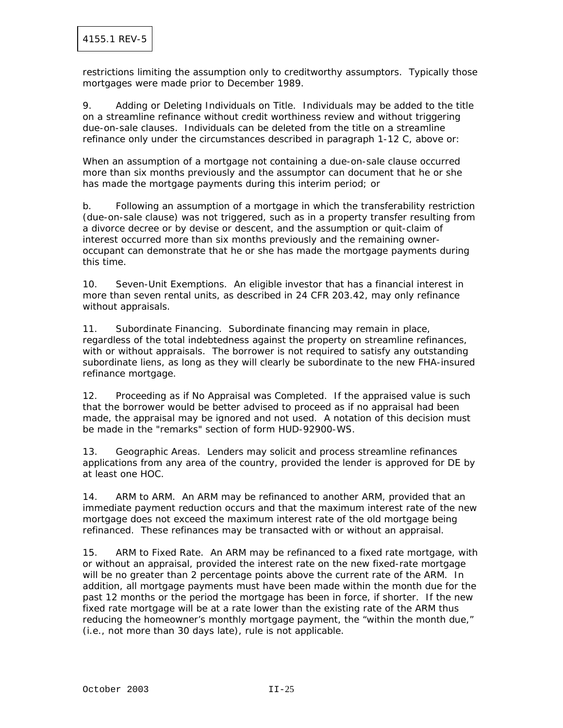restrictions limiting the assumption only to creditworthy assumptors. Typically those mortgages were made prior to December 1989.

9. Adding or Deleting Individuals on Title. Individuals may be added to the title on a streamline refinance without credit worthiness review and without triggering due-on-sale clauses. Individuals can be deleted from the title on a streamline refinance only under the circumstances described in paragraph 1-12 C, above or:

When an assumption of a mortgage not containing a due-on-sale clause occurred more than six months previously and the assumptor can document that he or she has made the mortgage payments during this interim period; or

b. Following an assumption of a mortgage in which the transferability restriction (due-on-sale clause) was not triggered, such as in a property transfer resulting from a divorce decree or by devise or descent, and the assumption or quit-claim of interest occurred more than six months previously and the remaining owner-occupant can demonstrate that he or she has made the mortgage payments during this time.

10. Seven-Unit Exemptions. An eligible investor that has a financial interest in more than seven rental units, as described in 24 CFR 203.42, may only refinance without appraisals.

11. Subordinate Financing. Subordinate financing may remain in place, regardless of the total indebtedness against the property on streamline refinances, with or without appraisals. The borrower is not required to satisfy any outstanding subordinate liens, as long as they will clearly be subordinate to the new FHA-insured refinance mortgage.

12. Proceeding as if No Appraisal was Completed. If the appraised value is such that the borrower would be better advised to proceed as if no appraisal had been made, the appraisal may be ignored and not used. A notation of this decision must be made in the "remarks" section of form HUD-92900-WS.

13. Geographic Areas. Lenders may solicit and process streamline refinances applications from any area of the country, provided the lender is approved for DE by at least one HOC.

14. ARM to ARM. An ARM may be refinanced to another ARM, provided that an immediate payment reduction occurs and that the maximum interest rate of the new mortgage does not exceed the maximum interest rate of the old mortgage being refinanced. These refinances may be transacted with or without an appraisal.

15. ARM to Fixed Rate. An ARM may be refinanced to a fixed rate mortgage, with or without an appraisal, provided the interest rate on the new fixed-rate mortgage will be no greater than 2 percentage points above the current rate of the ARM. In addition, all mortgage payments must have been made within the month due for the past 12 months or the period the mortgage has been in force, if shorter. If the new fixed rate mortgage will be at a rate lower than the existing rate of the ARM thus reducing the homeowner's monthly mortgage payment, the "within the month due," (i.e., not more than 30 days late), rule is not applicable.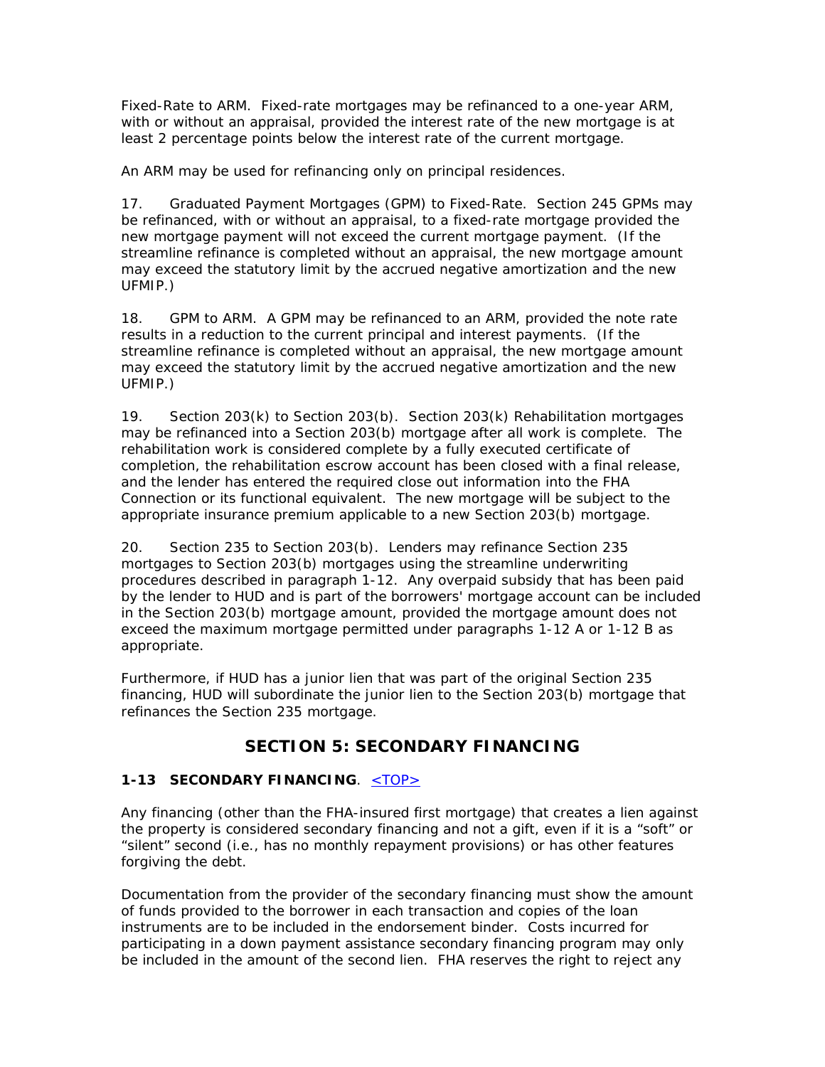Fixed-Rate to ARM. Fixed-rate mortgages may be refinanced to a one-year ARM, with or without an appraisal, provided the interest rate of the new mortgage is at least 2 percentage points below the interest rate of the current mortgage.

An ARM may be used for refinancing only on principal residences.

17. Graduated Payment Mortgages (GPM) to Fixed-Rate. Section 245 GPMs may be refinanced, with or without an appraisal, to a fixed-rate mortgage provided the new mortgage payment will not exceed the current mortgage payment. (If the streamline refinance is completed without an appraisal, the new mortgage amount may exceed the statutory limit by the accrued negative amortization and the new UFMIP.)

18. GPM to ARM. A GPM may be refinanced to an ARM, provided the note rate results in a reduction to the current principal and interest payments. (If the streamline refinance is completed without an appraisal, the new mortgage amount may exceed the statutory limit by the accrued negative amortization and the new UFMIP.)

19. Section 203(k) to Section 203(b). Section 203(k) Rehabilitation mortgages may be refinanced into a Section 203(b) mortgage after all work is complete. The rehabilitation work is considered complete by a fully executed certificate of completion, the rehabilitation escrow account has been closed with a final release, and the lender has entered the required close out information into the FHA Connection or its functional equivalent. The new mortgage will be subject to the appropriate insurance premium applicable to a new Section 203(b) mortgage.

20. Section 235 to Section 203(b). Lenders may refinance Section 235 mortgages to Section 203(b) mortgages using the streamline underwriting procedures described in paragraph 1-12. Any overpaid subsidy that has been paid by the lender to HUD and is part of the borrowers' mortgage account can be included in the Section 203(b) mortgage amount, provided the mortgage amount does not exceed the maximum mortgage permitted under paragraphs 1-12 A or 1-12 B as appropriate.

Furthermore, if HUD has a junior lien that was part of the original Section 235 financing, HUD will subordinate the junior lien to the Section 203(b) mortgage that refinances the Section 235 mortgage.

## SECTION 5: SECONDARY FINANCING

### 1-13 SECONDARY FINANCING. <TOP>

Any financing (other than the FHA-insured first mortgage) that creates a lien against the property is considered secondary financing and not a gift, even if it is a "soft" or "silent" second (i.e., has no monthly repayment provisions) or has other features forgiving the debt.

Documentation from the provider of the secondary financing must show the amount of funds provided to the borrower in each transaction and copies of the loan instruments are to be included in the endorsement binder. Costs incurred for participating in a down payment assistance secondary financing program may only be included in the amount of the second lien. FHA reserves the right to reject any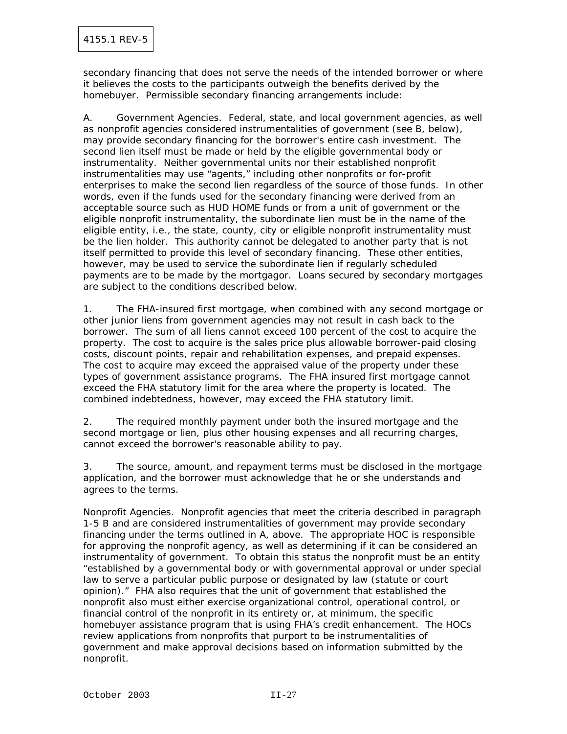secondary financing that does not serve the needs of the intended borrower or where it believes the costs to the participants outweigh the benefits derived by the homebuyer. Permissible secondary financing arrangements include:

A. Government Agencies. Federal, state, and local government agencies, as well as nonprofit agencies considered instrumentalities of government (see B, below), may provide secondary financing for the borrower's entire cash investment. The second lien itself must be made or held by the eligible governmental body or instrumentality. Neither governmental units nor their established nonprofit instrumentalities may use "agents," including other nonprofits or for-profit enterprises to make the second lien regardless of the source of those funds. In other words, even if the funds used for the secondary financing were derived from an acceptable source such as HUD HOME funds or from a unit of government or the eligible nonprofit instrumentality, the subordinate lien must be in the name of the eligible entity, i.e., the state, county, city or eligible nonprofit instrumentality must be the lien holder. This authority cannot be delegated to another party that is not itself permitted to provide this level of secondary financing. These other entities, however, may be used to service the subordinate lien if regularly scheduled payments are to be made by the mortgagor. Loans secured by secondary mortgages are subject to the conditions described below.

1. The FHA-insured first mortgage, when combined with any second mortgage or other junior liens from government agencies may not result in cash back to the borrower. The sum of all liens cannot exceed 100 percent of the cost to acquire the property. The cost to acquire is the sales price plus allowable borrower-paid closing costs, discount points, repair and rehabilitation expenses, and prepaid expenses. The cost to acquire may exceed the appraised value of the property under these types of government assistance programs. The FHA insured first mortgage cannot exceed the FHA statutory limit for the area where the property is located. The combined indebtedness, however, may exceed the FHA statutory limit.

2. The required monthly payment under both the insured mortgage and the second mortgage or lien, plus other housing expenses and all recurring charges, cannot exceed the borrower's reasonable ability to pay.

3. The source, amount, and repayment terms must be disclosed in the mortgage application, and the borrower must acknowledge that he or she understands and agrees to the terms.

Nonprofit Agencies. Nonprofit agencies that meet the criteria described in paragraph 1-5 B and are considered instrumentalities of government may provide secondary financing under the terms outlined in A, above. The appropriate HOC is responsible for approving the nonprofit agency, as well as determining if it can be considered an instrumentality of government. To obtain this status the nonprofit must be an entity "established by a governmental body or with governmental approval or under special law to serve a particular public purpose or designated by law (statute or court opinion)." FHA also requires that the unit of government that established the nonprofit also must either exercise organizational control, operational control, or financial control of the nonprofit in its entirety or, at minimum, the specific homebuyer assistance program that is using FHA's credit enhancement. The HOCs review applications from nonprofits that purport to be instrumentalities of government and make approval decisions based on information submitted by the nonprofit.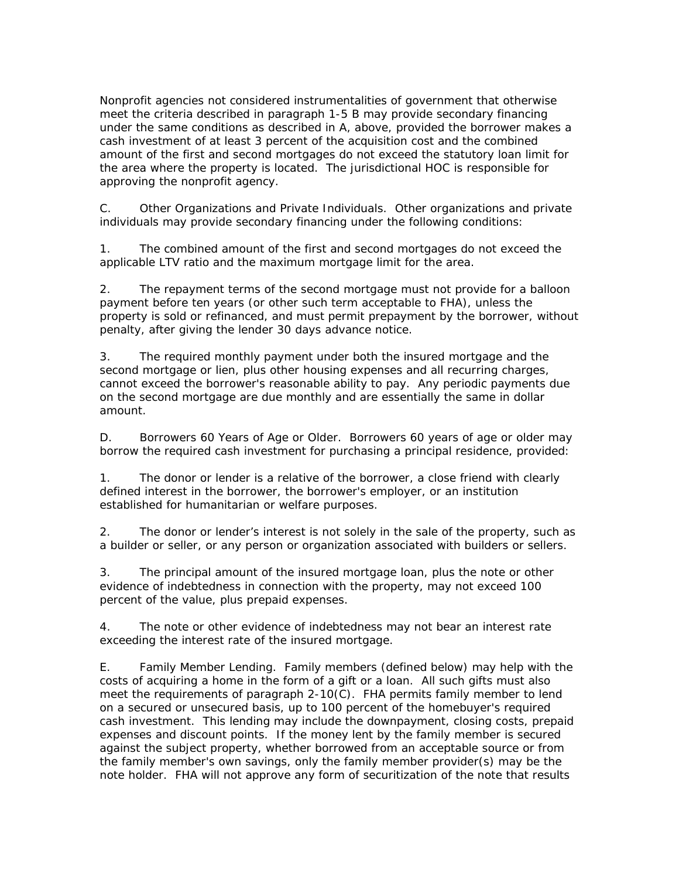Nonprofit agencies not considered instrumentalities of government that otherwise meet the criteria described in paragraph 1-5 B may provide secondary financing under the same conditions as described in A, above, provided the borrower makes a cash investment of at least 3 percent of the acquisition cost and the combined amount of the first and second mortgages do not exceed the statutory loan limit for the area where the property is located. The jurisdictional HOC is responsible for approving the nonprofit agency.

C. Other Organizations and Private Individuals. Other organizations and private individuals may provide secondary financing under the following conditions:

1. The combined amount of the first and second mortgages do not exceed the applicable LTV ratio and the maximum mortgage limit for the area.

2. The repayment terms of the second mortgage must not provide for a balloon payment before ten years (or other such term acceptable to FHA), unless the property is sold or refinanced, and must permit prepayment by the borrower, without penalty, after giving the lender 30 days advance notice.

3. The required monthly payment under both the insured mortgage and the second mortgage or lien, plus other housing expenses and all recurring charges, cannot exceed the borrower's reasonable ability to pay. Any periodic payments due on the second mortgage are due monthly and are essentially the same in dollar amount.

D. Borrowers 60 Years of Age or Older. Borrowers 60 years of age or older may borrow the required cash investment for purchasing a principal residence, provided:

1. The donor or lender is a relative of the borrower, a close friend with clearly defined interest in the borrower, the borrower's employer, or an institution established for humanitarian or welfare purposes.

2. The donor or lender’s interest is not solely in the sale of the property, such as a builder or seller, or any person or organization associated with builders or sellers.

3. The principal amount of the insured mortgage loan, plus the note or other evidence of indebtedness in connection with the property, may not exceed 100 percent of the value, plus prepaid expenses.

4. The note or other evidence of indebtedness may not bear an interest rate exceeding the interest rate of the insured mortgage.

E. Family Member Lending. Family members (defined below) may help with the costs of acquiring a home in the form of a gift or a loan. All such gifts must also meet the requirements of paragraph 2-10(C). FHA permits family member to lend on a secured or unsecured basis, up to 100 percent of the homebuyer's required cash investment. This lending may include the downpayment, closing costs, prepaid expenses and discount points. If the money lent by the family member is secured against the subject property, whether borrowed from an acceptable source or from the family member's own savings, only the family member provider(s) may be the note holder. FHA will not approve any form of securitization of the note that results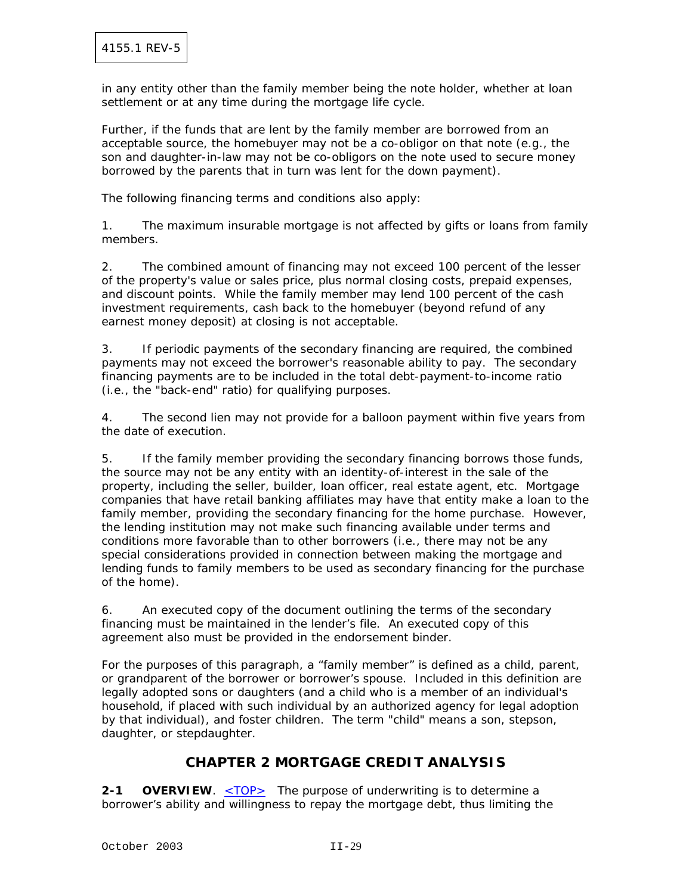in any entity other than the family member being the note holder, whether at loan settlement or at any time during the mortgage life cycle.

Further, if the funds that are lent by the family member are borrowed from an acceptable source, the homebuyer may not be a co-obligor on that note (e.g., the son and daughter-in-law may not be co-obligors on the note used to secure money borrowed by the parents that in turn was lent for the down payment).

The following financing terms and conditions also apply:

1. The maximum insurable mortgage is not affected by gifts or loans from family members.

2. The combined amount of financing may not exceed 100 percent of the lesser of the property's value or sales price, plus normal closing costs, prepaid expenses, and discount points. While the family member may lend 100 percent of the cash investment requirements, cash back to the homebuyer (beyond refund of any earnest money deposit) at closing is not acceptable.

3. If periodic payments of the secondary financing are required, the combined payments may not exceed the borrower's reasonable ability to pay. The secondary financing payments are to be included in the total debt-payment-to-income ratio (i.e., the "back-end" ratio) for qualifying purposes.

4. The second lien may not provide for a balloon payment within five years from the date of execution.

5. If the family member providing the secondary financing borrows those funds, the source may not be any entity with an identity-of-interest in the sale of the property, including the seller, builder, loan officer, real estate agent, etc. Mortgage companies that have retail banking affiliates may have that entity make a loan to the family member, providing the secondary financing for the home purchase. However, the lending institution may not make such financing available under terms and conditions more favorable than to other borrowers (i.e., there may not be any special considerations provided in connection between making the mortgage and lending funds to family members to be used as secondary financing for the purchase of the home).

6. An executed copy of the document outlining the terms of the secondary financing must be maintained in the lender's file. An executed copy of this agreement also must be provided in the endorsement binder.

For the purposes of this paragraph, a "family member" is defined as a child, parent, or grandparent of the borrower or borrower's spouse. Included in this definition are legally adopted sons or daughters (and a child who is a member of an individual's household, if placed with such individual by an authorized agency for legal adoption by that individual), and foster children. The term "child" means a son, stepson, daughter, or stepdaughter.

# CHAPTER 2 MORTGAGE CREDIT ANALYSIS

**2-1 OVERVIEW**. <TOP> The purpose of underwriting is to determine a borrower's ability and willingness to repay the mortgage debt, thus limiting the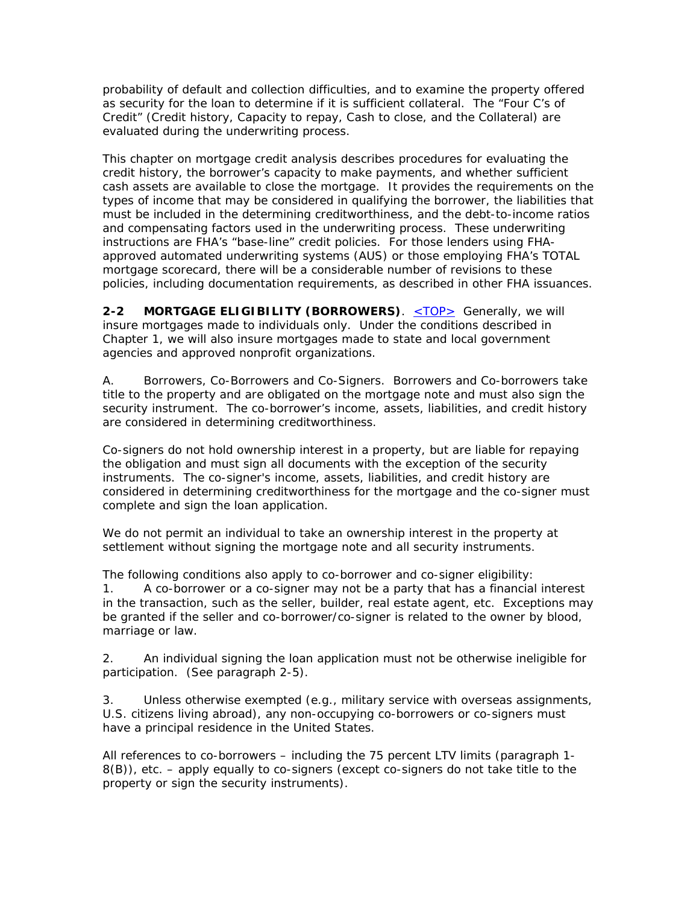probability of default and collection difficulties, and to examine the property offered as security for the loan to determine if it is sufficient collateral. The "Four C's of Credit" (Credit history, Capacity to repay, Cash to close, and the Collateral) are evaluated during the underwriting process.

This chapter on mortgage credit analysis describes procedures for evaluating the credit history, the borrower's capacity to make payments, and whether sufficient cash assets are available to close the mortgage. It provides the requirements on the types of income that may be considered in qualifying the borrower, the liabilities that must be included in the determining creditworthiness, and the debt-to-income ratios and compensating factors used in the underwriting process. These underwriting instructions are FHA's "base-line" credit policies. For those lenders using FHA-approved automated underwriting systems (AUS) or those employing FHA's TOTAL mortgage scorecard, there will be a considerable number of revisions to these policies, including documentation requirements, as described in other FHA issuances.

**2-2 MORTGAGE ELIGIBILITY (BORROWERS)**. <TOP> Generally, we will insure mortgages made to individuals only. Under the conditions described in Chapter 1, we will also insure mortgages made to state and local government agencies and approved nonprofit organizations.

A. Borrowers, Co-Borrowers and Co-Signers. Borrowers and Co-borrowers take title to the property and are obligated on the mortgage note and must also sign the security instrument. The co-borrower's income, assets, liabilities, and credit history are considered in determining creditworthiness.

Co-signers do not hold ownership interest in a property, but are liable for repaying the obligation and must sign all documents with the exception of the security instruments. The co-signer's income, assets, liabilities, and credit history are considered in determining creditworthiness for the mortgage and the co-signer must complete and sign the loan application.

We do not permit an individual to take an ownership interest in the property at settlement without signing the mortgage note and all security instruments.

The following conditions also apply to co-borrower and co-signer eligibility:

1. A co-borrower or a co-signer may not be a party that has a financial interest in the transaction, such as the seller, builder, real estate agent, etc. Exceptions may be granted if the seller and co-borrower/co-signer is related to the owner by blood, marriage or law.

2. An individual signing the loan application must not be otherwise ineligible for participation. (See paragraph 2-5).

3. Unless otherwise exempted (e.g., military service with overseas assignments, U.S. citizens living abroad), any non-occupying co-borrowers or co-signers must have a principal residence in the United States.

All references to co-borrowers – including the 75 percent LTV limits (paragraph 1-8(B)), etc. – apply equally to co-signers (except co-signers do not take title to the property or sign the security instruments).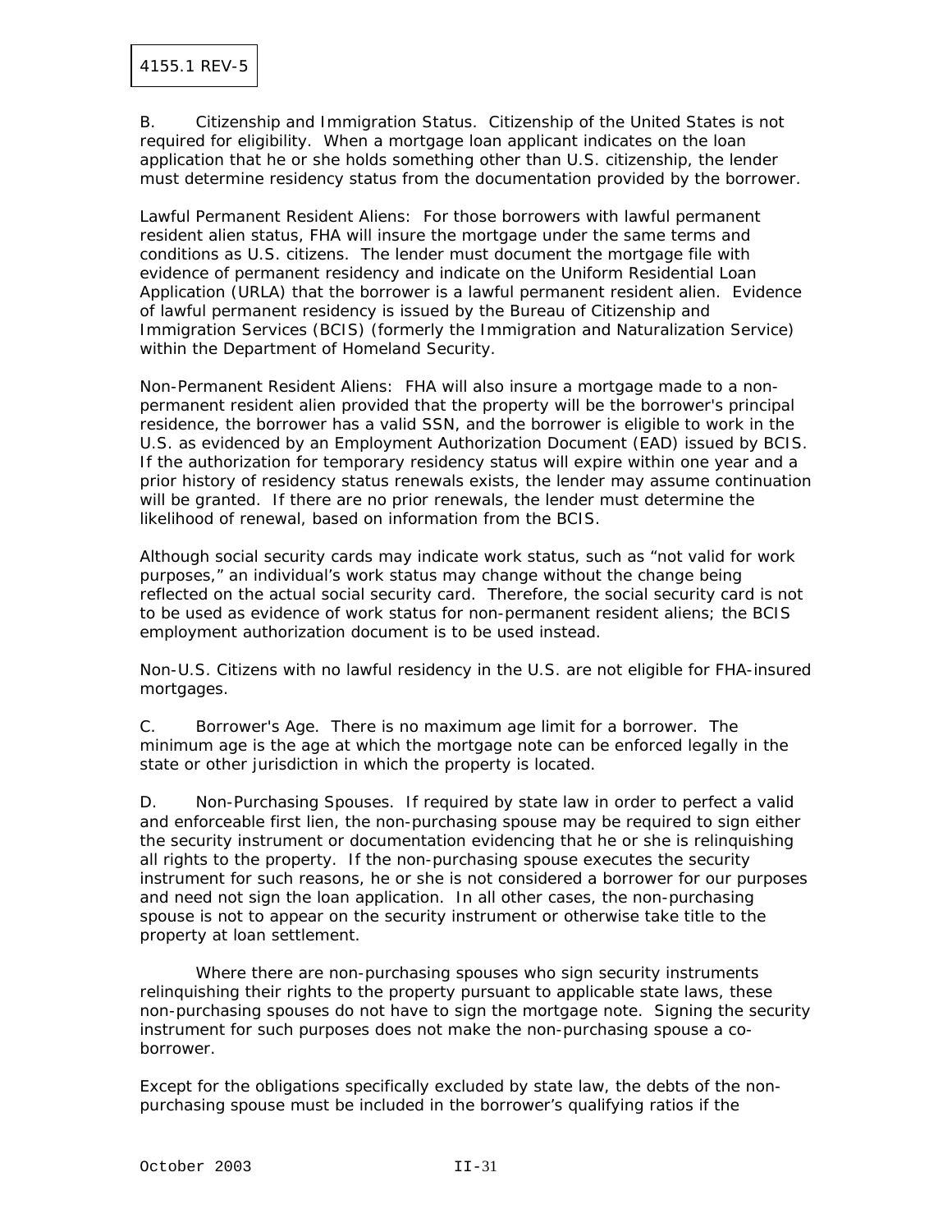B. Citizenship and Immigration Status. Citizenship of the United States is not required for eligibility. When a mortgage loan applicant indicates on the loan application that he or she holds something other than U.S. citizenship, the lender must determine residency status from the documentation provided by the borrower.

Lawful Permanent Resident Aliens: For those borrowers with lawful permanent resident alien status, FHA will insure the mortgage under the same terms and conditions as U.S. citizens. The lender must document the mortgage file with evidence of permanent residency and indicate on the Uniform Residential Loan Application (URLA) that the borrower is a lawful permanent resident alien. Evidence of lawful permanent residency is issued by the Bureau of Citizenship and Immigration Services (BCIS) (formerly the Immigration and Naturalization Service) within the Department of Homeland Security.

Non-Permanent Resident Aliens: FHA will also insure a mortgage made to a non-permanent resident alien provided that the property will be the borrower's principal residence, the borrower has a valid SSN, and the borrower is eligible to work in the U.S. as evidenced by an Employment Authorization Document (EAD) issued by BCIS. If the authorization for temporary residency status will expire within one year and a prior history of residency status renewals exists, the lender may assume continuation will be granted. If there are no prior renewals, the lender must determine the likelihood of renewal, based on information from the BCIS.

Although social security cards may indicate work status, such as "not valid for work purposes," an individual's work status may change without the change being reflected on the actual social security card. Therefore, the social security card is not to be used as evidence of work status for non-permanent resident aliens; the BCIS employment authorization document is to be used instead.

Non-U.S. Citizens with no lawful residency in the U.S. are not eligible for FHA-insured mortgages.

C. Borrower's Age. There is no maximum age limit for a borrower. The minimum age is the age at which the mortgage note can be enforced legally in the state or other jurisdiction in which the property is located.

D. Non-Purchasing Spouses. If required by state law in order to perfect a valid and enforceable first lien, the non-purchasing spouse may be required to sign either the security instrument or documentation evidencing that he or she is relinquishing all rights to the property. If the non-purchasing spouse executes the security instrument for such reasons, he or she is not considered a borrower for our purposes and need not sign the loan application. In all other cases, the non-purchasing spouse is not to appear on the security instrument or otherwise take title to the property at loan settlement.

Where there are non-purchasing spouses who sign security instruments relinquishing their rights to the property pursuant to applicable state laws, these non-purchasing spouses do not have to sign the mortgage note. Signing the security instrument for such purposes does not make the non-purchasing spouse a co-borrower.

Except for the obligations specifically excluded by state law, the debts of the non-purchasing spouse must be included in the borrower's qualifying ratios if the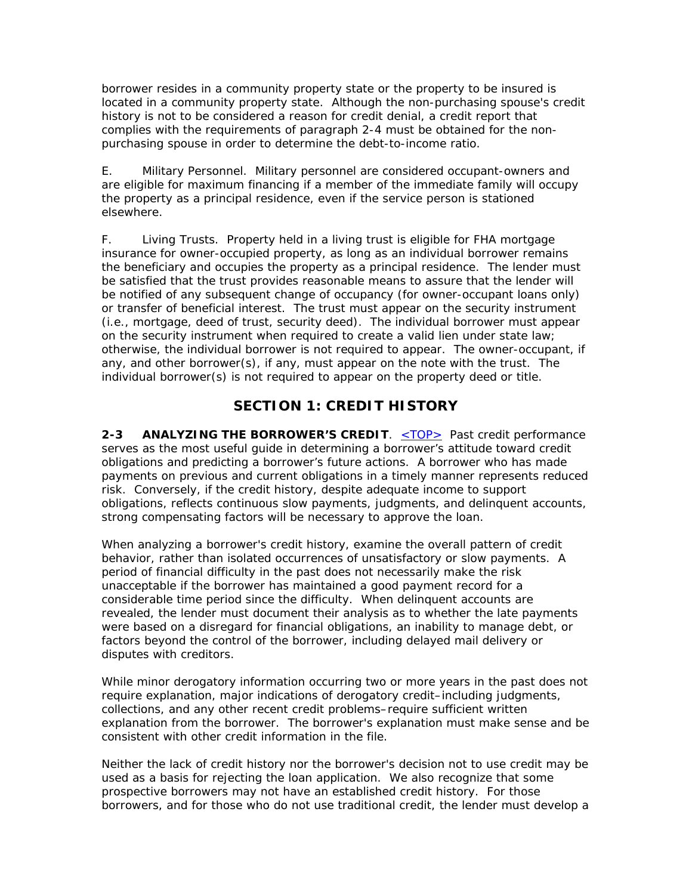borrower resides in a community property state or the property to be insured is located in a community property state. Although the non-purchasing spouse's credit history is not to be considered a reason for credit denial, a credit report that complies with the requirements of paragraph 2-4 must be obtained for the non-purchasing spouse in order to determine the debt-to-income ratio.

E. Military Personnel. Military personnel are considered occupant-owners and are eligible for maximum financing if a member of the immediate family will occupy the property as a principal residence, even if the service person is stationed elsewhere.

F. Living Trusts. Property held in a living trust is eligible for FHA mortgage insurance for owner-occupied property, as long as an individual borrower remains the beneficiary and occupies the property as a principal residence. The lender must be satisfied that the trust provides reasonable means to assure that the lender will be notified of any subsequent change of occupancy (for owner-occupant loans only) or transfer of beneficial interest. The trust must appear on the security instrument (i.e., mortgage, deed of trust, security deed). The individual borrower must appear on the security instrument when required to create a valid lien under state law; otherwise, the individual borrower is not required to appear. The owner-occupant, if any, and other borrower(s), if any, must appear on the note with the trust. The individual borrower(s) is not required to appear on the property deed or title.

## SECTION 1: CREDIT HISTORY

**2-3 ANALYZING THE BORROWER'S CREDIT**. <TOP> Past credit performance serves as the most useful guide in determining a borrower's attitude toward credit obligations and predicting a borrower's future actions. A borrower who has made payments on previous and current obligations in a timely manner represents reduced risk. Conversely, if the credit history, despite adequate income to support obligations, reflects continuous slow payments, judgments, and delinquent accounts, strong compensating factors will be necessary to approve the loan.

When analyzing a borrower's credit history, examine the overall pattern of credit behavior, rather than isolated occurrences of unsatisfactory or slow payments. A period of financial difficulty in the past does not necessarily make the risk unacceptable if the borrower has maintained a good payment record for a considerable time period since the difficulty. When delinquent accounts are revealed, the lender must document their analysis as to whether the late payments were based on a disregard for financial obligations, an inability to manage debt, or factors beyond the control of the borrower, including delayed mail delivery or disputes with creditors.

While minor derogatory information occurring two or more years in the past does not require explanation, major indications of derogatory credit–including judgments, collections, and any other recent credit problems–require sufficient written explanation from the borrower. The borrower's explanation must make sense and be consistent with other credit information in the file.

Neither the lack of credit history nor the borrower's decision not to use credit may be used as a basis for rejecting the loan application. We also recognize that some prospective borrowers may not have an established credit history. For those borrowers, and for those who do not use traditional credit, the lender must develop a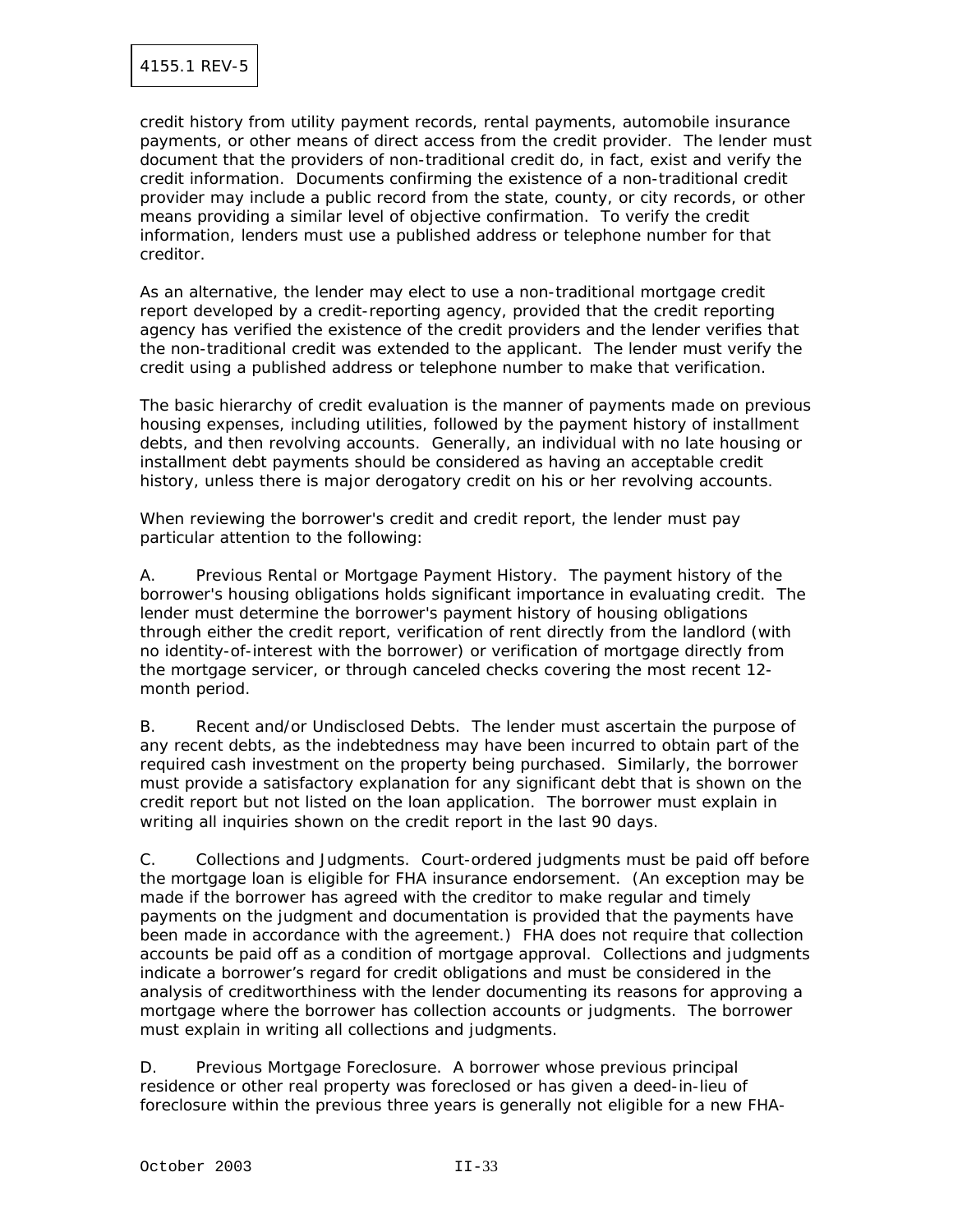credit history from utility payment records, rental payments, automobile insurance payments, or other means of direct access from the credit provider. The lender must document that the providers of non-traditional credit do, in fact, exist and verify the credit information. Documents confirming the existence of a non-traditional credit provider may include a public record from the state, county, or city records, or other means providing a similar level of objective confirmation. To verify the credit information, lenders must use a published address or telephone number for that creditor.

As an alternative, the lender may elect to use a non-traditional mortgage credit report developed by a credit-reporting agency, provided that the credit reporting agency has verified the existence of the credit providers and the lender verifies that the non-traditional credit was extended to the applicant. The lender must verify the credit using a published address or telephone number to make that verification.

The basic hierarchy of credit evaluation is the manner of payments made on previous housing expenses, including utilities, followed by the payment history of installment debts, and then revolving accounts. Generally, an individual with no late housing or installment debt payments should be considered as having an acceptable credit history, unless there is major derogatory credit on his or her revolving accounts.

When reviewing the borrower's credit and credit report, the lender must pay particular attention to the following:

A. Previous Rental or Mortgage Payment History. The payment history of the borrower's housing obligations holds significant importance in evaluating credit. The lender must determine the borrower's payment history of housing obligations through either the credit report, verification of rent directly from the landlord (with no identity-of-interest with the borrower) or verification of mortgage directly from the mortgage servicer, or through canceled checks covering the most recent 12-month period.

B. Recent and/or Undisclosed Debts. The lender must ascertain the purpose of any recent debts, as the indebtedness may have been incurred to obtain part of the required cash investment on the property being purchased. Similarly, the borrower must provide a satisfactory explanation for any significant debt that is shown on the credit report but not listed on the loan application. The borrower must explain in writing all inquiries shown on the credit report in the last 90 days.

C. Collections and Judgments. Court-ordered judgments must be paid off before the mortgage loan is eligible for FHA insurance endorsement. (An exception may be made if the borrower has agreed with the creditor to make regular and timely payments on the judgment and documentation is provided that the payments have been made in accordance with the agreement.) FHA does not require that collection accounts be paid off as a condition of mortgage approval. Collections and judgments indicate a borrower's regard for credit obligations and must be considered in the analysis of creditworthiness with the lender documenting its reasons for approving a mortgage where the borrower has collection accounts or judgments. The borrower must explain in writing all collections and judgments.

D. Previous Mortgage Foreclosure. A borrower whose previous principal residence or other real property was foreclosed or has given a deed-in-lieu of foreclosure within the previous three years is generally not eligible for a new FHA-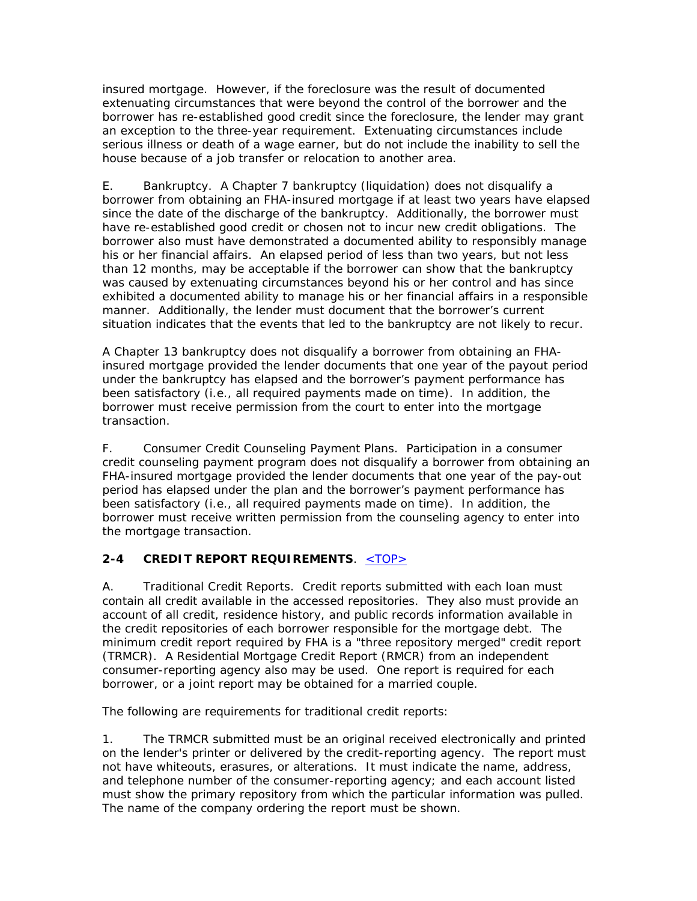insured mortgage. However, if the foreclosure was the result of documented extenuating circumstances that were beyond the control of the borrower and the borrower has re-established good credit since the foreclosure, the lender may grant an exception to the three-year requirement. Extenuating circumstances include serious illness or death of a wage earner, but do not include the inability to sell the house because of a job transfer or relocation to another area.

E. Bankruptcy. A Chapter 7 bankruptcy (liquidation) does not disqualify a borrower from obtaining an FHA-insured mortgage if at least two years have elapsed since the date of the discharge of the bankruptcy. Additionally, the borrower must have re-established good credit or chosen not to incur new credit obligations. The borrower also must have demonstrated a documented ability to responsibly manage his or her financial affairs. An elapsed period of less than two years, but not less than 12 months, may be acceptable if the borrower can show that the bankruptcy was caused by extenuating circumstances beyond his or her control and has since exhibited a documented ability to manage his or her financial affairs in a responsible manner. Additionally, the lender must document that the borrower's current situation indicates that the events that led to the bankruptcy are not likely to recur.

A Chapter 13 bankruptcy does not disqualify a borrower from obtaining an FHA-insured mortgage provided the lender documents that one year of the payout period under the bankruptcy has elapsed and the borrower's payment performance has been satisfactory (i.e., all required payments made on time). In addition, the borrower must receive permission from the court to enter into the mortgage transaction.

F. Consumer Credit Counseling Payment Plans. Participation in a consumer credit counseling payment program does not disqualify a borrower from obtaining an FHA-insured mortgage provided the lender documents that one year of the pay-out period has elapsed under the plan and the borrower's payment performance has been satisfactory (i.e., all required payments made on time). In addition, the borrower must receive written permission from the counseling agency to enter into the mortgage transaction.

## 2-4 CREDIT REPORT REQUIREMENTS. <TOP>

A. Traditional Credit Reports. Credit reports submitted with each loan must contain all credit available in the accessed repositories. They also must provide an account of all credit, residence history, and public records information available in the credit repositories of each borrower responsible for the mortgage debt. The minimum credit report required by FHA is a "three repository merged" credit report (TRMCR). A Residential Mortgage Credit Report (RMCR) from an independent consumer-reporting agency also may be used. One report is required for each borrower, or a joint report may be obtained for a married couple.

The following are requirements for traditional credit reports:

1. The TRMCR submitted must be an original received electronically and printed on the lender's printer or delivered by the credit-reporting agency. The report must not have whiteouts, erasures, or alterations. It must indicate the name, address, and telephone number of the consumer-reporting agency; and each account listed must show the primary repository from which the particular information was pulled. The name of the company ordering the report must be shown.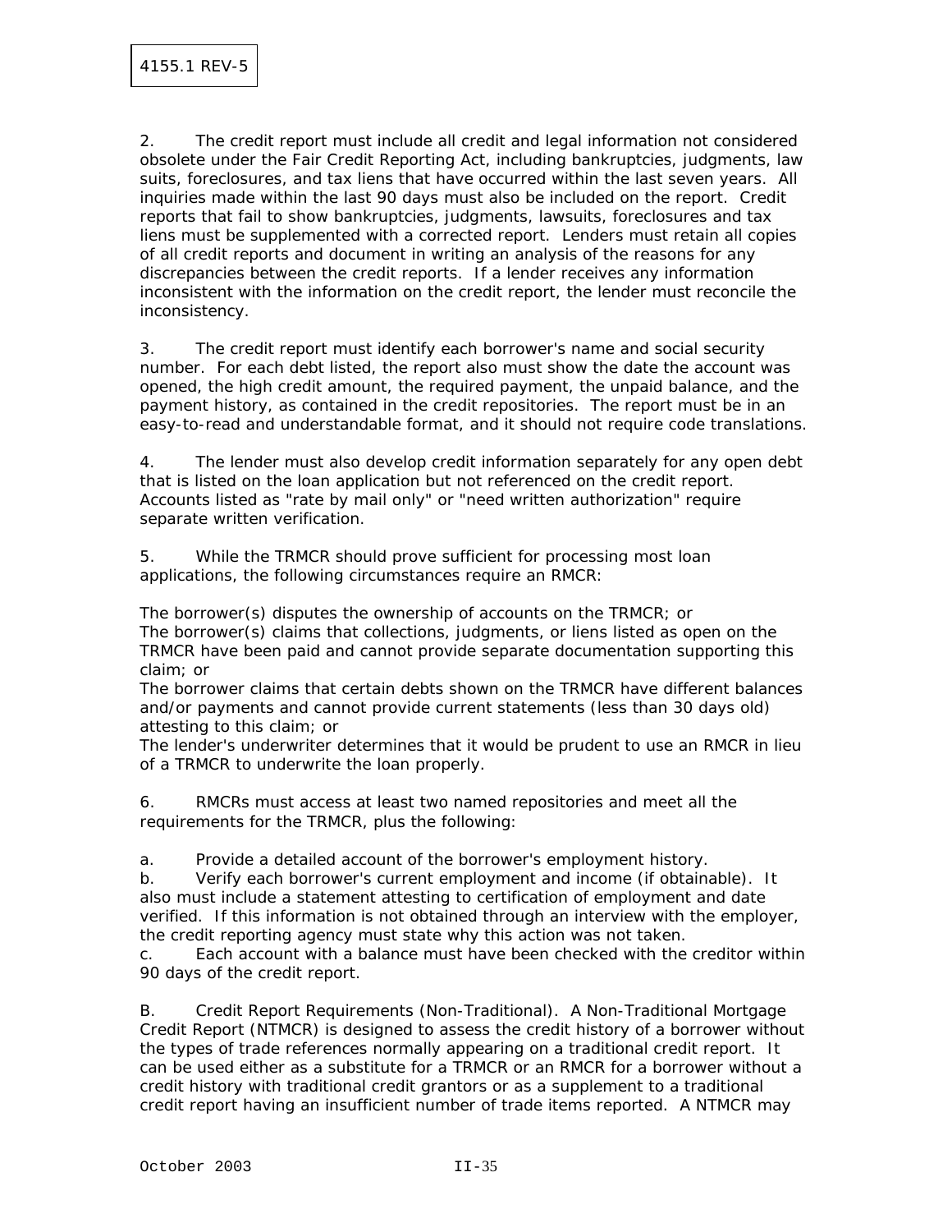2. The credit report must include all credit and legal information not considered obsolete under the Fair Credit Reporting Act, including bankruptcies, judgments, law suits, foreclosures, and tax liens that have occurred within the last seven years. All inquiries made within the last 90 days must also be included on the report. Credit reports that fail to show bankruptcies, judgments, lawsuits, foreclosures and tax liens must be supplemented with a corrected report. Lenders must retain all copies of all credit reports and document in writing an analysis of the reasons for any discrepancies between the credit reports. If a lender receives any information inconsistent with the information on the credit report, the lender must reconcile the inconsistency.

3. The credit report must identify each borrower's name and social security number. For each debt listed, the report also must show the date the account was opened, the high credit amount, the required payment, the unpaid balance, and the payment history, as contained in the credit repositories. The report must be in an easy-to-read and understandable format, and it should not require code translations.

4. The lender must also develop credit information separately for any open debt that is listed on the loan application but not referenced on the credit report. Accounts listed as "rate by mail only" or "need written authorization" require separate written verification.

5. While the TRMCR should prove sufficient for processing most loan applications, the following circumstances require an RMCR:

The borrower(s) disputes the ownership of accounts on the TRMCR; or
The borrower(s) claims that collections, judgments, or liens listed as open on the TRMCR have been paid and cannot provide separate documentation supporting this claim; or
The borrower claims that certain debts shown on the TRMCR have different balances and/or payments and cannot provide current statements (less than 30 days old) attesting to this claim; or
The lender's underwriter determines that it would be prudent to use an RMCR in lieu of a TRMCR to underwrite the loan properly.

6. RMCRs must access at least two named repositories and meet all the requirements for the TRMCR, plus the following:

a. Provide a detailed account of the borrower's employment history.
b. Verify each borrower's current employment and income (if obtainable). It also must include a statement attesting to certification of employment and date verified. If this information is not obtained through an interview with the employer, the credit reporting agency must state why this action was not taken.
c. Each account with a balance must have been checked with the creditor within 90 days of the credit report.

B. Credit Report Requirements (Non-Traditional). A Non-Traditional Mortgage Credit Report (NTMCR) is designed to assess the credit history of a borrower without the types of trade references normally appearing on a traditional credit report. It can be used either as a substitute for a TRMCR or an RMCR for a borrower without a credit history with traditional credit grantors or as a supplement to a traditional credit report having an insufficient number of trade items reported. A NTMCR may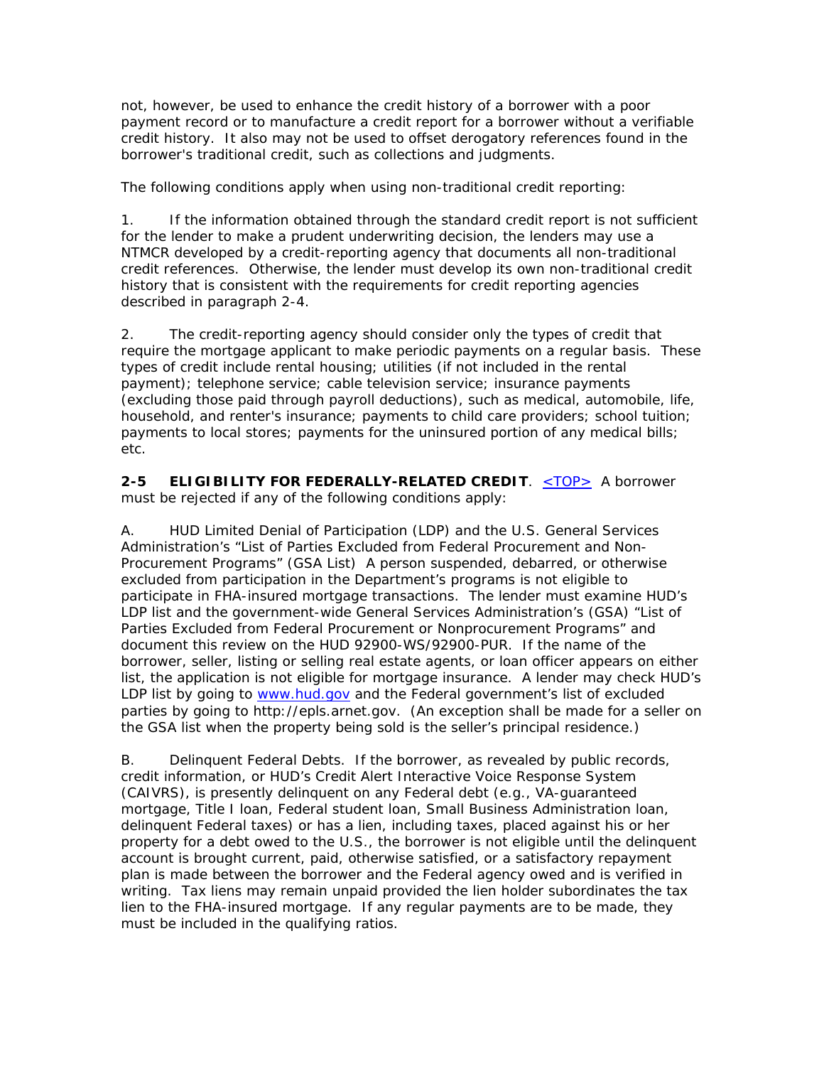not, however, be used to enhance the credit history of a borrower with a poor payment record or to manufacture a credit report for a borrower without a verifiable credit history. It also may not be used to offset derogatory references found in the borrower's traditional credit, such as collections and judgments.

The following conditions apply when using non-traditional credit reporting:

1. If the information obtained through the standard credit report is not sufficient for the lender to make a prudent underwriting decision, the lenders may use a NTMCR developed by a credit-reporting agency that documents all non-traditional credit references. Otherwise, the lender must develop its own non-traditional credit history that is consistent with the requirements for credit reporting agencies described in paragraph 2-4.

2. The credit-reporting agency should consider only the types of credit that require the mortgage applicant to make periodic payments on a regular basis. These types of credit include rental housing; utilities (if not included in the rental payment); telephone service; cable television service; insurance payments (excluding those paid through payroll deductions), such as medical, automobile, life, household, and renter's insurance; payments to child care providers; school tuition; payments to local stores; payments for the uninsured portion of any medical bills; etc.

**2-5 ELIGIBILITY FOR FEDERALLY-RELATED CREDIT**. <TOP> A borrower must be rejected if any of the following conditions apply:

A. HUD Limited Denial of Participation (LDP) and the U.S. General Services Administration's "List of Parties Excluded from Federal Procurement and Non-Procurement Programs" (GSA List) A person suspended, debarred, or otherwise excluded from participation in the Department's programs is not eligible to participate in FHA-insured mortgage transactions. The lender must examine HUD's LDP list and the government-wide General Services Administration's (GSA) "List of Parties Excluded from Federal Procurement or Nonprocurement Programs" and document this review on the HUD 92900-WS/92900-PUR. If the name of the borrower, seller, listing or selling real estate agents, or loan officer appears on either list, the application is not eligible for mortgage insurance. A lender may check HUD's LDP list by going to www.hud.gov and the Federal government's list of excluded parties by going to http://epls.arnet.gov. (An exception shall be made for a seller on the GSA list when the property being sold is the seller's principal residence.)

B. Delinquent Federal Debts. If the borrower, as revealed by public records, credit information, or HUD's Credit Alert Interactive Voice Response System (CAIVRS), is presently delinquent on any Federal debt (e.g., VA-guaranteed mortgage, Title I loan, Federal student loan, Small Business Administration loan, delinquent Federal taxes) or has a lien, including taxes, placed against his or her property for a debt owed to the U.S., the borrower is not eligible until the delinquent account is brought current, paid, otherwise satisfied, or a satisfactory repayment plan is made between the borrower and the Federal agency owed and is verified in writing. Tax liens may remain unpaid provided the lien holder subordinates the tax lien to the FHA-insured mortgage. If any regular payments are to be made, they must be included in the qualifying ratios.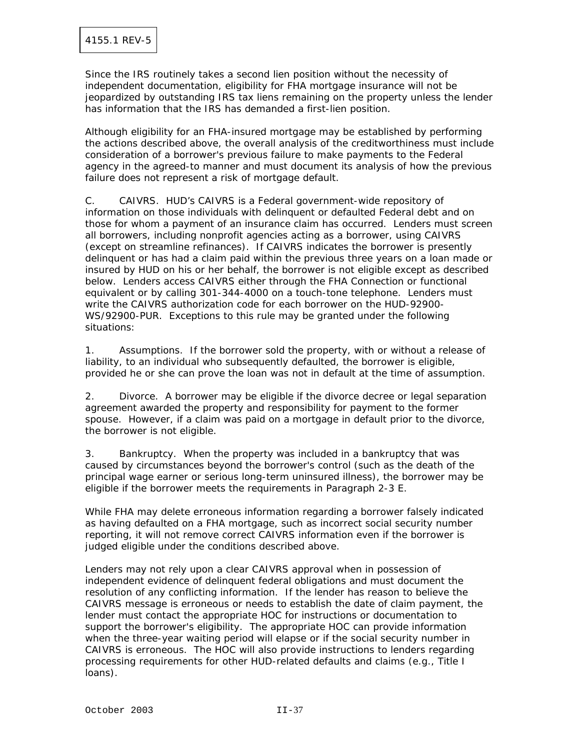Since the IRS routinely takes a second lien position without the necessity of independent documentation, eligibility for FHA mortgage insurance will not be jeopardized by outstanding IRS tax liens remaining on the property unless the lender has information that the IRS has demanded a first-lien position.

Although eligibility for an FHA-insured mortgage may be established by performing the actions described above, the overall analysis of the creditworthiness must include consideration of a borrower's previous failure to make payments to the Federal agency in the agreed-to manner and must document its analysis of how the previous failure does not represent a risk of mortgage default.

C. CAIVRS. HUD's CAIVRS is a Federal government-wide repository of information on those individuals with delinquent or defaulted Federal debt and on those for whom a payment of an insurance claim has occurred. Lenders must screen all borrowers, including nonprofit agencies acting as a borrower, using CAIVRS (except on streamline refinances). If CAIVRS indicates the borrower is presently delinquent or has had a claim paid within the previous three years on a loan made or insured by HUD on his or her behalf, the borrower is not eligible except as described below. Lenders access CAIVRS either through the FHA Connection or functional equivalent or by calling 301-344-4000 on a touch-tone telephone. Lenders must write the CAIVRS authorization code for each borrower on the HUD-92900-WS/92900-PUR. Exceptions to this rule may be granted under the following situations:

1. Assumptions. If the borrower sold the property, with or without a release of liability, to an individual who subsequently defaulted, the borrower is eligible, provided he or she can prove the loan was not in default at the time of assumption.

2. Divorce. A borrower may be eligible if the divorce decree or legal separation agreement awarded the property and responsibility for payment to the former spouse. However, if a claim was paid on a mortgage in default prior to the divorce, the borrower is not eligible.

3. Bankruptcy. When the property was included in a bankruptcy that was caused by circumstances beyond the borrower's control (such as the death of the principal wage earner or serious long-term uninsured illness), the borrower may be eligible if the borrower meets the requirements in Paragraph 2-3 E.

While FHA may delete erroneous information regarding a borrower falsely indicated as having defaulted on a FHA mortgage, such as incorrect social security number reporting, it will not remove correct CAIVRS information even if the borrower is judged eligible under the conditions described above.

Lenders may not rely upon a clear CAIVRS approval when in possession of independent evidence of delinquent federal obligations and must document the resolution of any conflicting information. If the lender has reason to believe the CAIVRS message is erroneous or needs to establish the date of claim payment, the lender must contact the appropriate HOC for instructions or documentation to support the borrower's eligibility. The appropriate HOC can provide information when the three-year waiting period will elapse or if the social security number in CAIVRS is erroneous. The HOC will also provide instructions to lenders regarding processing requirements for other HUD-related defaults and claims (e.g., Title I loans).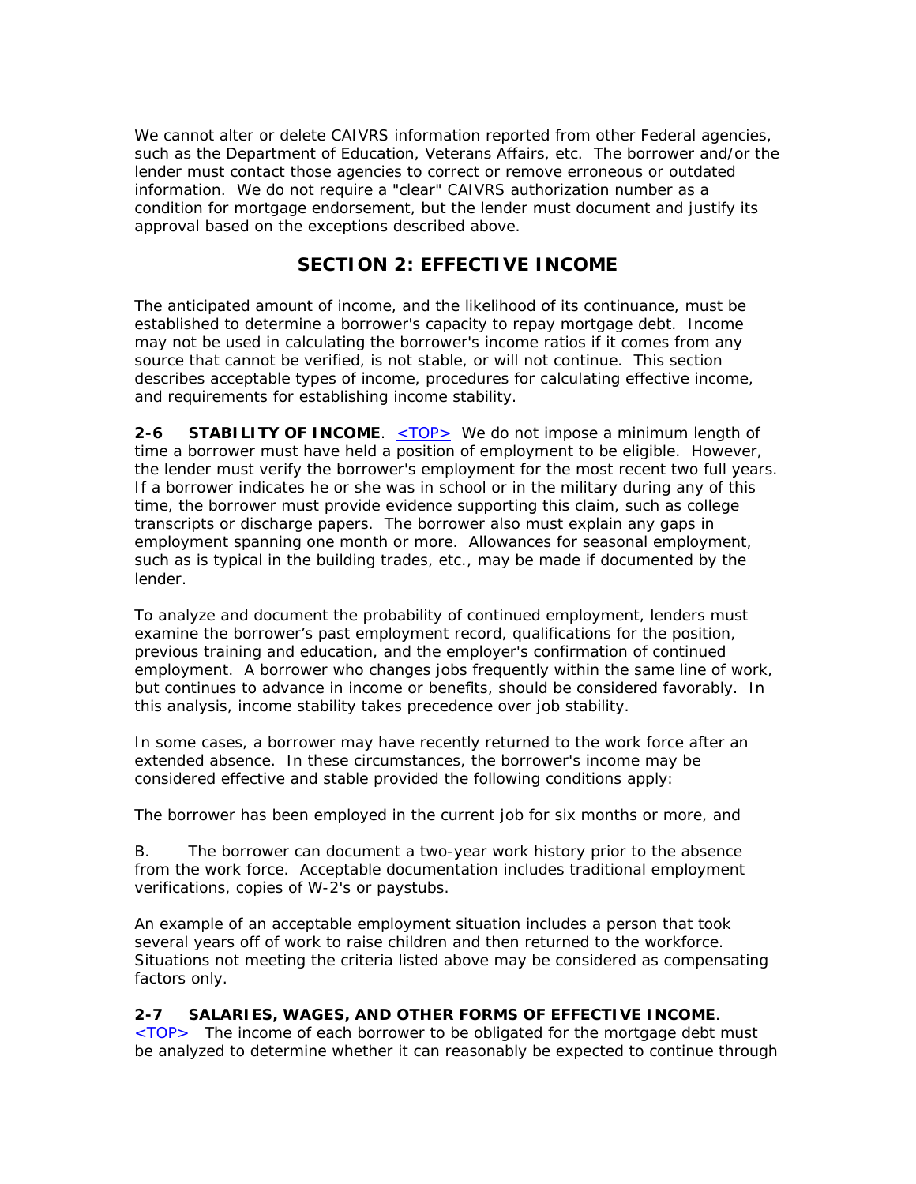We cannot alter or delete CAIVRS information reported from other Federal agencies, such as the Department of Education, Veterans Affairs, etc. The borrower and/or the lender must contact those agencies to correct or remove erroneous or outdated information. We do not require a "clear" CAIVRS authorization number as a condition for mortgage endorsement, but the lender must document and justify its approval based on the exceptions described above.

## SECTION 2: EFFECTIVE INCOME

The anticipated amount of income, and the likelihood of its continuance, must be established to determine a borrower's capacity to repay mortgage debt. Income may not be used in calculating the borrower's income ratios if it comes from any source that cannot be verified, is not stable, or will not continue. This section describes acceptable types of income, procedures for calculating effective income, and requirements for establishing income stability.

**2-6 STABILITY OF INCOME**. <TOP> We do not impose a minimum length of time a borrower must have held a position of employment to be eligible. However, the lender must verify the borrower's employment for the most recent two full years. If a borrower indicates he or she was in school or in the military during any of this time, the borrower must provide evidence supporting this claim, such as college transcripts or discharge papers. The borrower also must explain any gaps in employment spanning one month or more. Allowances for seasonal employment, such as is typical in the building trades, etc., may be made if documented by the lender.

To analyze and document the probability of continued employment, lenders must examine the borrower's past employment record, qualifications for the position, previous training and education, and the employer's confirmation of continued employment. A borrower who changes jobs frequently within the same line of work, but continues to advance in income or benefits, should be considered favorably. In this analysis, income stability takes precedence over job stability.

In some cases, a borrower may have recently returned to the work force after an extended absence. In these circumstances, the borrower's income may be considered effective and stable provided the following conditions apply:

The borrower has been employed in the current job for six months or more, and

B. The borrower can document a two-year work history prior to the absence from the work force. Acceptable documentation includes traditional employment verifications, copies of W-2's or paystubs.

An example of an acceptable employment situation includes a person that took several years off of work to raise children and then returned to the workforce. Situations not meeting the criteria listed above may be considered as compensating factors only.

**2-7 SALARIES, WAGES, AND OTHER FORMS OF EFFECTIVE INCOME**. <TOP> The income of each borrower to be obligated for the mortgage debt must be analyzed to determine whether it can reasonably be expected to continue through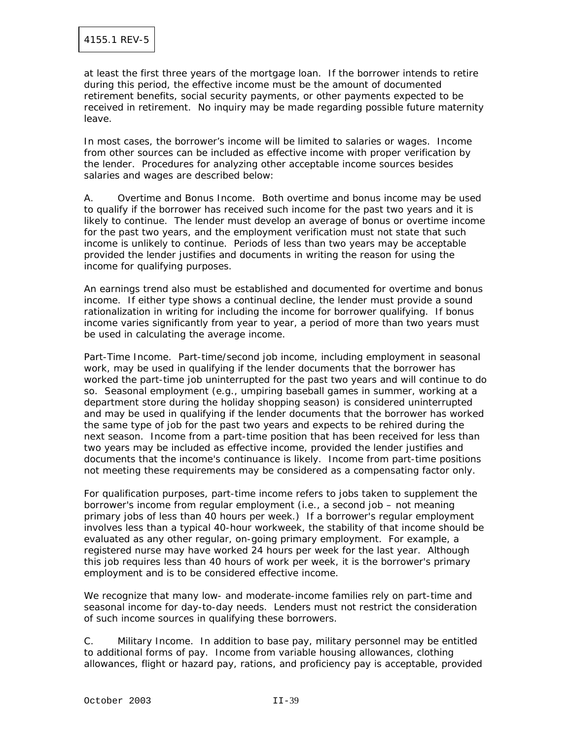at least the first three years of the mortgage loan. If the borrower intends to retire during this period, the effective income must be the amount of documented retirement benefits, social security payments, or other payments expected to be received in retirement. No inquiry may be made regarding possible future maternity leave.

In most cases, the borrower's income will be limited to salaries or wages. Income from other sources can be included as effective income with proper verification by the lender. Procedures for analyzing other acceptable income sources besides salaries and wages are described below:

A. Overtime and Bonus Income. Both overtime and bonus income may be used to qualify if the borrower has received such income for the past two years and it is likely to continue. The lender must develop an average of bonus or overtime income for the past two years, and the employment verification must not state that such income is unlikely to continue. Periods of less than two years may be acceptable provided the lender justifies and documents in writing the reason for using the income for qualifying purposes.

An earnings trend also must be established and documented for overtime and bonus income. If either type shows a continual decline, the lender must provide a sound rationalization in writing for including the income for borrower qualifying. If bonus income varies significantly from year to year, a period of more than two years must be used in calculating the average income.

Part-Time Income. Part-time/second job income, including employment in seasonal work, may be used in qualifying if the lender documents that the borrower has worked the part-time job uninterrupted for the past two years and will continue to do so. Seasonal employment (e.g., umpiring baseball games in summer, working at a department store during the holiday shopping season) is considered uninterrupted and may be used in qualifying if the lender documents that the borrower has worked the same type of job for the past two years and expects to be rehired during the next season. Income from a part-time position that has been received for less than two years may be included as effective income, provided the lender justifies and documents that the income's continuance is likely. Income from part-time positions not meeting these requirements may be considered as a compensating factor only.

For qualification purposes, part-time income refers to jobs taken to supplement the borrower's income from regular employment (i.e., a second job – not meaning primary jobs of less than 40 hours per week.) If a borrower's regular employment involves less than a typical 40-hour workweek, the stability of that income should be evaluated as any other regular, on-going primary employment. For example, a registered nurse may have worked 24 hours per week for the last year. Although this job requires less than 40 hours of work per week, it is the borrower's primary employment and is to be considered effective income.

We recognize that many low- and moderate-income families rely on part-time and seasonal income for day-to-day needs. Lenders must not restrict the consideration of such income sources in qualifying these borrowers.

C. Military Income. In addition to base pay, military personnel may be entitled to additional forms of pay. Income from variable housing allowances, clothing allowances, flight or hazard pay, rations, and proficiency pay is acceptable, provided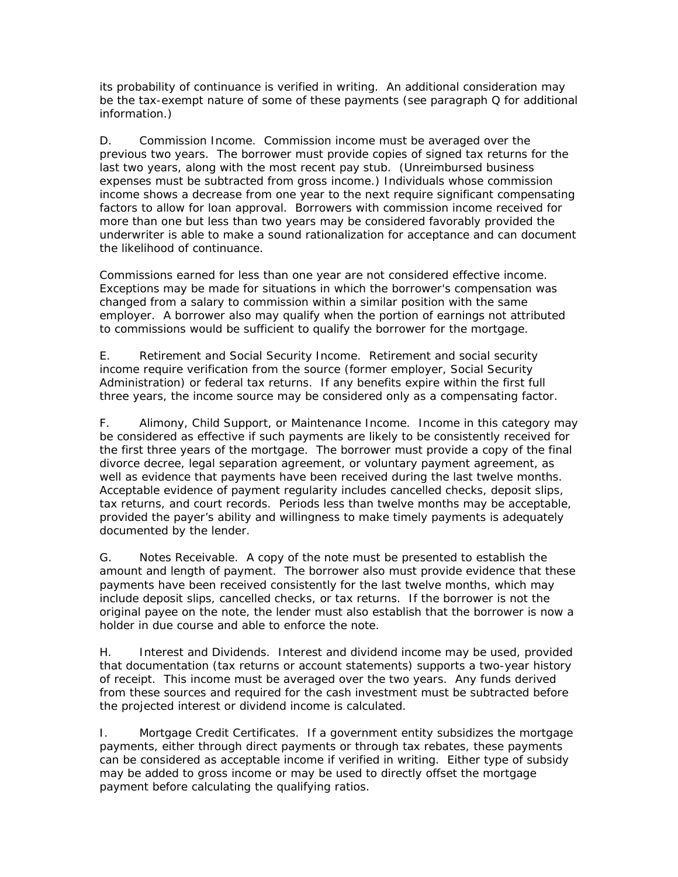its probability of continuance is verified in writing. An additional consideration may be the tax-exempt nature of some of these payments (see paragraph Q for additional information.)

D. Commission Income. Commission income must be averaged over the previous two years. The borrower must provide copies of signed tax returns for the last two years, along with the most recent pay stub. (Unreimbursed business expenses must be subtracted from gross income.) Individuals whose commission income shows a decrease from one year to the next require significant compensating factors to allow for loan approval. Borrowers with commission income received for more than one but less than two years may be considered favorably provided the underwriter is able to make a sound rationalization for acceptance and can document the likelihood of continuance.

Commissions earned for less than one year are not considered effective income. Exceptions may be made for situations in which the borrower's compensation was changed from a salary to commission within a similar position with the same employer. A borrower also may qualify when the portion of earnings not attributed to commissions would be sufficient to qualify the borrower for the mortgage.

E. Retirement and Social Security Income. Retirement and social security income require verification from the source (former employer, Social Security Administration) or federal tax returns. If any benefits expire within the first full three years, the income source may be considered only as a compensating factor.

F. Alimony, Child Support, or Maintenance Income. Income in this category may be considered as effective if such payments are likely to be consistently received for the first three years of the mortgage. The borrower must provide a copy of the final divorce decree, legal separation agreement, or voluntary payment agreement, as well as evidence that payments have been received during the last twelve months. Acceptable evidence of payment regularity includes cancelled checks, deposit slips, tax returns, and court records. Periods less than twelve months may be acceptable, provided the payer's ability and willingness to make timely payments is adequately documented by the lender.

G. Notes Receivable. A copy of the note must be presented to establish the amount and length of payment. The borrower also must provide evidence that these payments have been received consistently for the last twelve months, which may include deposit slips, cancelled checks, or tax returns. If the borrower is not the original payee on the note, the lender must also establish that the borrower is now a holder in due course and able to enforce the note.

H. Interest and Dividends. Interest and dividend income may be used, provided that documentation (tax returns or account statements) supports a two-year history of receipt. This income must be averaged over the two years. Any funds derived from these sources and required for the cash investment must be subtracted before the projected interest or dividend income is calculated.

I. Mortgage Credit Certificates. If a government entity subsidizes the mortgage payments, either through direct payments or through tax rebates, these payments can be considered as acceptable income if verified in writing. Either type of subsidy may be added to gross income or may be used to directly offset the mortgage payment before calculating the qualifying ratios.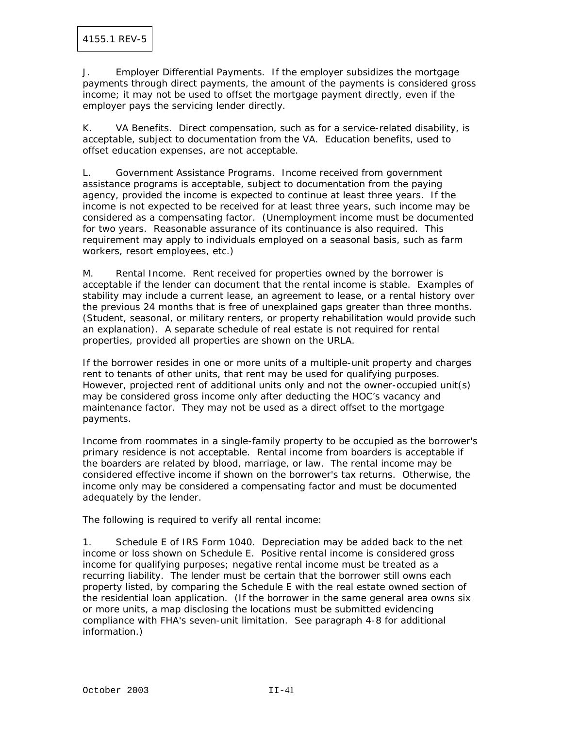J. Employer Differential Payments. If the employer subsidizes the mortgage payments through direct payments, the amount of the payments is considered gross income; it may not be used to offset the mortgage payment directly, even if the employer pays the servicing lender directly.

K. VA Benefits. Direct compensation, such as for a service-related disability, is acceptable, subject to documentation from the VA. Education benefits, used to offset education expenses, are not acceptable.

L. Government Assistance Programs. Income received from government assistance programs is acceptable, subject to documentation from the paying agency, provided the income is expected to continue at least three years. If the income is not expected to be received for at least three years, such income may be considered as a compensating factor. (Unemployment income must be documented for two years. Reasonable assurance of its continuance is also required. This requirement may apply to individuals employed on a seasonal basis, such as farm workers, resort employees, etc.)

M. Rental Income. Rent received for properties owned by the borrower is acceptable if the lender can document that the rental income is stable. Examples of stability may include a current lease, an agreement to lease, or a rental history over the previous 24 months that is free of unexplained gaps greater than three months. (Student, seasonal, or military renters, or property rehabilitation would provide such an explanation). A separate schedule of real estate is not required for rental properties, provided all properties are shown on the URLA.

If the borrower resides in one or more units of a multiple-unit property and charges rent to tenants of other units, that rent may be used for qualifying purposes. However, projected rent of additional units only and not the owner-occupied unit(s) may be considered gross income only after deducting the HOC's vacancy and maintenance factor. They may not be used as a direct offset to the mortgage payments.

Income from roommates in a single-family property to be occupied as the borrower's primary residence is not acceptable. Rental income from boarders is acceptable if the boarders are related by blood, marriage, or law. The rental income may be considered effective income if shown on the borrower's tax returns. Otherwise, the income only may be considered a compensating factor and must be documented adequately by the lender.

The following is required to verify all rental income:

1. Schedule E of IRS Form 1040. Depreciation may be added back to the net income or loss shown on Schedule E. Positive rental income is considered gross income for qualifying purposes; negative rental income must be treated as a recurring liability. The lender must be certain that the borrower still owns each property listed, by comparing the Schedule E with the real estate owned section of the residential loan application. (If the borrower in the same general area owns six or more units, a map disclosing the locations must be submitted evidencing compliance with FHA's seven-unit limitation. See paragraph 4-8 for additional information.)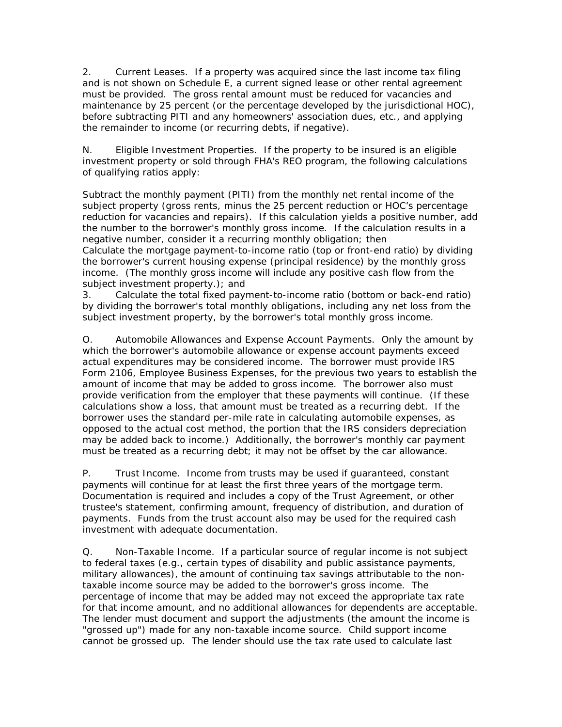2. Current Leases. If a property was acquired since the last income tax filing and is not shown on Schedule E, a current signed lease or other rental agreement must be provided. The gross rental amount must be reduced for vacancies and maintenance by 25 percent (or the percentage developed by the jurisdictional HOC), before subtracting PITI and any homeowners' association dues, etc., and applying the remainder to income (or recurring debts, if negative).

N. Eligible Investment Properties. If the property to be insured is an eligible investment property or sold through FHA's REO program, the following calculations of qualifying ratios apply:

Subtract the monthly payment (PITI) from the monthly net rental income of the subject property (gross rents, minus the 25 percent reduction or HOC's percentage reduction for vacancies and repairs). If this calculation yields a positive number, add the number to the borrower's monthly gross income. If the calculation results in a negative number, consider it a recurring monthly obligation; then
Calculate the mortgage payment-to-income ratio (top or front-end ratio) by dividing the borrower's current housing expense (principal residence) by the monthly gross income. (The monthly gross income will include any positive cash flow from the subject investment property.); and
3. Calculate the total fixed payment-to-income ratio (bottom or back-end ratio) by dividing the borrower's total monthly obligations, including any net loss from the subject investment property, by the borrower's total monthly gross income.

O. Automobile Allowances and Expense Account Payments. Only the amount by which the borrower's automobile allowance or expense account payments exceed actual expenditures may be considered income. The borrower must provide IRS Form 2106, Employee Business Expenses, for the previous two years to establish the amount of income that may be added to gross income. The borrower also must provide verification from the employer that these payments will continue. (If these calculations show a loss, that amount must be treated as a recurring debt. If the borrower uses the standard per-mile rate in calculating automobile expenses, as opposed to the actual cost method, the portion that the IRS considers depreciation may be added back to income.) Additionally, the borrower's monthly car payment must be treated as a recurring debt; it may not be offset by the car allowance.

P. Trust Income. Income from trusts may be used if guaranteed, constant payments will continue for at least the first three years of the mortgage term. Documentation is required and includes a copy of the Trust Agreement, or other trustee's statement, confirming amount, frequency of distribution, and duration of payments. Funds from the trust account also may be used for the required cash investment with adequate documentation.

Q. Non-Taxable Income. If a particular source of regular income is not subject to federal taxes (e.g., certain types of disability and public assistance payments, military allowances), the amount of continuing tax savings attributable to the non-taxable income source may be added to the borrower's gross income. The percentage of income that may be added may not exceed the appropriate tax rate for that income amount, and no additional allowances for dependents are acceptable. The lender must document and support the adjustments (the amount the income is "grossed up") made for any non-taxable income source. Child support income cannot be grossed up. The lender should use the tax rate used to calculate last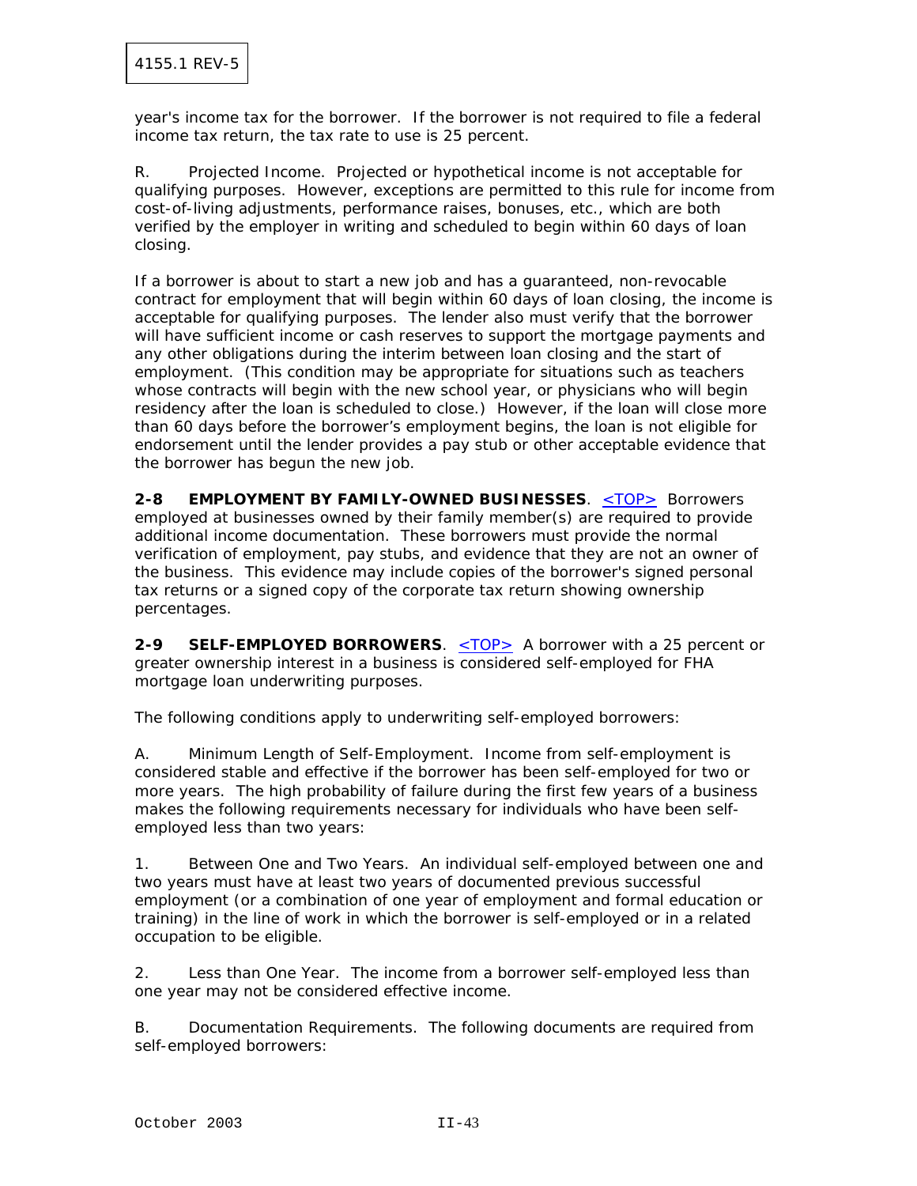year's income tax for the borrower. If the borrower is not required to file a federal income tax return, the tax rate to use is 25 percent.

R. Projected Income. Projected or hypothetical income is not acceptable for qualifying purposes. However, exceptions are permitted to this rule for income from cost-of-living adjustments, performance raises, bonuses, etc., which are both verified by the employer in writing and scheduled to begin within 60 days of loan closing.

If a borrower is about to start a new job and has a guaranteed, non-revocable contract for employment that will begin within 60 days of loan closing, the income is acceptable for qualifying purposes. The lender also must verify that the borrower will have sufficient income or cash reserves to support the mortgage payments and any other obligations during the interim between loan closing and the start of employment. (This condition may be appropriate for situations such as teachers whose contracts will begin with the new school year, or physicians who will begin residency after the loan is scheduled to close.) However, if the loan will close more than 60 days before the borrower's employment begins, the loan is not eligible for endorsement until the lender provides a pay stub or other acceptable evidence that the borrower has begun the new job.

**2-8 EMPLOYMENT BY FAMILY-OWNED BUSINESSES**. <TOP> Borrowers employed at businesses owned by their family member(s) are required to provide additional income documentation. These borrowers must provide the normal verification of employment, pay stubs, and evidence that they are not an owner of the business. This evidence may include copies of the borrower's signed personal tax returns or a signed copy of the corporate tax return showing ownership percentages.

**2-9 SELF-EMPLOYED BORROWERS**. <TOP> A borrower with a 25 percent or greater ownership interest in a business is considered self-employed for FHA mortgage loan underwriting purposes.

The following conditions apply to underwriting self-employed borrowers:

A. Minimum Length of Self-Employment. Income from self-employment is considered stable and effective if the borrower has been self-employed for two or more years. The high probability of failure during the first few years of a business makes the following requirements necessary for individuals who have been self-employed less than two years:

1. Between One and Two Years. An individual self-employed between one and two years must have at least two years of documented previous successful employment (or a combination of one year of employment and formal education or training) in the line of work in which the borrower is self-employed or in a related occupation to be eligible.

2. Less than One Year. The income from a borrower self-employed less than one year may not be considered effective income.

B. Documentation Requirements. The following documents are required from self-employed borrowers: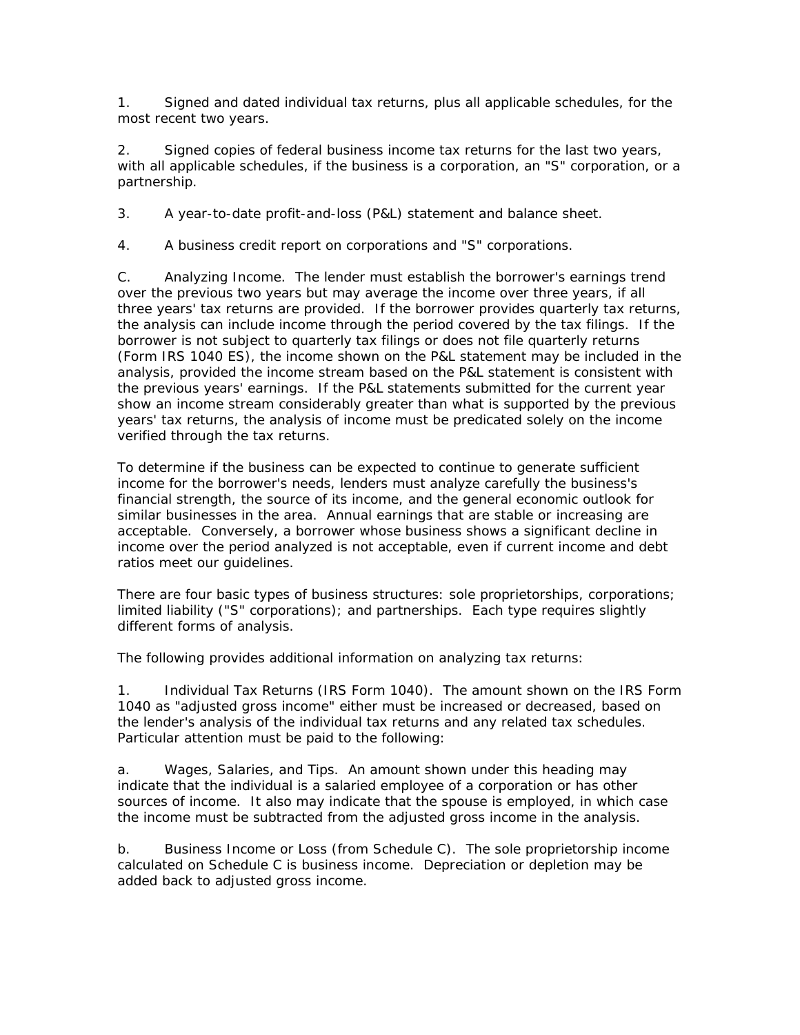1. Signed and dated individual tax returns, plus all applicable schedules, for the most recent two years.

2. Signed copies of federal business income tax returns for the last two years, with all applicable schedules, if the business is a corporation, an "S" corporation, or a partnership.

3. A year-to-date profit-and-loss (P&L) statement and balance sheet.

4. A business credit report on corporations and "S" corporations.

C. Analyzing Income. The lender must establish the borrower's earnings trend over the previous two years but may average the income over three years, if all three years' tax returns are provided. If the borrower provides quarterly tax returns, the analysis can include income through the period covered by the tax filings. If the borrower is not subject to quarterly tax filings or does not file quarterly returns (Form IRS 1040 ES), the income shown on the P&L statement may be included in the analysis, provided the income stream based on the P&L statement is consistent with the previous years' earnings. If the P&L statements submitted for the current year show an income stream considerably greater than what is supported by the previous years' tax returns, the analysis of income must be predicated solely on the income verified through the tax returns.

To determine if the business can be expected to continue to generate sufficient income for the borrower's needs, lenders must analyze carefully the business's financial strength, the source of its income, and the general economic outlook for similar businesses in the area. Annual earnings that are stable or increasing are acceptable. Conversely, a borrower whose business shows a significant decline in income over the period analyzed is not acceptable, even if current income and debt ratios meet our guidelines.

There are four basic types of business structures: sole proprietorships, corporations; limited liability ("S" corporations); and partnerships. Each type requires slightly different forms of analysis.

The following provides additional information on analyzing tax returns:

1. Individual Tax Returns (IRS Form 1040). The amount shown on the IRS Form 1040 as "adjusted gross income" either must be increased or decreased, based on the lender's analysis of the individual tax returns and any related tax schedules. Particular attention must be paid to the following:

a. Wages, Salaries, and Tips. An amount shown under this heading may indicate that the individual is a salaried employee of a corporation or has other sources of income. It also may indicate that the spouse is employed, in which case the income must be subtracted from the adjusted gross income in the analysis.

b. Business Income or Loss (from Schedule C). The sole proprietorship income calculated on Schedule C is business income. Depreciation or depletion may be added back to adjusted gross income.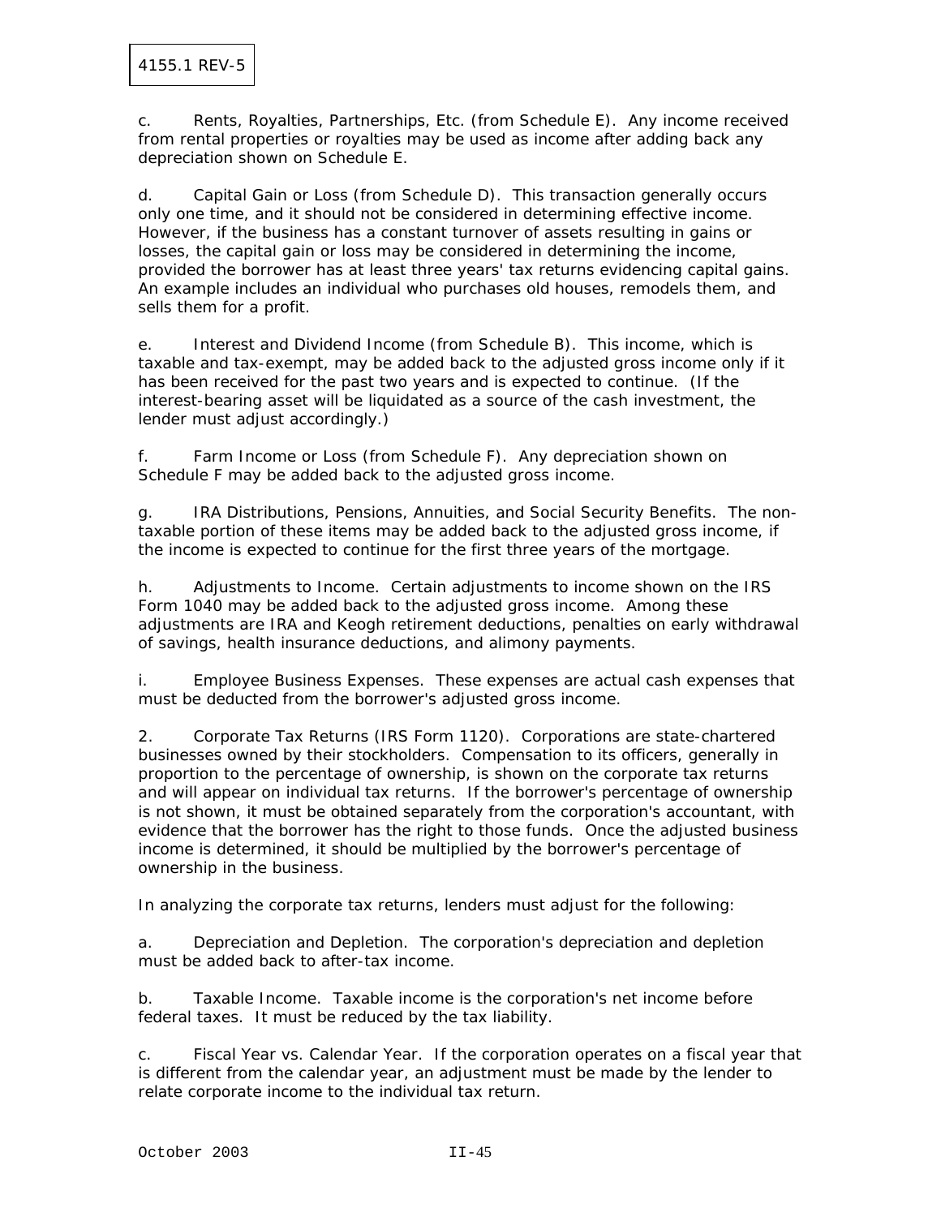c. Rents, Royalties, Partnerships, Etc. (from Schedule E). Any income received from rental properties or royalties may be used as income after adding back any depreciation shown on Schedule E.

d. Capital Gain or Loss (from Schedule D). This transaction generally occurs only one time, and it should not be considered in determining effective income. However, if the business has a constant turnover of assets resulting in gains or losses, the capital gain or loss may be considered in determining the income, provided the borrower has at least three years' tax returns evidencing capital gains. An example includes an individual who purchases old houses, remodels them, and sells them for a profit.

e. Interest and Dividend Income (from Schedule B). This income, which is taxable and tax-exempt, may be added back to the adjusted gross income only if it has been received for the past two years and is expected to continue. (If the interest-bearing asset will be liquidated as a source of the cash investment, the lender must adjust accordingly.)

f. Farm Income or Loss (from Schedule F). Any depreciation shown on Schedule F may be added back to the adjusted gross income.

g. IRA Distributions, Pensions, Annuities, and Social Security Benefits. The non-taxable portion of these items may be added back to the adjusted gross income, if the income is expected to continue for the first three years of the mortgage.

h. Adjustments to Income. Certain adjustments to income shown on the IRS Form 1040 may be added back to the adjusted gross income. Among these adjustments are IRA and Keogh retirement deductions, penalties on early withdrawal of savings, health insurance deductions, and alimony payments.

i. Employee Business Expenses. These expenses are actual cash expenses that must be deducted from the borrower's adjusted gross income.

2. Corporate Tax Returns (IRS Form 1120). Corporations are state-chartered businesses owned by their stockholders. Compensation to its officers, generally in proportion to the percentage of ownership, is shown on the corporate tax returns and will appear on individual tax returns. If the borrower's percentage of ownership is not shown, it must be obtained separately from the corporation's accountant, with evidence that the borrower has the right to those funds. Once the adjusted business income is determined, it should be multiplied by the borrower's percentage of ownership in the business.

In analyzing the corporate tax returns, lenders must adjust for the following:

a. Depreciation and Depletion. The corporation's depreciation and depletion must be added back to after-tax income.

b. Taxable Income. Taxable income is the corporation's net income before federal taxes. It must be reduced by the tax liability.

c. Fiscal Year vs. Calendar Year. If the corporation operates on a fiscal year that is different from the calendar year, an adjustment must be made by the lender to relate corporate income to the individual tax return.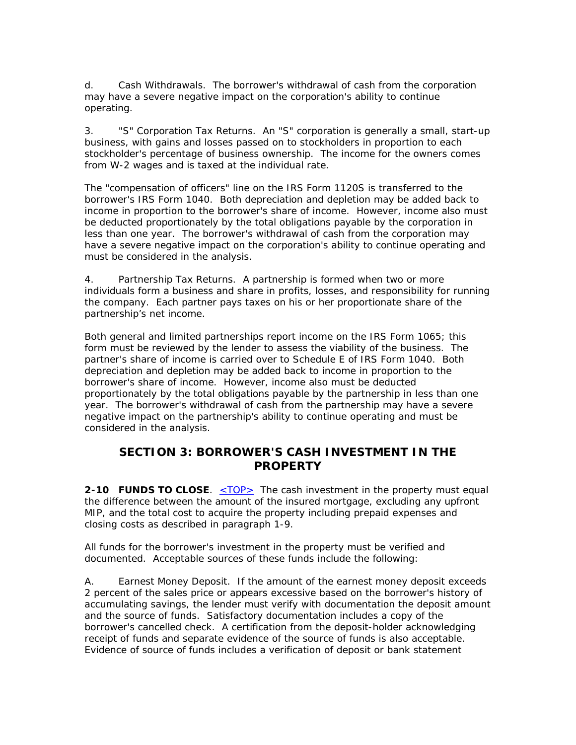d. Cash Withdrawals. The borrower's withdrawal of cash from the corporation may have a severe negative impact on the corporation's ability to continue operating.

3. "S" Corporation Tax Returns. An "S" corporation is generally a small, start-up business, with gains and losses passed on to stockholders in proportion to each stockholder's percentage of business ownership. The income for the owners comes from W-2 wages and is taxed at the individual rate.

The "compensation of officers" line on the IRS Form 1120S is transferred to the borrower's IRS Form 1040. Both depreciation and depletion may be added back to income in proportion to the borrower's share of income. However, income also must be deducted proportionately by the total obligations payable by the corporation in less than one year. The borrower's withdrawal of cash from the corporation may have a severe negative impact on the corporation's ability to continue operating and must be considered in the analysis.

4. Partnership Tax Returns. A partnership is formed when two or more individuals form a business and share in profits, losses, and responsibility for running the company. Each partner pays taxes on his or her proportionate share of the partnership's net income.

Both general and limited partnerships report income on the IRS Form 1065; this form must be reviewed by the lender to assess the viability of the business. The partner's share of income is carried over to Schedule E of IRS Form 1040. Both depreciation and depletion may be added back to income in proportion to the borrower's share of income. However, income also must be deducted proportionately by the total obligations payable by the partnership in less than one year. The borrower's withdrawal of cash from the partnership may have a severe negative impact on the partnership's ability to continue operating and must be considered in the analysis.

## SECTION 3: BORROWER'S CASH INVESTMENT IN THE PROPERTY

**2-10 FUNDS TO CLOSE**. <TOP> The cash investment in the property must equal the difference between the amount of the insured mortgage, excluding any upfront MIP, and the total cost to acquire the property including prepaid expenses and closing costs as described in paragraph 1-9.

All funds for the borrower's investment in the property must be verified and documented. Acceptable sources of these funds include the following:

A. Earnest Money Deposit. If the amount of the earnest money deposit exceeds 2 percent of the sales price or appears excessive based on the borrower's history of accumulating savings, the lender must verify with documentation the deposit amount and the source of funds. Satisfactory documentation includes a copy of the borrower's cancelled check. A certification from the deposit-holder acknowledging receipt of funds and separate evidence of the source of funds is also acceptable. Evidence of source of funds includes a verification of deposit or bank statement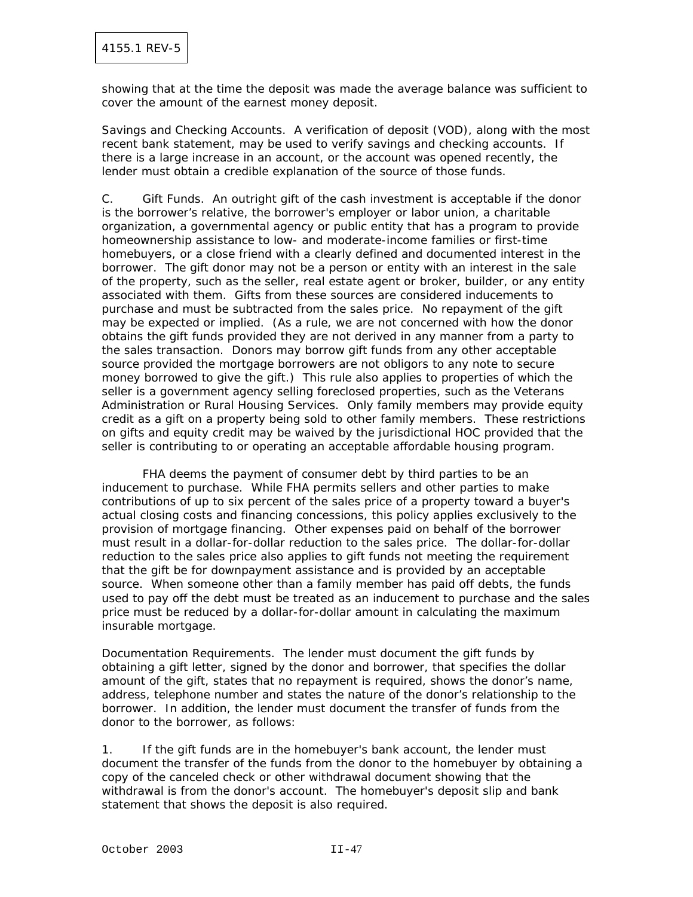showing that at the time the deposit was made the average balance was sufficient to cover the amount of the earnest money deposit.

Savings and Checking Accounts. A verification of deposit (VOD), along with the most recent bank statement, may be used to verify savings and checking accounts. If there is a large increase in an account, or the account was opened recently, the lender must obtain a credible explanation of the source of those funds.

C. Gift Funds. An outright gift of the cash investment is acceptable if the donor is the borrower's relative, the borrower's employer or labor union, a charitable organization, a governmental agency or public entity that has a program to provide homeownership assistance to low- and moderate-income families or first-time homebuyers, or a close friend with a clearly defined and documented interest in the borrower. The gift donor may not be a person or entity with an interest in the sale of the property, such as the seller, real estate agent or broker, builder, or any entity associated with them. Gifts from these sources are considered inducements to purchase and must be subtracted from the sales price. No repayment of the gift may be expected or implied. (As a rule, we are not concerned with how the donor obtains the gift funds provided they are not derived in any manner from a party to the sales transaction. Donors may borrow gift funds from any other acceptable source provided the mortgage borrowers are not obligors to any note to secure money borrowed to give the gift.) This rule also applies to properties of which the seller is a government agency selling foreclosed properties, such as the Veterans Administration or Rural Housing Services. Only family members may provide equity credit as a gift on a property being sold to other family members. These restrictions on gifts and equity credit may be waived by the jurisdictional HOC provided that the seller is contributing to or operating an acceptable affordable housing program.

FHA deems the payment of consumer debt by third parties to be an inducement to purchase. While FHA permits sellers and other parties to make contributions of up to six percent of the sales price of a property toward a buyer's actual closing costs and financing concessions, this policy applies exclusively to the provision of mortgage financing. Other expenses paid on behalf of the borrower must result in a dollar-for-dollar reduction to the sales price. The dollar-for-dollar reduction to the sales price also applies to gift funds not meeting the requirement that the gift be for downpayment assistance and is provided by an acceptable source. When someone other than a family member has paid off debts, the funds used to pay off the debt must be treated as an inducement to purchase and the sales price must be reduced by a dollar-for-dollar amount in calculating the maximum insurable mortgage.

Documentation Requirements. The lender must document the gift funds by obtaining a gift letter, signed by the donor and borrower, that specifies the dollar amount of the gift, states that no repayment is required, shows the donor's name, address, telephone number and states the nature of the donor's relationship to the borrower. In addition, the lender must document the transfer of funds from the donor to the borrower, as follows:

1. If the gift funds are in the homebuyer's bank account, the lender must document the transfer of the funds from the donor to the homebuyer by obtaining a copy of the canceled check or other withdrawal document showing that the withdrawal is from the donor's account. The homebuyer's deposit slip and bank statement that shows the deposit is also required.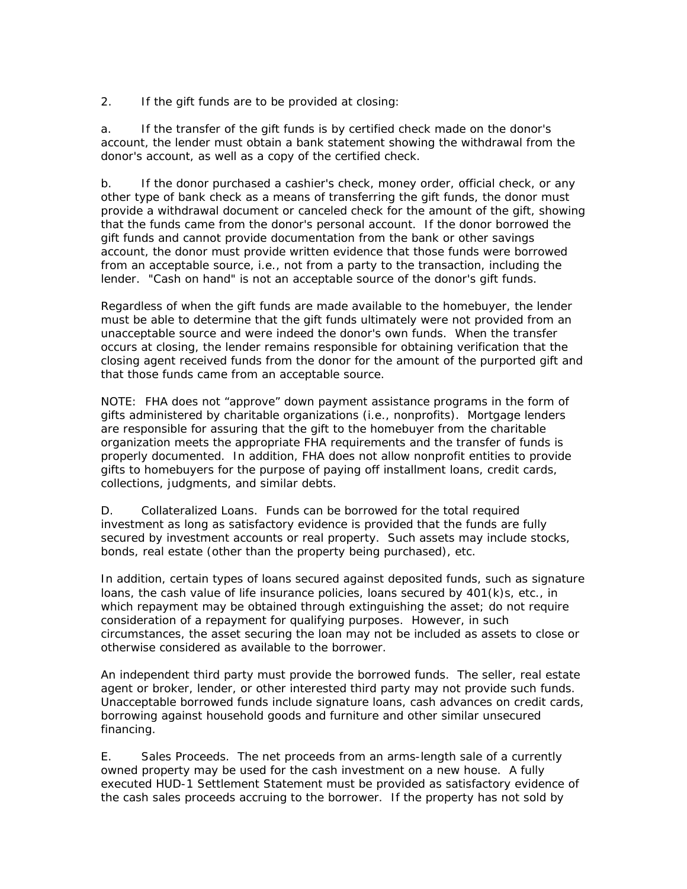2. If the gift funds are to be provided at closing:

a. If the transfer of the gift funds is by certified check made on the donor's account, the lender must obtain a bank statement showing the withdrawal from the donor's account, as well as a copy of the certified check.

b. If the donor purchased a cashier's check, money order, official check, or any other type of bank check as a means of transferring the gift funds, the donor must provide a withdrawal document or canceled check for the amount of the gift, showing that the funds came from the donor's personal account. If the donor borrowed the gift funds and cannot provide documentation from the bank or other savings account, the donor must provide written evidence that those funds were borrowed from an acceptable source, i.e., not from a party to the transaction, including the lender. "Cash on hand" is not an acceptable source of the donor's gift funds.

Regardless of when the gift funds are made available to the homebuyer, the lender must be able to determine that the gift funds ultimately were not provided from an unacceptable source and were indeed the donor's own funds. When the transfer occurs at closing, the lender remains responsible for obtaining verification that the closing agent received funds from the donor for the amount of the purported gift and that those funds came from an acceptable source.

NOTE: FHA does not "approve" down payment assistance programs in the form of gifts administered by charitable organizations (i.e., nonprofits). Mortgage lenders are responsible for assuring that the gift to the homebuyer from the charitable organization meets the appropriate FHA requirements and the transfer of funds is properly documented. In addition, FHA does not allow nonprofit entities to provide gifts to homebuyers for the purpose of paying off installment loans, credit cards, collections, judgments, and similar debts.

D. Collateralized Loans. Funds can be borrowed for the total required investment as long as satisfactory evidence is provided that the funds are fully secured by investment accounts or real property. Such assets may include stocks, bonds, real estate (other than the property being purchased), etc.

In addition, certain types of loans secured against deposited funds, such as signature loans, the cash value of life insurance policies, loans secured by 401(k)s, etc., in which repayment may be obtained through extinguishing the asset; do not require consideration of a repayment for qualifying purposes. However, in such circumstances, the asset securing the loan may not be included as assets to close or otherwise considered as available to the borrower.

An independent third party must provide the borrowed funds. The seller, real estate agent or broker, lender, or other interested third party may not provide such funds. Unacceptable borrowed funds include signature loans, cash advances on credit cards, borrowing against household goods and furniture and other similar unsecured financing.

E. Sales Proceeds. The net proceeds from an arms-length sale of a currently owned property may be used for the cash investment on a new house. A fully executed HUD-1 Settlement Statement must be provided as satisfactory evidence of the cash sales proceeds accruing to the borrower. If the property has not sold by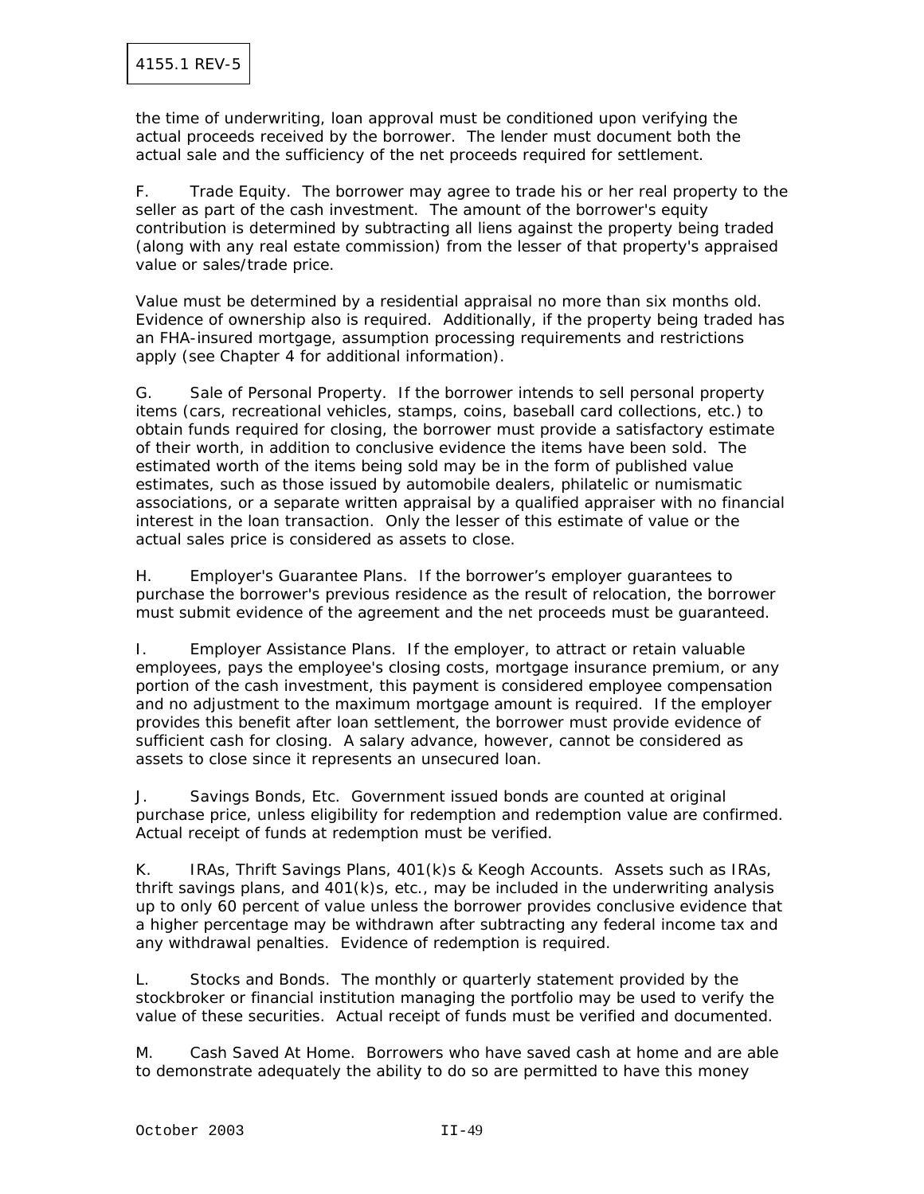the time of underwriting, loan approval must be conditioned upon verifying the actual proceeds received by the borrower. The lender must document both the actual sale and the sufficiency of the net proceeds required for settlement.

F. Trade Equity. The borrower may agree to trade his or her real property to the seller as part of the cash investment. The amount of the borrower's equity contribution is determined by subtracting all liens against the property being traded (along with any real estate commission) from the lesser of that property's appraised value or sales/trade price.

Value must be determined by a residential appraisal no more than six months old. Evidence of ownership also is required. Additionally, if the property being traded has an FHA-insured mortgage, assumption processing requirements and restrictions apply (see Chapter 4 for additional information).

G. Sale of Personal Property. If the borrower intends to sell personal property items (cars, recreational vehicles, stamps, coins, baseball card collections, etc.) to obtain funds required for closing, the borrower must provide a satisfactory estimate of their worth, in addition to conclusive evidence the items have been sold. The estimated worth of the items being sold may be in the form of published value estimates, such as those issued by automobile dealers, philatelic or numismatic associations, or a separate written appraisal by a qualified appraiser with no financial interest in the loan transaction. Only the lesser of this estimate of value or the actual sales price is considered as assets to close.

H. Employer's Guarantee Plans. If the borrower’s employer guarantees to purchase the borrower's previous residence as the result of relocation, the borrower must submit evidence of the agreement and the net proceeds must be guaranteed.

I. Employer Assistance Plans. If the employer, to attract or retain valuable employees, pays the employee's closing costs, mortgage insurance premium, or any portion of the cash investment, this payment is considered employee compensation and no adjustment to the maximum mortgage amount is required. If the employer provides this benefit after loan settlement, the borrower must provide evidence of sufficient cash for closing. A salary advance, however, cannot be considered as assets to close since it represents an unsecured loan.

J. Savings Bonds, Etc. Government issued bonds are counted at original purchase price, unless eligibility for redemption and redemption value are confirmed. Actual receipt of funds at redemption must be verified.

K. IRAs, Thrift Savings Plans, 401(k)s & Keogh Accounts. Assets such as IRAs, thrift savings plans, and 401(k)s, etc., may be included in the underwriting analysis up to only 60 percent of value unless the borrower provides conclusive evidence that a higher percentage may be withdrawn after subtracting any federal income tax and any withdrawal penalties. Evidence of redemption is required.

L. Stocks and Bonds. The monthly or quarterly statement provided by the stockbroker or financial institution managing the portfolio may be used to verify the value of these securities. Actual receipt of funds must be verified and documented.

M. Cash Saved At Home. Borrowers who have saved cash at home and are able to demonstrate adequately the ability to do so are permitted to have this money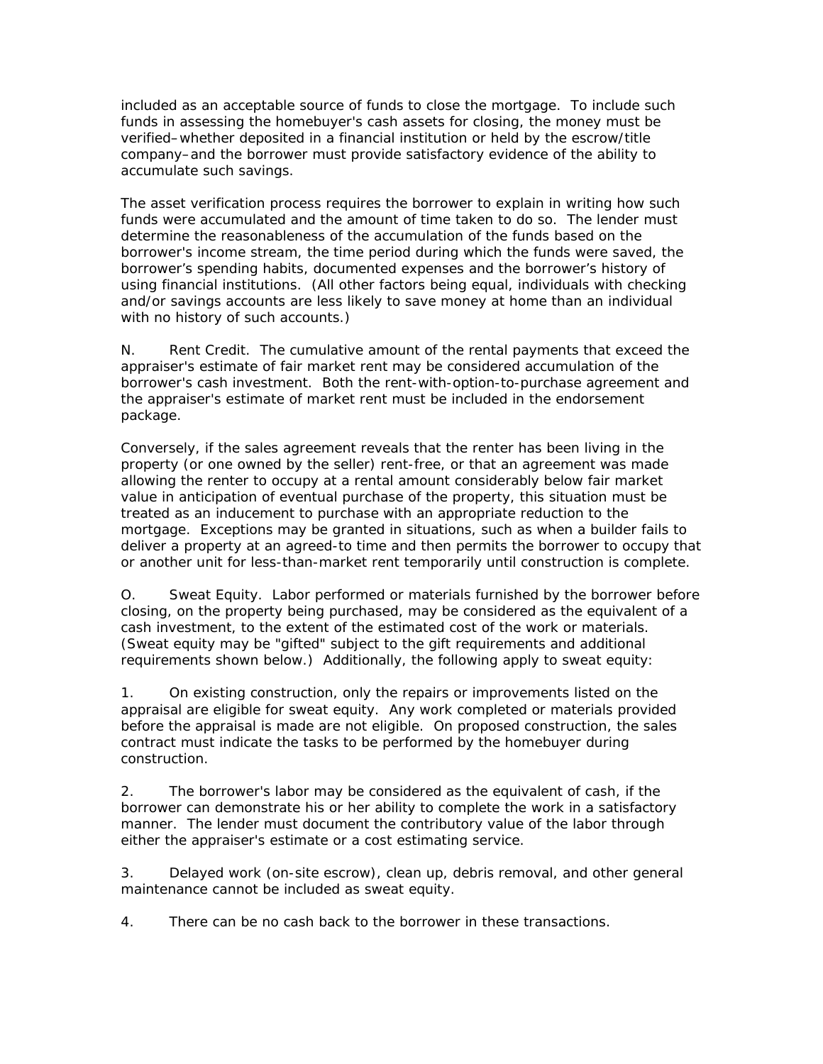included as an acceptable source of funds to close the mortgage. To include such funds in assessing the homebuyer's cash assets for closing, the money must be verified–whether deposited in a financial institution or held by the escrow/title company–and the borrower must provide satisfactory evidence of the ability to accumulate such savings.

The asset verification process requires the borrower to explain in writing how such funds were accumulated and the amount of time taken to do so. The lender must determine the reasonableness of the accumulation of the funds based on the borrower's income stream, the time period during which the funds were saved, the borrower's spending habits, documented expenses and the borrower's history of using financial institutions. (All other factors being equal, individuals with checking and/or savings accounts are less likely to save money at home than an individual with no history of such accounts.)

N. Rent Credit. The cumulative amount of the rental payments that exceed the appraiser's estimate of fair market rent may be considered accumulation of the borrower's cash investment. Both the rent-with-option-to-purchase agreement and the appraiser's estimate of market rent must be included in the endorsement package.

Conversely, if the sales agreement reveals that the renter has been living in the property (or one owned by the seller) rent-free, or that an agreement was made allowing the renter to occupy at a rental amount considerably below fair market value in anticipation of eventual purchase of the property, this situation must be treated as an inducement to purchase with an appropriate reduction to the mortgage. Exceptions may be granted in situations, such as when a builder fails to deliver a property at an agreed-to time and then permits the borrower to occupy that or another unit for less-than-market rent temporarily until construction is complete.

O. Sweat Equity. Labor performed or materials furnished by the borrower before closing, on the property being purchased, may be considered as the equivalent of a cash investment, to the extent of the estimated cost of the work or materials. (Sweat equity may be "gifted" subject to the gift requirements and additional requirements shown below.) Additionally, the following apply to sweat equity:

1. On existing construction, only the repairs or improvements listed on the appraisal are eligible for sweat equity. Any work completed or materials provided before the appraisal is made are not eligible. On proposed construction, the sales contract must indicate the tasks to be performed by the homebuyer during construction.

2. The borrower's labor may be considered as the equivalent of cash, if the borrower can demonstrate his or her ability to complete the work in a satisfactory manner. The lender must document the contributory value of the labor through either the appraiser's estimate or a cost estimating service.

3. Delayed work (on-site escrow), clean up, debris removal, and other general maintenance cannot be included as sweat equity.

4. There can be no cash back to the borrower in these transactions.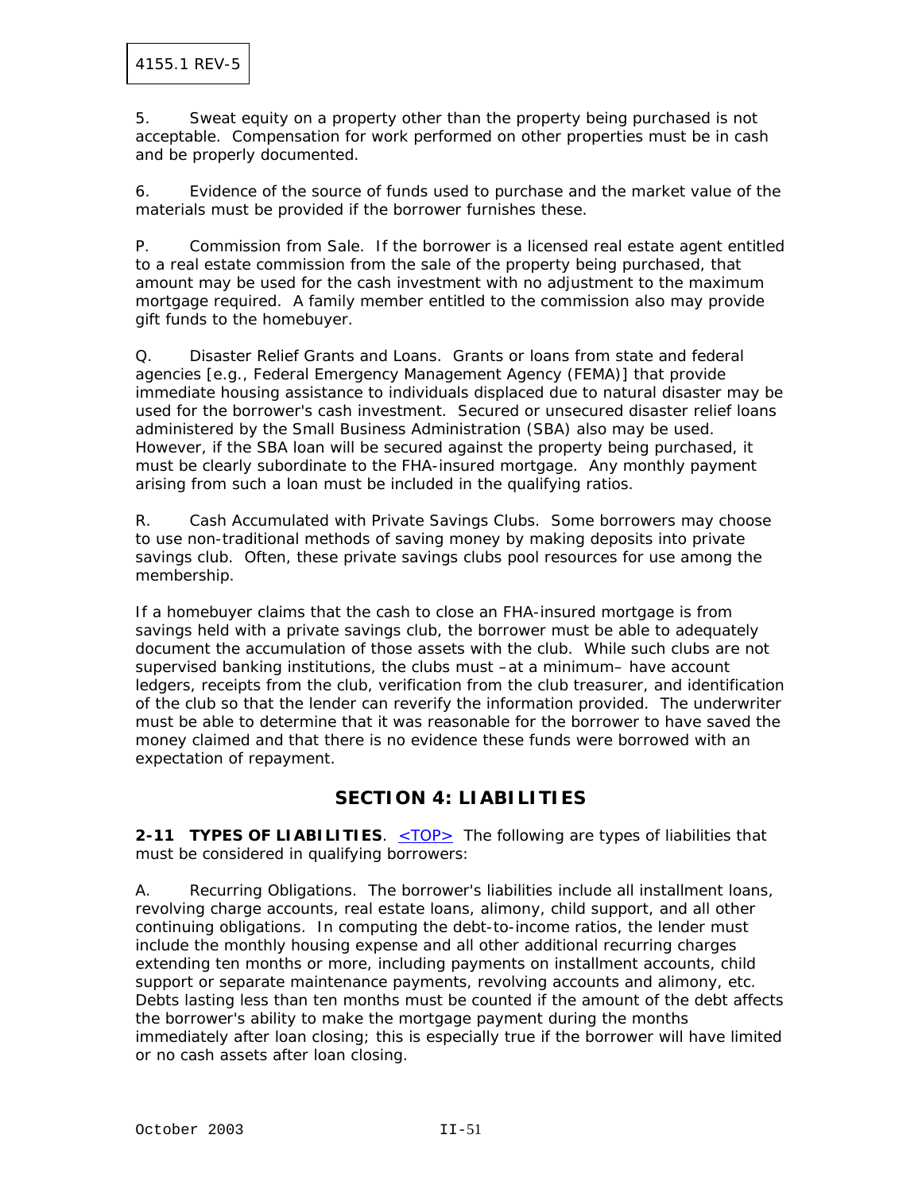5. Sweat equity on a property other than the property being purchased is not acceptable. Compensation for work performed on other properties must be in cash and be properly documented.

6. Evidence of the source of funds used to purchase and the market value of the materials must be provided if the borrower furnishes these.

P. Commission from Sale. If the borrower is a licensed real estate agent entitled to a real estate commission from the sale of the property being purchased, that amount may be used for the cash investment with no adjustment to the maximum mortgage required. A family member entitled to the commission also may provide gift funds to the homebuyer.

Q. Disaster Relief Grants and Loans. Grants or loans from state and federal agencies [e.g., Federal Emergency Management Agency (FEMA)] that provide immediate housing assistance to individuals displaced due to natural disaster may be used for the borrower's cash investment. Secured or unsecured disaster relief loans administered by the Small Business Administration (SBA) also may be used. However, if the SBA loan will be secured against the property being purchased, it must be clearly subordinate to the FHA-insured mortgage. Any monthly payment arising from such a loan must be included in the qualifying ratios.

R. Cash Accumulated with Private Savings Clubs. Some borrowers may choose to use non-traditional methods of saving money by making deposits into private savings club. Often, these private savings clubs pool resources for use among the membership.

If a homebuyer claims that the cash to close an FHA-insured mortgage is from savings held with a private savings club, the borrower must be able to adequately document the accumulation of those assets with the club. While such clubs are not supervised banking institutions, the clubs must –at a minimum– have account ledgers, receipts from the club, verification from the club treasurer, and identification of the club so that the lender can reverify the information provided. The underwriter must be able to determine that it was reasonable for the borrower to have saved the money claimed and that there is no evidence these funds were borrowed with an expectation of repayment.

## SECTION 4: LIABILITIES

**2-11 TYPES OF LIABILITIES**. <TOP> The following are types of liabilities that must be considered in qualifying borrowers:

A. Recurring Obligations. The borrower's liabilities include all installment loans, revolving charge accounts, real estate loans, alimony, child support, and all other continuing obligations. In computing the debt-to-income ratios, the lender must include the monthly housing expense and all other additional recurring charges extending ten months or more, including payments on installment accounts, child support or separate maintenance payments, revolving accounts and alimony, etc. Debts lasting less than ten months must be counted if the amount of the debt affects the borrower's ability to make the mortgage payment during the months immediately after loan closing; this is especially true if the borrower will have limited or no cash assets after loan closing.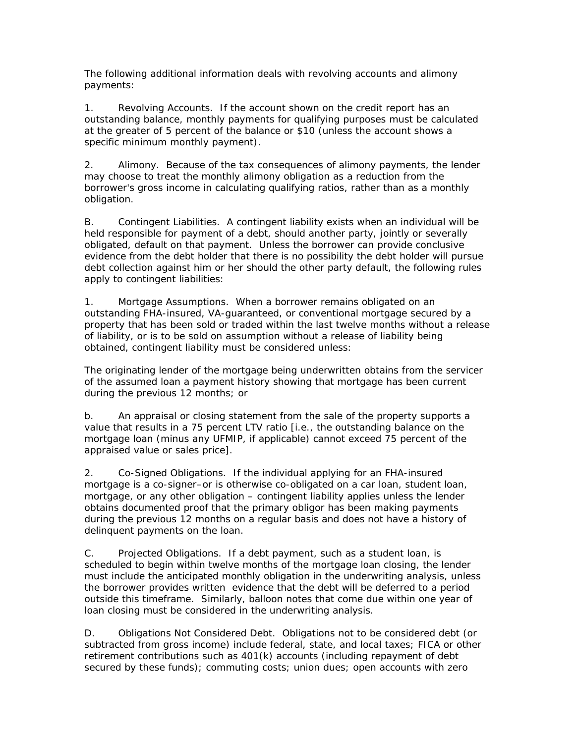The following additional information deals with revolving accounts and alimony payments:

1. Revolving Accounts. If the account shown on the credit report has an outstanding balance, monthly payments for qualifying purposes must be calculated at the greater of 5 percent of the balance or $10 (unless the account shows a specific minimum monthly payment).

2. Alimony. Because of the tax consequences of alimony payments, the lender may choose to treat the monthly alimony obligation as a reduction from the borrower's gross income in calculating qualifying ratios, rather than as a monthly obligation.

B. Contingent Liabilities. A contingent liability exists when an individual will be held responsible for payment of a debt, should another party, jointly or severally obligated, default on that payment. Unless the borrower can provide conclusive evidence from the debt holder that there is no possibility the debt holder will pursue debt collection against him or her should the other party default, the following rules apply to contingent liabilities:

1. Mortgage Assumptions. When a borrower remains obligated on an outstanding FHA-insured, VA-guaranteed, or conventional mortgage secured by a property that has been sold or traded within the last twelve months without a release of liability, or is to be sold on assumption without a release of liability being obtained, contingent liability must be considered unless:

The originating lender of the mortgage being underwritten obtains from the servicer of the assumed loan a payment history showing that mortgage has been current during the previous 12 months; or

b. An appraisal or closing statement from the sale of the property supports a value that results in a 75 percent LTV ratio [i.e., the outstanding balance on the mortgage loan (minus any UFMIP, if applicable) cannot exceed 75 percent of the appraised value or sales price].

2. Co-Signed Obligations. If the individual applying for an FHA-insured mortgage is a co-signer–or is otherwise co-obligated on a car loan, student loan, mortgage, or any other obligation – contingent liability applies unless the lender obtains documented proof that the primary obligor has been making payments during the previous 12 months on a regular basis and does not have a history of delinquent payments on the loan.

C. Projected Obligations. If a debt payment, such as a student loan, is scheduled to begin within twelve months of the mortgage loan closing, the lender must include the anticipated monthly obligation in the underwriting analysis, unless the borrower provides written evidence that the debt will be deferred to a period outside this timeframe. Similarly, balloon notes that come due within one year of loan closing must be considered in the underwriting analysis.

D. Obligations Not Considered Debt. Obligations not to be considered debt (or subtracted from gross income) include federal, state, and local taxes; FICA or other retirement contributions such as 401(k) accounts (including repayment of debt secured by these funds); commuting costs; union dues; open accounts with zero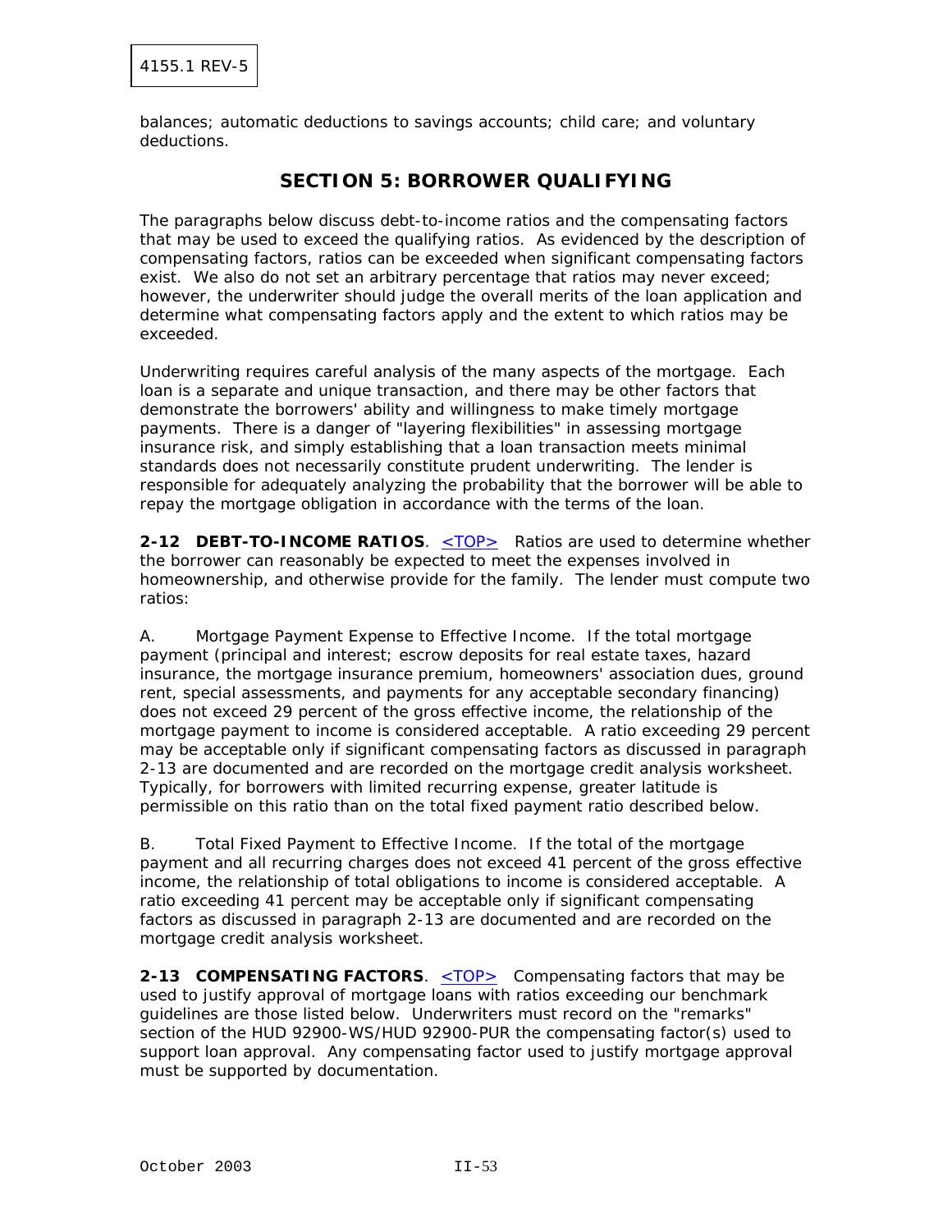balances; automatic deductions to savings accounts; child care; and voluntary deductions.

## SECTION 5: BORROWER QUALIFYING

The paragraphs below discuss debt-to-income ratios and the compensating factors that may be used to exceed the qualifying ratios. As evidenced by the description of compensating factors, ratios can be exceeded when significant compensating factors exist. We also do not set an arbitrary percentage that ratios may never exceed; however, the underwriter should judge the overall merits of the loan application and determine what compensating factors apply and the extent to which ratios may be exceeded.

Underwriting requires careful analysis of the many aspects of the mortgage. Each loan is a separate and unique transaction, and there may be other factors that demonstrate the borrowers' ability and willingness to make timely mortgage payments. There is a danger of "layering flexibilities" in assessing mortgage insurance risk, and simply establishing that a loan transaction meets minimal standards does not necessarily constitute prudent underwriting. The lender is responsible for adequately analyzing the probability that the borrower will be able to repay the mortgage obligation in accordance with the terms of the loan.

**2-12 DEBT-TO-INCOME RATIOS**. <TOP> Ratios are used to determine whether the borrower can reasonably be expected to meet the expenses involved in homeownership, and otherwise provide for the family. The lender must compute two ratios:

A. Mortgage Payment Expense to Effective Income. If the total mortgage payment (principal and interest; escrow deposits for real estate taxes, hazard insurance, the mortgage insurance premium, homeowners' association dues, ground rent, special assessments, and payments for any acceptable secondary financing) does not exceed 29 percent of the gross effective income, the relationship of the mortgage payment to income is considered acceptable. A ratio exceeding 29 percent may be acceptable only if significant compensating factors as discussed in paragraph 2-13 are documented and are recorded on the mortgage credit analysis worksheet. Typically, for borrowers with limited recurring expense, greater latitude is permissible on this ratio than on the total fixed payment ratio described below.

B. Total Fixed Payment to Effective Income. If the total of the mortgage payment and all recurring charges does not exceed 41 percent of the gross effective income, the relationship of total obligations to income is considered acceptable. A ratio exceeding 41 percent may be acceptable only if significant compensating factors as discussed in paragraph 2-13 are documented and are recorded on the mortgage credit analysis worksheet.

**2-13 COMPENSATING FACTORS**. <TOP> Compensating factors that may be used to justify approval of mortgage loans with ratios exceeding our benchmark guidelines are those listed below. Underwriters must record on the "remarks" section of the HUD 92900-WS/HUD 92900-PUR the compensating factor(s) used to support loan approval. Any compensating factor used to justify mortgage approval must be supported by documentation.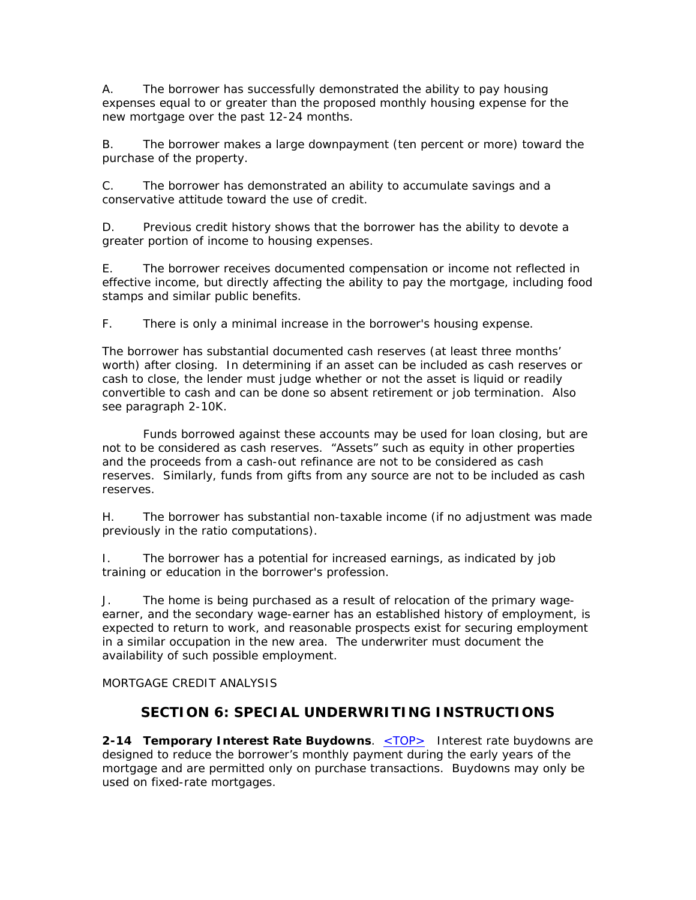A. The borrower has successfully demonstrated the ability to pay housing expenses equal to or greater than the proposed monthly housing expense for the new mortgage over the past 12-24 months.

B. The borrower makes a large downpayment (ten percent or more) toward the purchase of the property.

C. The borrower has demonstrated an ability to accumulate savings and a conservative attitude toward the use of credit.

D. Previous credit history shows that the borrower has the ability to devote a greater portion of income to housing expenses.

E. The borrower receives documented compensation or income not reflected in effective income, but directly affecting the ability to pay the mortgage, including food stamps and similar public benefits.

F. There is only a minimal increase in the borrower's housing expense.

The borrower has substantial documented cash reserves (at least three months' worth) after closing. In determining if an asset can be included as cash reserves or cash to close, the lender must judge whether or not the asset is liquid or readily convertible to cash and can be done so absent retirement or job termination. Also see paragraph 2-10K.

Funds borrowed against these accounts may be used for loan closing, but are not to be considered as cash reserves. "Assets" such as equity in other properties and the proceeds from a cash-out refinance are not to be considered as cash reserves. Similarly, funds from gifts from any source are not to be included as cash reserves.

H. The borrower has substantial non-taxable income (if no adjustment was made previously in the ratio computations).

I. The borrower has a potential for increased earnings, as indicated by job training or education in the borrower's profession.

J. The home is being purchased as a result of relocation of the primary wage-earner, and the secondary wage-earner has an established history of employment, is expected to return to work, and reasonable prospects exist for securing employment in a similar occupation in the new area. The underwriter must document the availability of such possible employment.

MORTGAGE CREDIT ANALYSIS

## SECTION 6: SPECIAL UNDERWRITING INSTRUCTIONS

**2-14 Temporary Interest Rate Buydowns**. <TOP> Interest rate buydowns are designed to reduce the borrower's monthly payment during the early years of the mortgage and are permitted only on purchase transactions. Buydowns may only be used on fixed-rate mortgages.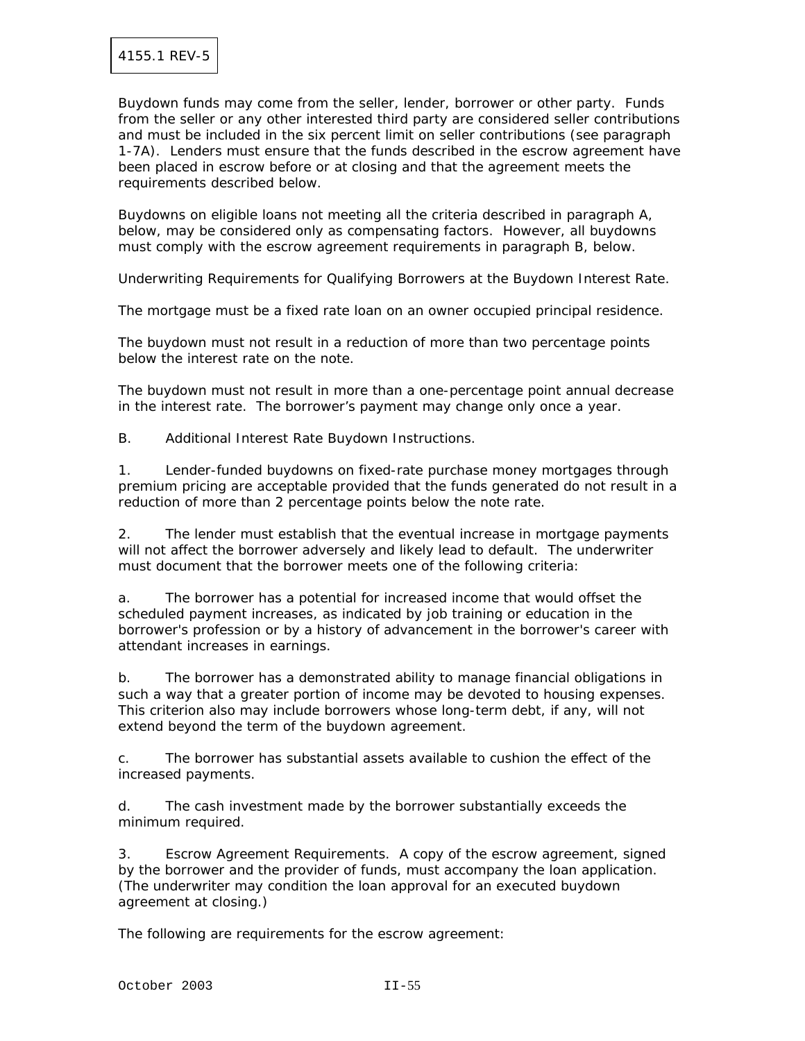Buydown funds may come from the seller, lender, borrower or other party. Funds from the seller or any other interested third party are considered seller contributions and must be included in the six percent limit on seller contributions (see paragraph 1-7A). Lenders must ensure that the funds described in the escrow agreement have been placed in escrow before or at closing and that the agreement meets the requirements described below.

Buydowns on eligible loans not meeting all the criteria described in paragraph A, below, may be considered only as compensating factors. However, all buydowns must comply with the escrow agreement requirements in paragraph B, below.

Underwriting Requirements for Qualifying Borrowers at the Buydown Interest Rate.

The mortgage must be a fixed rate loan on an owner occupied principal residence.

The buydown must not result in a reduction of more than two percentage points below the interest rate on the note.

The buydown must not result in more than a one-percentage point annual decrease in the interest rate. The borrower's payment may change only once a year.

B. Additional Interest Rate Buydown Instructions.

1. Lender-funded buydowns on fixed-rate purchase money mortgages through premium pricing are acceptable provided that the funds generated do not result in a reduction of more than 2 percentage points below the note rate.

2. The lender must establish that the eventual increase in mortgage payments will not affect the borrower adversely and likely lead to default. The underwriter must document that the borrower meets one of the following criteria:

a. The borrower has a potential for increased income that would offset the scheduled payment increases, as indicated by job training or education in the borrower's profession or by a history of advancement in the borrower's career with attendant increases in earnings.

b. The borrower has a demonstrated ability to manage financial obligations in such a way that a greater portion of income may be devoted to housing expenses. This criterion also may include borrowers whose long-term debt, if any, will not extend beyond the term of the buydown agreement.

c. The borrower has substantial assets available to cushion the effect of the increased payments.

d. The cash investment made by the borrower substantially exceeds the minimum required.

3. Escrow Agreement Requirements. A copy of the escrow agreement, signed by the borrower and the provider of funds, must accompany the loan application. (The underwriter may condition the loan approval for an executed buydown agreement at closing.)

The following are requirements for the escrow agreement: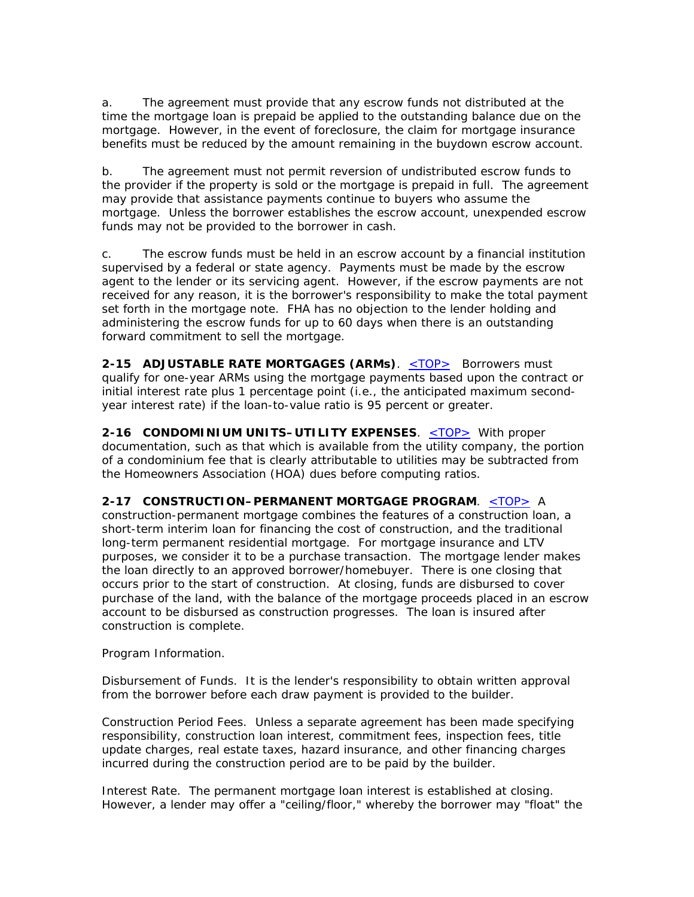a. The agreement must provide that any escrow funds not distributed at the time the mortgage loan is prepaid be applied to the outstanding balance due on the mortgage. However, in the event of foreclosure, the claim for mortgage insurance benefits must be reduced by the amount remaining in the buydown escrow account.

b. The agreement must not permit reversion of undistributed escrow funds to the provider if the property is sold or the mortgage is prepaid in full. The agreement may provide that assistance payments continue to buyers who assume the mortgage. Unless the borrower establishes the escrow account, unexpended escrow funds may not be provided to the borrower in cash.

c. The escrow funds must be held in an escrow account by a financial institution supervised by a federal or state agency. Payments must be made by the escrow agent to the lender or its servicing agent. However, if the escrow payments are not received for any reason, it is the borrower's responsibility to make the total payment set forth in the mortgage note. FHA has no objection to the lender holding and administering the escrow funds for up to 60 days when there is an outstanding forward commitment to sell the mortgage.

**2-15 ADJUSTABLE RATE MORTGAGES (ARMs)**. <TOP> Borrowers must qualify for one-year ARMs using the mortgage payments based upon the contract or initial interest rate plus 1 percentage point (i.e., the anticipated maximum second-year interest rate) if the loan-to-value ratio is 95 percent or greater.

**2-16 CONDOMINIUM UNITS–UTILITY EXPENSES**. <TOP> With proper documentation, such as that which is available from the utility company, the portion of a condominium fee that is clearly attributable to utilities may be subtracted from the Homeowners Association (HOA) dues before computing ratios.

**2-17 CONSTRUCTION–PERMANENT MORTGAGE PROGRAM**. <TOP> A construction-permanent mortgage combines the features of a construction loan, a short-term interim loan for financing the cost of construction, and the traditional long-term permanent residential mortgage. For mortgage insurance and LTV purposes, we consider it to be a purchase transaction. The mortgage lender makes the loan directly to an approved borrower/homebuyer. There is one closing that occurs prior to the start of construction. At closing, funds are disbursed to cover purchase of the land, with the balance of the mortgage proceeds placed in an escrow account to be disbursed as construction progresses. The loan is insured after construction is complete.

Program Information.

Disbursement of Funds. It is the lender's responsibility to obtain written approval from the borrower before each draw payment is provided to the builder.

Construction Period Fees. Unless a separate agreement has been made specifying responsibility, construction loan interest, commitment fees, inspection fees, title update charges, real estate taxes, hazard insurance, and other financing charges incurred during the construction period are to be paid by the builder.

Interest Rate. The permanent mortgage loan interest is established at closing. However, a lender may offer a "ceiling/floor," whereby the borrower may "float" the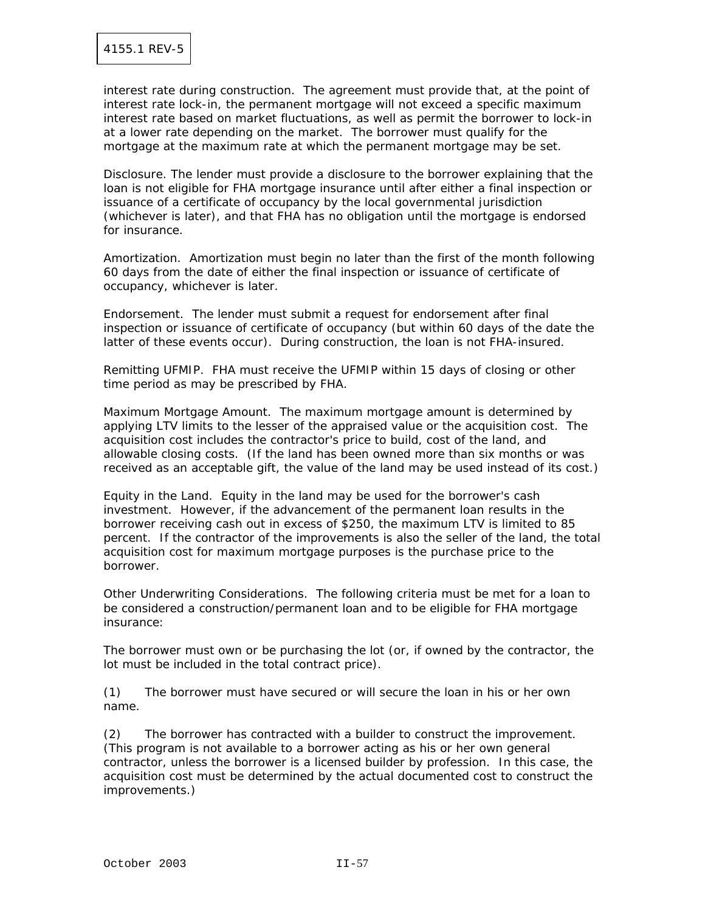interest rate during construction. The agreement must provide that, at the point of interest rate lock-in, the permanent mortgage will not exceed a specific maximum interest rate based on market fluctuations, as well as permit the borrower to lock-in at a lower rate depending on the market. The borrower must qualify for the mortgage at the maximum rate at which the permanent mortgage may be set.

Disclosure. The lender must provide a disclosure to the borrower explaining that the loan is not eligible for FHA mortgage insurance until after either a final inspection or issuance of a certificate of occupancy by the local governmental jurisdiction (whichever is later), and that FHA has no obligation until the mortgage is endorsed for insurance.

Amortization. Amortization must begin no later than the first of the month following 60 days from the date of either the final inspection or issuance of certificate of occupancy, whichever is later.

Endorsement. The lender must submit a request for endorsement after final inspection or issuance of certificate of occupancy (but within 60 days of the date the latter of these events occur). During construction, the loan is not FHA-insured.

Remitting UFMIP. FHA must receive the UFMIP within 15 days of closing or other time period as may be prescribed by FHA.

Maximum Mortgage Amount. The maximum mortgage amount is determined by applying LTV limits to the lesser of the appraised value or the acquisition cost. The acquisition cost includes the contractor's price to build, cost of the land, and allowable closing costs. (If the land has been owned more than six months or was received as an acceptable gift, the value of the land may be used instead of its cost.)

Equity in the Land. Equity in the land may be used for the borrower's cash investment. However, if the advancement of the permanent loan results in the borrower receiving cash out in excess of $250, the maximum LTV is limited to 85 percent. If the contractor of the improvements is also the seller of the land, the total acquisition cost for maximum mortgage purposes is the purchase price to the borrower.

Other Underwriting Considerations. The following criteria must be met for a loan to be considered a construction/permanent loan and to be eligible for FHA mortgage insurance:

The borrower must own or be purchasing the lot (or, if owned by the contractor, the lot must be included in the total contract price).

(1) The borrower must have secured or will secure the loan in his or her own name.

(2) The borrower has contracted with a builder to construct the improvement. (This program is not available to a borrower acting as his or her own general contractor, unless the borrower is a licensed builder by profession. In this case, the acquisition cost must be determined by the actual documented cost to construct the improvements.)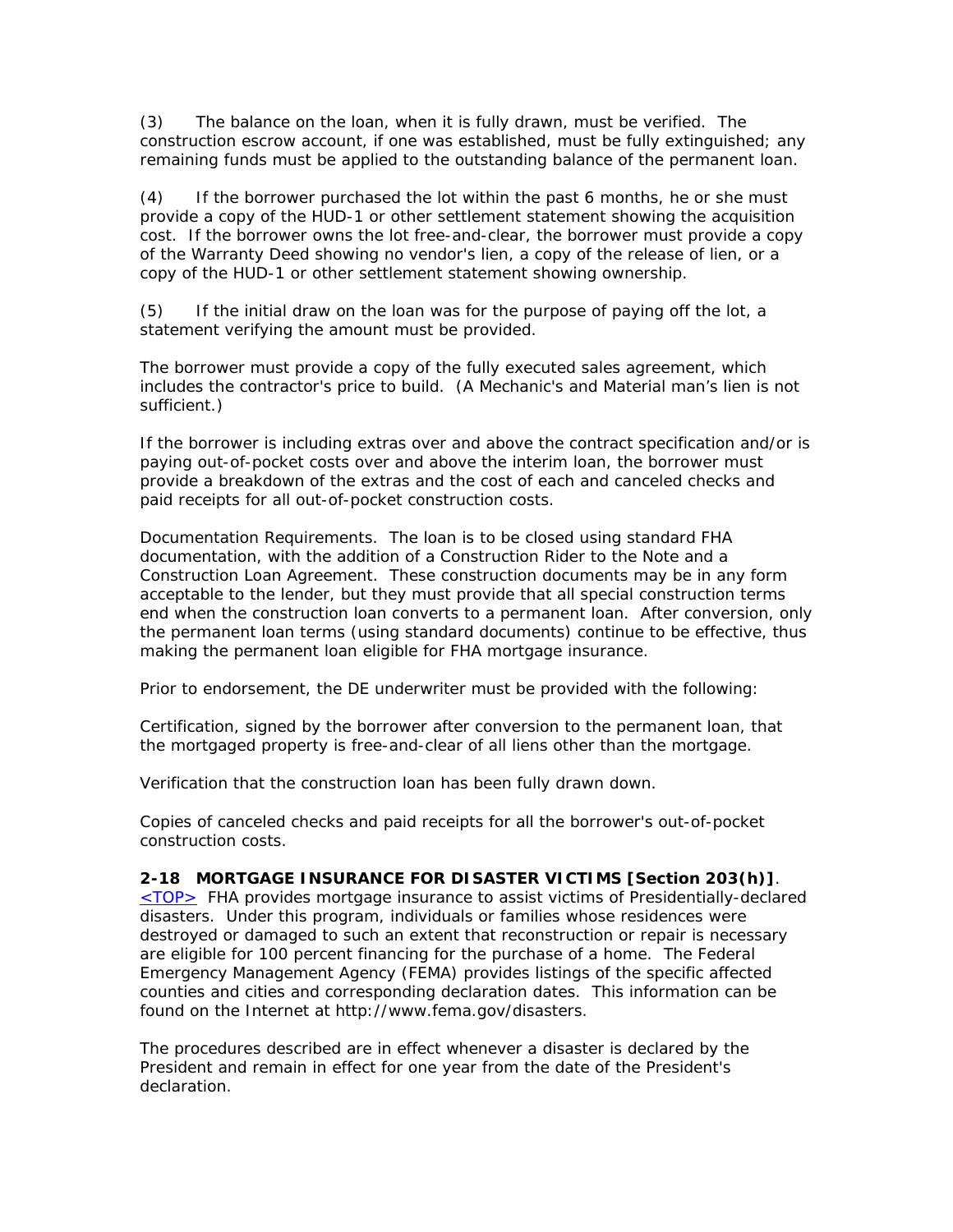(3) The balance on the loan, when it is fully drawn, must be verified. The construction escrow account, if one was established, must be fully extinguished; any remaining funds must be applied to the outstanding balance of the permanent loan.

(4) If the borrower purchased the lot within the past 6 months, he or she must provide a copy of the HUD-1 or other settlement statement showing the acquisition cost. If the borrower owns the lot free-and-clear, the borrower must provide a copy of the Warranty Deed showing no vendor's lien, a copy of the release of lien, or a copy of the HUD-1 or other settlement statement showing ownership.

(5) If the initial draw on the loan was for the purpose of paying off the lot, a statement verifying the amount must be provided.

The borrower must provide a copy of the fully executed sales agreement, which includes the contractor's price to build. (A Mechanic's and Material man's lien is not sufficient.)

If the borrower is including extras over and above the contract specification and/or is paying out-of-pocket costs over and above the interim loan, the borrower must provide a breakdown of the extras and the cost of each and canceled checks and paid receipts for all out-of-pocket construction costs.

Documentation Requirements. The loan is to be closed using standard FHA documentation, with the addition of a Construction Rider to the Note and a Construction Loan Agreement. These construction documents may be in any form acceptable to the lender, but they must provide that all special construction terms end when the construction loan converts to a permanent loan. After conversion, only the permanent loan terms (using standard documents) continue to be effective, thus making the permanent loan eligible for FHA mortgage insurance.

Prior to endorsement, the DE underwriter must be provided with the following:

Certification, signed by the borrower after conversion to the permanent loan, that the mortgaged property is free-and-clear of all liens other than the mortgage.

Verification that the construction loan has been fully drawn down.

Copies of canceled checks and paid receipts for all the borrower's out-of-pocket construction costs.

**2-18 MORTGAGE INSURANCE FOR DISASTER VICTIMS [Section 203(h)]**. <TOP> FHA provides mortgage insurance to assist victims of Presidentially-declared disasters. Under this program, individuals or families whose residences were destroyed or damaged to such an extent that reconstruction or repair is necessary are eligible for 100 percent financing for the purchase of a home. The Federal Emergency Management Agency (FEMA) provides listings of the specific affected counties and cities and corresponding declaration dates. This information can be found on the Internet at http://www.fema.gov/disasters.

The procedures described are in effect whenever a disaster is declared by the President and remain in effect for one year from the date of the President's declaration.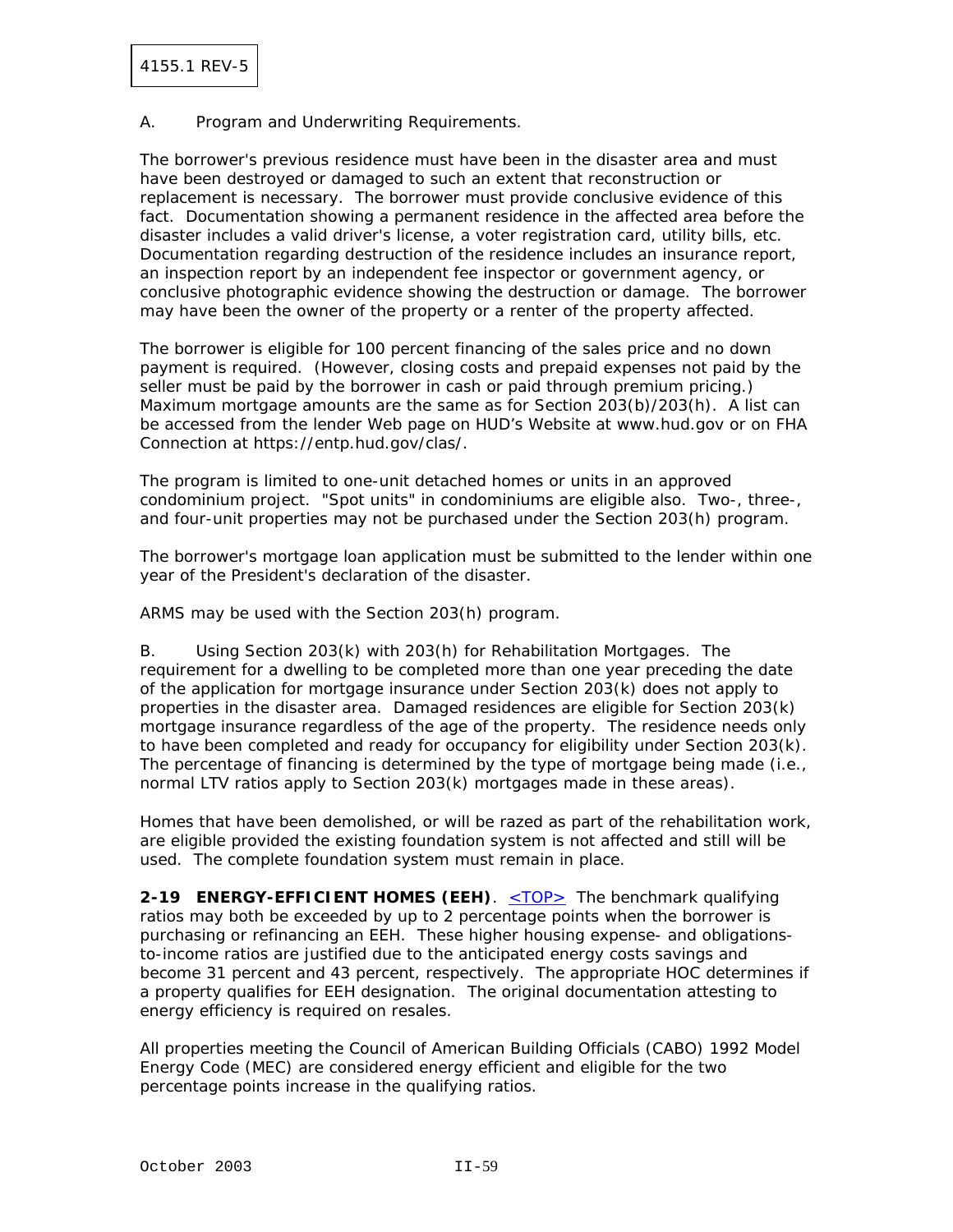A. Program and Underwriting Requirements.

The borrower's previous residence must have been in the disaster area and must have been destroyed or damaged to such an extent that reconstruction or replacement is necessary. The borrower must provide conclusive evidence of this fact. Documentation showing a permanent residence in the affected area before the disaster includes a valid driver's license, a voter registration card, utility bills, etc. Documentation regarding destruction of the residence includes an insurance report, an inspection report by an independent fee inspector or government agency, or conclusive photographic evidence showing the destruction or damage. The borrower may have been the owner of the property or a renter of the property affected.

The borrower is eligible for 100 percent financing of the sales price and no down payment is required. (However, closing costs and prepaid expenses not paid by the seller must be paid by the borrower in cash or paid through premium pricing.) Maximum mortgage amounts are the same as for Section 203(b)/203(h). A list can be accessed from the lender Web page on HUD's Website at www.hud.gov or on FHA Connection at https://entp.hud.gov/clas/.

The program is limited to one-unit detached homes or units in an approved condominium project. "Spot units" in condominiums are eligible also. Two-, three-, and four-unit properties may not be purchased under the Section 203(h) program.

The borrower's mortgage loan application must be submitted to the lender within one year of the President's declaration of the disaster.

ARMS may be used with the Section 203(h) program.

B. Using Section 203(k) with 203(h) for Rehabilitation Mortgages. The requirement for a dwelling to be completed more than one year preceding the date of the application for mortgage insurance under Section 203(k) does not apply to properties in the disaster area. Damaged residences are eligible for Section 203(k) mortgage insurance regardless of the age of the property. The residence needs only to have been completed and ready for occupancy for eligibility under Section 203(k). The percentage of financing is determined by the type of mortgage being made (i.e., normal LTV ratios apply to Section 203(k) mortgages made in these areas).

Homes that have been demolished, or will be razed as part of the rehabilitation work, are eligible provided the existing foundation system is not affected and still will be used. The complete foundation system must remain in place.

**2-19 ENERGY-EFFICIENT HOMES (EEH)**. <TOP> The benchmark qualifying ratios may both be exceeded by up to 2 percentage points when the borrower is purchasing or refinancing an EEH. These higher housing expense- and obligations-to-income ratios are justified due to the anticipated energy costs savings and become 31 percent and 43 percent, respectively. The appropriate HOC determines if a property qualifies for EEH designation. The original documentation attesting to energy efficiency is required on resales.

All properties meeting the Council of American Building Officials (CABO) 1992 Model Energy Code (MEC) are considered energy efficient and eligible for the two percentage points increase in the qualifying ratios.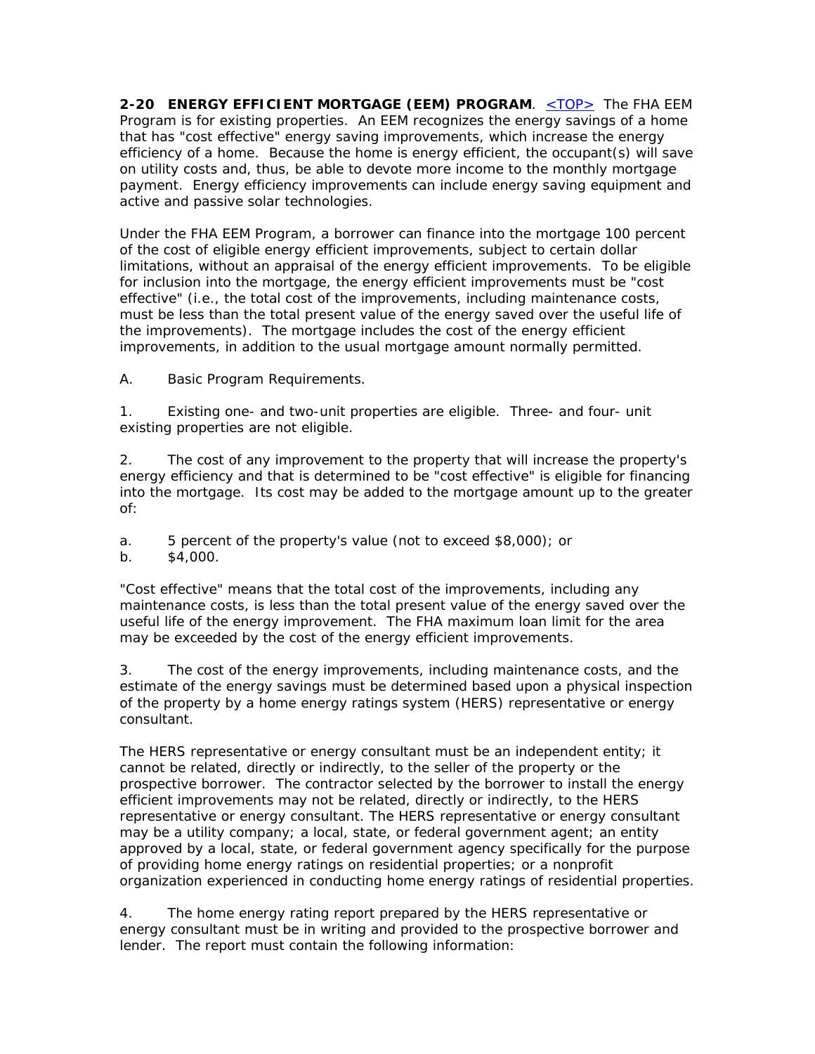**2-20 ENERGY EFFICIENT MORTGAGE (EEM) PROGRAM**. <TOP> The FHA EEM Program is for existing properties. An EEM recognizes the energy savings of a home that has "cost effective" energy saving improvements, which increase the energy efficiency of a home. Because the home is energy efficient, the occupant(s) will save on utility costs and, thus, be able to devote more income to the monthly mortgage payment. Energy efficiency improvements can include energy saving equipment and active and passive solar technologies.

Under the FHA EEM Program, a borrower can finance into the mortgage 100 percent of the cost of eligible energy efficient improvements, subject to certain dollar limitations, without an appraisal of the energy efficient improvements. To be eligible for inclusion into the mortgage, the energy efficient improvements must be "cost effective" (i.e., the total cost of the improvements, including maintenance costs, must be less than the total present value of the energy saved over the useful life of the improvements). The mortgage includes the cost of the energy efficient improvements, in addition to the usual mortgage amount normally permitted.

A. Basic Program Requirements.

1. Existing one- and two-unit properties are eligible. Three- and four- unit existing properties are not eligible.

2. The cost of any improvement to the property that will increase the property's energy efficiency and that is determined to be "cost effective" is eligible for financing into the mortgage. Its cost may be added to the mortgage amount up to the greater of:

a. 5 percent of the property's value (not to exceed $8,000); or
b. $4,000.

"Cost effective" means that the total cost of the improvements, including any maintenance costs, is less than the total present value of the energy saved over the useful life of the energy improvement. The FHA maximum loan limit for the area may be exceeded by the cost of the energy efficient improvements.

3. The cost of the energy improvements, including maintenance costs, and the estimate of the energy savings must be determined based upon a physical inspection of the property by a home energy ratings system (HERS) representative or energy consultant.

The HERS representative or energy consultant must be an independent entity; it cannot be related, directly or indirectly, to the seller of the property or the prospective borrower. The contractor selected by the borrower to install the energy efficient improvements may not be related, directly or indirectly, to the HERS representative or energy consultant. The HERS representative or energy consultant may be a utility company; a local, state, or federal government agent; an entity approved by a local, state, or federal government agency specifically for the purpose of providing home energy ratings on residential properties; or a nonprofit organization experienced in conducting home energy ratings of residential properties.

4. The home energy rating report prepared by the HERS representative or energy consultant must be in writing and provided to the prospective borrower and lender. The report must contain the following information: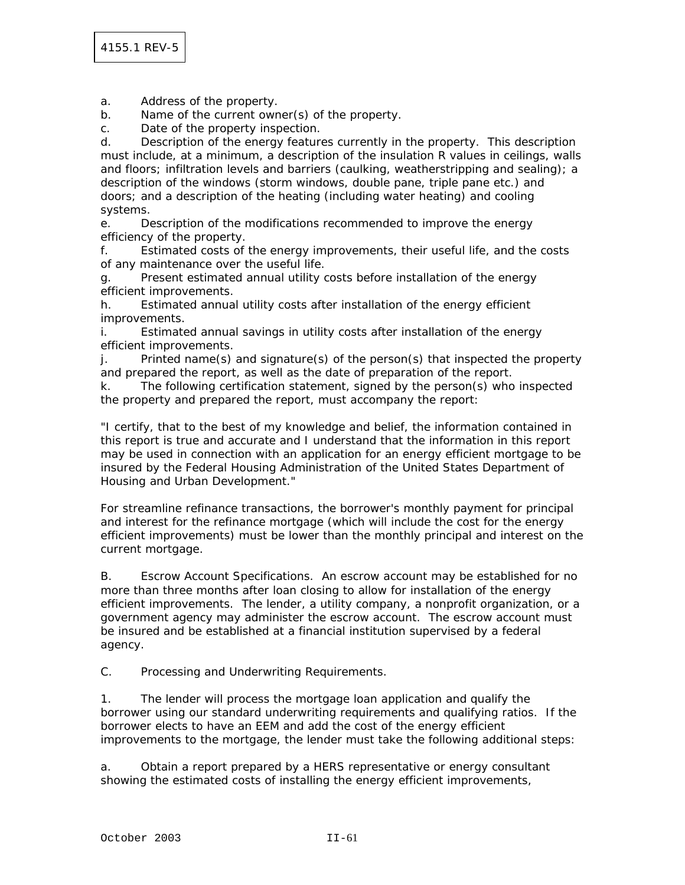a. Address of the property.

b. Name of the current owner(s) of the property.

c. Date of the property inspection.

d. Description of the energy features currently in the property. This description must include, at a minimum, a description of the insulation R values in ceilings, walls and floors; infiltration levels and barriers (caulking, weatherstripping and sealing); a description of the windows (storm windows, double pane, triple pane etc.) and doors; and a description of the heating (including water heating) and cooling systems.

e. Description of the modifications recommended to improve the energy efficiency of the property.

f. Estimated costs of the energy improvements, their useful life, and the costs of any maintenance over the useful life.

g. Present estimated annual utility costs before installation of the energy efficient improvements.

h. Estimated annual utility costs after installation of the energy efficient improvements.

i. Estimated annual savings in utility costs after installation of the energy efficient improvements.

j. Printed name(s) and signature(s) of the person(s) that inspected the property and prepared the report, as well as the date of preparation of the report.

k. The following certification statement, signed by the person(s) who inspected the property and prepared the report, must accompany the report:

"I certify, that to the best of my knowledge and belief, the information contained in this report is true and accurate and I understand that the information in this report may be used in connection with an application for an energy efficient mortgage to be insured by the Federal Housing Administration of the United States Department of Housing and Urban Development."

For streamline refinance transactions, the borrower's monthly payment for principal and interest for the refinance mortgage (which will include the cost for the energy efficient improvements) must be lower than the monthly principal and interest on the current mortgage.

B. Escrow Account Specifications. An escrow account may be established for no more than three months after loan closing to allow for installation of the energy efficient improvements. The lender, a utility company, a nonprofit organization, or a government agency may administer the escrow account. The escrow account must be insured and be established at a financial institution supervised by a federal agency.

C. Processing and Underwriting Requirements.

1. The lender will process the mortgage loan application and qualify the borrower using our standard underwriting requirements and qualifying ratios. If the borrower elects to have an EEM and add the cost of the energy efficient improvements to the mortgage, the lender must take the following additional steps:

a. Obtain a report prepared by a HERS representative or energy consultant showing the estimated costs of installing the energy efficient improvements,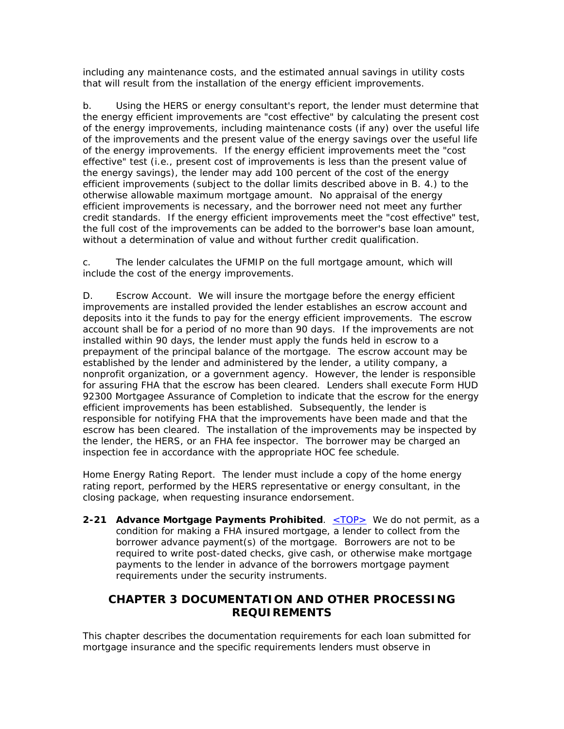including any maintenance costs, and the estimated annual savings in utility costs that will result from the installation of the energy efficient improvements.

b. Using the HERS or energy consultant's report, the lender must determine that the energy efficient improvements are "cost effective" by calculating the present cost of the energy improvements, including maintenance costs (if any) over the useful life of the improvements and the present value of the energy savings over the useful life of the energy improvements. If the energy efficient improvements meet the "cost effective" test (i.e., present cost of improvements is less than the present value of the energy savings), the lender may add 100 percent of the cost of the energy efficient improvements (subject to the dollar limits described above in B. 4.) to the otherwise allowable maximum mortgage amount. No appraisal of the energy efficient improvements is necessary, and the borrower need not meet any further credit standards. If the energy efficient improvements meet the "cost effective" test, the full cost of the improvements can be added to the borrower's base loan amount, without a determination of value and without further credit qualification.

c. The lender calculates the UFMIP on the full mortgage amount, which will include the cost of the energy improvements.

D. Escrow Account. We will insure the mortgage before the energy efficient improvements are installed provided the lender establishes an escrow account and deposits into it the funds to pay for the energy efficient improvements. The escrow account shall be for a period of no more than 90 days. If the improvements are not installed within 90 days, the lender must apply the funds held in escrow to a prepayment of the principal balance of the mortgage. The escrow account may be established by the lender and administered by the lender, a utility company, a nonprofit organization, or a government agency. However, the lender is responsible for assuring FHA that the escrow has been cleared. Lenders shall execute Form HUD 92300 Mortgagee Assurance of Completion to indicate that the escrow for the energy efficient improvements has been established. Subsequently, the lender is responsible for notifying FHA that the improvements have been made and that the escrow has been cleared. The installation of the improvements may be inspected by the lender, the HERS, or an FHA fee inspector. The borrower may be charged an inspection fee in accordance with the appropriate HOC fee schedule.

Home Energy Rating Report. The lender must include a copy of the home energy rating report, performed by the HERS representative or energy consultant, in the closing package, when requesting insurance endorsement.

**2-21 Advance Mortgage Payments Prohibited**. <TOP> We do not permit, as a condition for making a FHA insured mortgage, a lender to collect from the borrower advance payment(s) of the mortgage. Borrowers are not to be required to write post-dated checks, give cash, or otherwise make mortgage payments to the lender in advance of the borrowers mortgage payment requirements under the security instruments.

## CHAPTER 3 DOCUMENTATION AND OTHER PROCESSING REQUIREMENTS

This chapter describes the documentation requirements for each loan submitted for mortgage insurance and the specific requirements lenders must observe in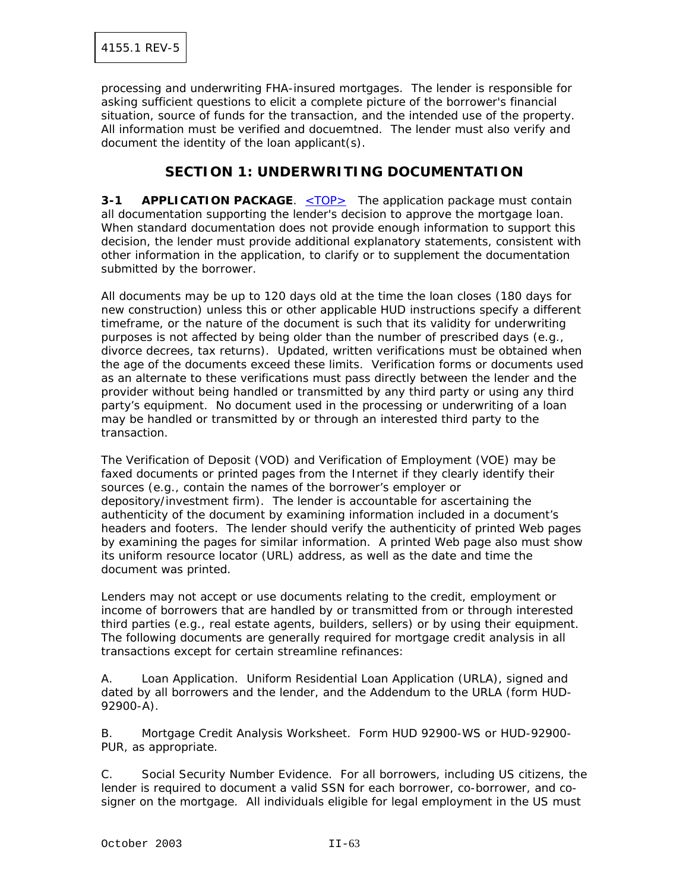processing and underwriting FHA-insured mortgages. The lender is responsible for asking sufficient questions to elicit a complete picture of the borrower's financial situation, source of funds for the transaction, and the intended use of the property. All information must be verified and docuemtned. The lender must also verify and document the identity of the loan applicant(s).

## SECTION 1: UNDERWRITING DOCUMENTATION

**3-1 APPLICATION PACKAGE**. <TOP> The application package must contain all documentation supporting the lender's decision to approve the mortgage loan. When standard documentation does not provide enough information to support this decision, the lender must provide additional explanatory statements, consistent with other information in the application, to clarify or to supplement the documentation submitted by the borrower.

All documents may be up to 120 days old at the time the loan closes (180 days for new construction) unless this or other applicable HUD instructions specify a different timeframe, or the nature of the document is such that its validity for underwriting purposes is not affected by being older than the number of prescribed days (e.g., divorce decrees, tax returns). Updated, written verifications must be obtained when the age of the documents exceed these limits. Verification forms or documents used as an alternate to these verifications must pass directly between the lender and the provider without being handled or transmitted by any third party or using any third party's equipment. No document used in the processing or underwriting of a loan may be handled or transmitted by or through an interested third party to the transaction.

The Verification of Deposit (VOD) and Verification of Employment (VOE) may be faxed documents or printed pages from the Internet if they clearly identify their sources (e.g., contain the names of the borrower's employer or depository/investment firm). The lender is accountable for ascertaining the authenticity of the document by examining information included in a document's headers and footers. The lender should verify the authenticity of printed Web pages by examining the pages for similar information. A printed Web page also must show its uniform resource locator (URL) address, as well as the date and time the document was printed.

Lenders may not accept or use documents relating to the credit, employment or income of borrowers that are handled by or transmitted from or through interested third parties (e.g., real estate agents, builders, sellers) or by using their equipment. The following documents are generally required for mortgage credit analysis in all transactions except for certain streamline refinances:

A. Loan Application. Uniform Residential Loan Application (URLA), signed and dated by all borrowers and the lender, and the Addendum to the URLA (form HUD-92900-A).

B. Mortgage Credit Analysis Worksheet. Form HUD 92900-WS or HUD-92900-PUR, as appropriate.

C. Social Security Number Evidence. For all borrowers, including US citizens, the lender is required to document a valid SSN for each borrower, co-borrower, and co-signer on the mortgage. All individuals eligible for legal employment in the US must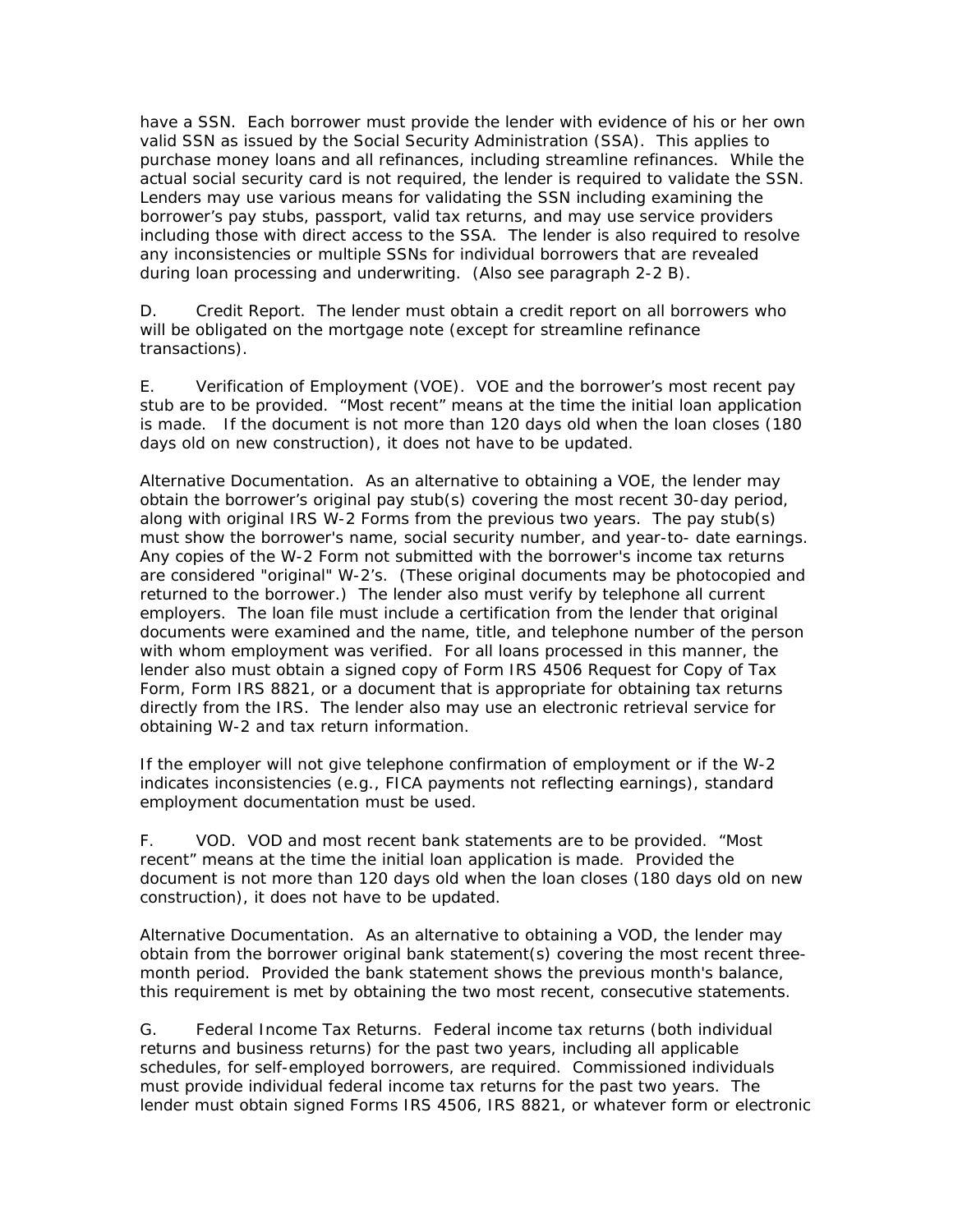have a SSN. Each borrower must provide the lender with evidence of his or her own valid SSN as issued by the Social Security Administration (SSA). This applies to purchase money loans and all refinances, including streamline refinances. While the actual social security card is not required, the lender is required to validate the SSN. Lenders may use various means for validating the SSN including examining the borrower's pay stubs, passport, valid tax returns, and may use service providers including those with direct access to the SSA. The lender is also required to resolve any inconsistencies or multiple SSNs for individual borrowers that are revealed during loan processing and underwriting. (Also see paragraph 2-2 B).

D. Credit Report. The lender must obtain a credit report on all borrowers who will be obligated on the mortgage note (except for streamline refinance transactions).

E. Verification of Employment (VOE). VOE and the borrower's most recent pay stub are to be provided. "Most recent" means at the time the initial loan application is made. If the document is not more than 120 days old when the loan closes (180 days old on new construction), it does not have to be updated.

Alternative Documentation. As an alternative to obtaining a VOE, the lender may obtain the borrower's original pay stub(s) covering the most recent 30-day period, along with original IRS W-2 Forms from the previous two years. The pay stub(s) must show the borrower's name, social security number, and year-to- date earnings. Any copies of the W-2 Form not submitted with the borrower's income tax returns are considered "original" W-2's. (These original documents may be photocopied and returned to the borrower.) The lender also must verify by telephone all current employers. The loan file must include a certification from the lender that original documents were examined and the name, title, and telephone number of the person with whom employment was verified. For all loans processed in this manner, the lender also must obtain a signed copy of Form IRS 4506 Request for Copy of Tax Form, Form IRS 8821, or a document that is appropriate for obtaining tax returns directly from the IRS. The lender also may use an electronic retrieval service for obtaining W-2 and tax return information.

If the employer will not give telephone confirmation of employment or if the W-2 indicates inconsistencies (e.g., FICA payments not reflecting earnings), standard employment documentation must be used.

F. VOD. VOD and most recent bank statements are to be provided. "Most recent" means at the time the initial loan application is made. Provided the document is not more than 120 days old when the loan closes (180 days old on new construction), it does not have to be updated.

Alternative Documentation. As an alternative to obtaining a VOD, the lender may obtain from the borrower original bank statement(s) covering the most recent three-month period. Provided the bank statement shows the previous month's balance, this requirement is met by obtaining the two most recent, consecutive statements.

G. Federal Income Tax Returns. Federal income tax returns (both individual returns and business returns) for the past two years, including all applicable schedules, for self-employed borrowers, are required. Commissioned individuals must provide individual federal income tax returns for the past two years. The lender must obtain signed Forms IRS 4506, IRS 8821, or whatever form or electronic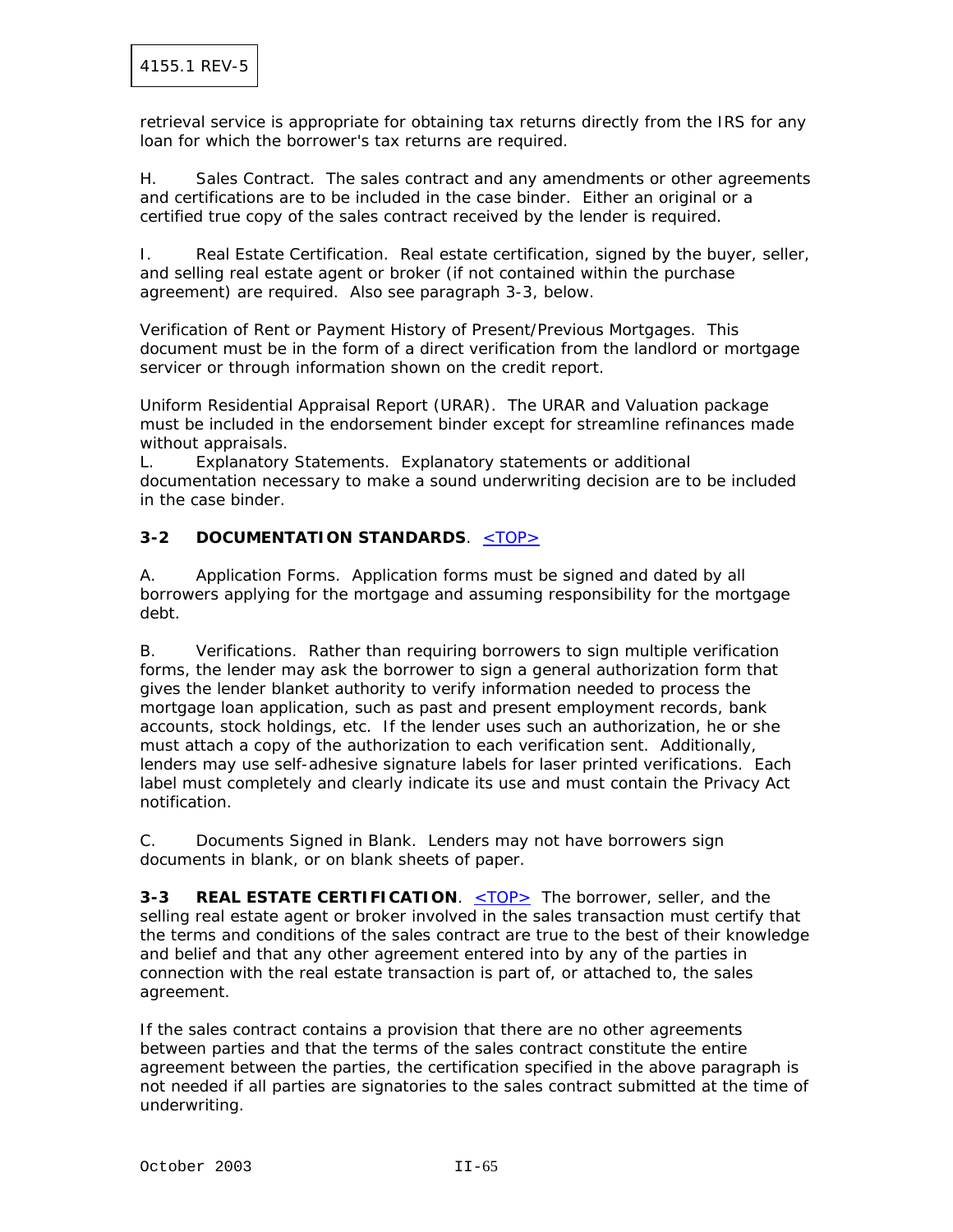retrieval service is appropriate for obtaining tax returns directly from the IRS for any loan for which the borrower's tax returns are required.

H. Sales Contract. The sales contract and any amendments or other agreements and certifications are to be included in the case binder. Either an original or a certified true copy of the sales contract received by the lender is required.

I. Real Estate Certification. Real estate certification, signed by the buyer, seller, and selling real estate agent or broker (if not contained within the purchase agreement) are required. Also see paragraph 3-3, below.

Verification of Rent or Payment History of Present/Previous Mortgages. This document must be in the form of a direct verification from the landlord or mortgage servicer or through information shown on the credit report.

Uniform Residential Appraisal Report (URAR). The URAR and Valuation package must be included in the endorsement binder except for streamline refinances made without appraisals.

L. Explanatory Statements. Explanatory statements or additional documentation necessary to make a sound underwriting decision are to be included in the case binder.

### 3-2 DOCUMENTATION STANDARDS. <TOP>

A. Application Forms. Application forms must be signed and dated by all borrowers applying for the mortgage and assuming responsibility for the mortgage debt.

B. Verifications. Rather than requiring borrowers to sign multiple verification forms, the lender may ask the borrower to sign a general authorization form that gives the lender blanket authority to verify information needed to process the mortgage loan application, such as past and present employment records, bank accounts, stock holdings, etc. If the lender uses such an authorization, he or she must attach a copy of the authorization to each verification sent. Additionally, lenders may use self-adhesive signature labels for laser printed verifications. Each label must completely and clearly indicate its use and must contain the Privacy Act notification.

C. Documents Signed in Blank. Lenders may not have borrowers sign documents in blank, or on blank sheets of paper.

### 3-3 REAL ESTATE CERTIFICATION. <TOP>

The borrower, seller, and the selling real estate agent or broker involved in the sales transaction must certify that the terms and conditions of the sales contract are true to the best of their knowledge and belief and that any other agreement entered into by any of the parties in connection with the real estate transaction is part of, or attached to, the sales agreement.

If the sales contract contains a provision that there are no other agreements between parties and that the terms of the sales contract constitute the entire agreement between the parties, the certification specified in the above paragraph is not needed if all parties are signatories to the sales contract submitted at the time of underwriting.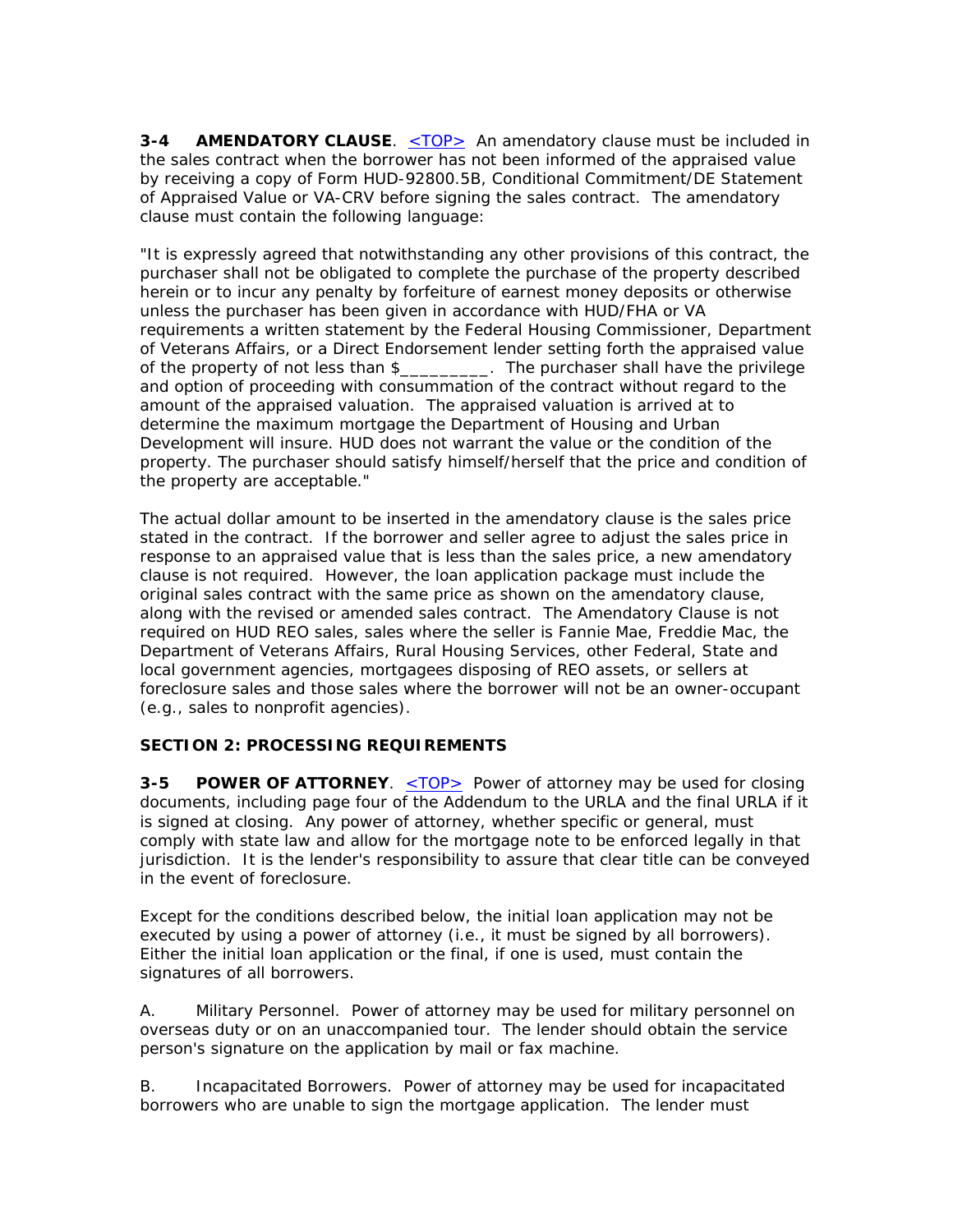**3-4 AMENDATORY CLAUSE**. <TOP> An amendatory clause must be included in the sales contract when the borrower has not been informed of the appraised value by receiving a copy of Form HUD-92800.5B, Conditional Commitment/DE Statement of Appraised Value or VA-CRV before signing the sales contract. The amendatory clause must contain the following language:

"It is expressly agreed that notwithstanding any other provisions of this contract, the purchaser shall not be obligated to complete the purchase of the property described herein or to incur any penalty by forfeiture of earnest money deposits or otherwise unless the purchaser has been given in accordance with HUD/FHA or VA requirements a written statement by the Federal Housing Commissioner, Department of Veterans Affairs, or a Direct Endorsement lender setting forth the appraised value of the property of not less than $_________. The purchaser shall have the privilege and option of proceeding with consummation of the contract without regard to the amount of the appraised valuation. The appraised valuation is arrived at to determine the maximum mortgage the Department of Housing and Urban Development will insure. HUD does not warrant the value or the condition of the property. The purchaser should satisfy himself/herself that the price and condition of the property are acceptable."

The actual dollar amount to be inserted in the amendatory clause is the sales price stated in the contract. If the borrower and seller agree to adjust the sales price in response to an appraised value that is less than the sales price, a new amendatory clause is not required. However, the loan application package must include the original sales contract with the same price as shown on the amendatory clause, along with the revised or amended sales contract. The Amendatory Clause is not required on HUD REO sales, sales where the seller is Fannie Mae, Freddie Mac, the Department of Veterans Affairs, Rural Housing Services, other Federal, State and local government agencies, mortgagees disposing of REO assets, or sellers at foreclosure sales and those sales where the borrower will not be an owner-occupant (e.g., sales to nonprofit agencies).

**SECTION 2: PROCESSING REQUIREMENTS**

**3-5 POWER OF ATTORNEY**. <TOP> Power of attorney may be used for closing documents, including page four of the Addendum to the URLA and the final URLA if it is signed at closing. Any power of attorney, whether specific or general, must comply with state law and allow for the mortgage note to be enforced legally in that jurisdiction. It is the lender's responsibility to assure that clear title can be conveyed in the event of foreclosure.

Except for the conditions described below, the initial loan application may not be executed by using a power of attorney (i.e., it must be signed by all borrowers). Either the initial loan application or the final, if one is used, must contain the signatures of all borrowers.

A. Military Personnel. Power of attorney may be used for military personnel on overseas duty or on an unaccompanied tour. The lender should obtain the service person's signature on the application by mail or fax machine.

B. Incapacitated Borrowers. Power of attorney may be used for incapacitated borrowers who are unable to sign the mortgage application. The lender must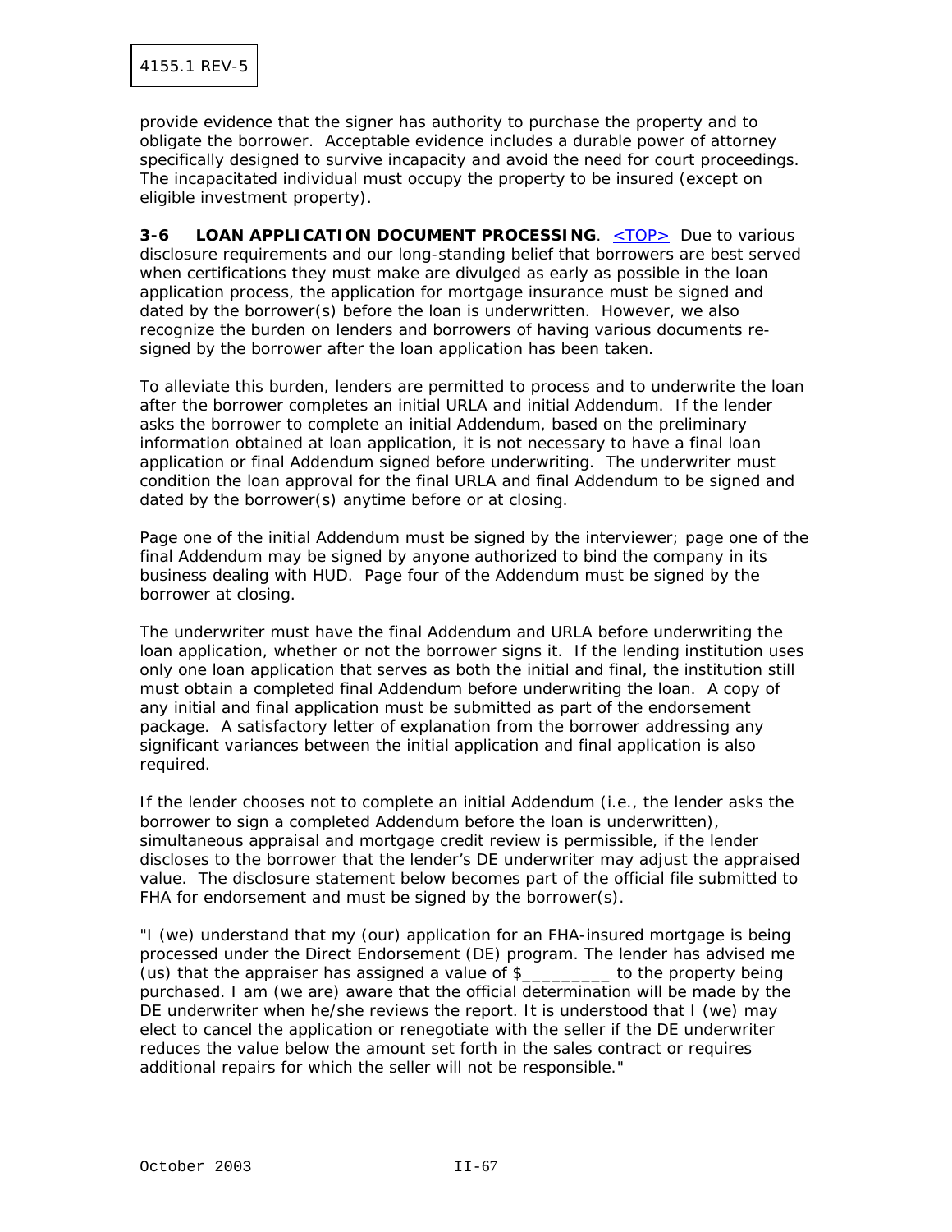provide evidence that the signer has authority to purchase the property and to obligate the borrower. Acceptable evidence includes a durable power of attorney specifically designed to survive incapacity and avoid the need for court proceedings. The incapacitated individual must occupy the property to be insured (except on eligible investment property).

**3-6 LOAN APPLICATION DOCUMENT PROCESSING**. <TOP> Due to various disclosure requirements and our long-standing belief that borrowers are best served when certifications they must make are divulged as early as possible in the loan application process, the application for mortgage insurance must be signed and dated by the borrower(s) before the loan is underwritten. However, we also recognize the burden on lenders and borrowers of having various documents re-signed by the borrower after the loan application has been taken.

To alleviate this burden, lenders are permitted to process and to underwrite the loan after the borrower completes an initial URLA and initial Addendum. If the lender asks the borrower to complete an initial Addendum, based on the preliminary information obtained at loan application, it is not necessary to have a final loan application or final Addendum signed before underwriting. The underwriter must condition the loan approval for the final URLA and final Addendum to be signed and dated by the borrower(s) anytime before or at closing.

Page one of the initial Addendum must be signed by the interviewer; page one of the final Addendum may be signed by anyone authorized to bind the company in its business dealing with HUD. Page four of the Addendum must be signed by the borrower at closing.

The underwriter must have the final Addendum and URLA before underwriting the loan application, whether or not the borrower signs it. If the lending institution uses only one loan application that serves as both the initial and final, the institution still must obtain a completed final Addendum before underwriting the loan. A copy of any initial and final application must be submitted as part of the endorsement package. A satisfactory letter of explanation from the borrower addressing any significant variances between the initial application and final application is also required.

If the lender chooses not to complete an initial Addendum (i.e., the lender asks the borrower to sign a completed Addendum before the loan is underwritten), simultaneous appraisal and mortgage credit review is permissible, if the lender discloses to the borrower that the lender's DE underwriter may adjust the appraised value. The disclosure statement below becomes part of the official file submitted to FHA for endorsement and must be signed by the borrower(s).

"I (we) understand that my (our) application for an FHA-insured mortgage is being processed under the Direct Endorsement (DE) program. The lender has advised me (us) that the appraiser has assigned a value of $_________ to the property being purchased. I am (we are) aware that the official determination will be made by the DE underwriter when he/she reviews the report. It is understood that I (we) may elect to cancel the application or renegotiate with the seller if the DE underwriter reduces the value below the amount set forth in the sales contract or requires additional repairs for which the seller will not be responsible."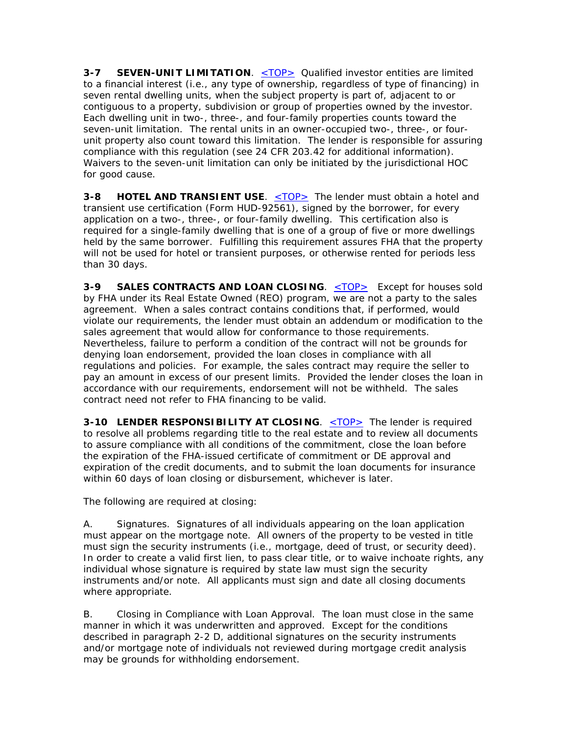**3-7 SEVEN-UNIT LIMITATION**. <TOP> Qualified investor entities are limited to a financial interest (i.e., any type of ownership, regardless of type of financing) in seven rental dwelling units, when the subject property is part of, adjacent to or contiguous to a property, subdivision or group of properties owned by the investor. Each dwelling unit in two-, three-, and four-family properties counts toward the seven-unit limitation. The rental units in an owner-occupied two-, three-, or four-unit property also count toward this limitation. The lender is responsible for assuring compliance with this regulation (see 24 CFR 203.42 for additional information). Waivers to the seven-unit limitation can only be initiated by the jurisdictional HOC for good cause.

**3-8 HOTEL AND TRANSIENT USE**. <TOP> The lender must obtain a hotel and transient use certification (Form HUD-92561), signed by the borrower, for every application on a two-, three-, or four-family dwelling. This certification also is required for a single-family dwelling that is one of a group of five or more dwellings held by the same borrower. Fulfilling this requirement assures FHA that the property will not be used for hotel or transient purposes, or otherwise rented for periods less than 30 days.

**3-9 SALES CONTRACTS AND LOAN CLOSING**. <TOP> Except for houses sold by FHA under its Real Estate Owned (REO) program, we are not a party to the sales agreement. When a sales contract contains conditions that, if performed, would violate our requirements, the lender must obtain an addendum or modification to the sales agreement that would allow for conformance to those requirements. Nevertheless, failure to perform a condition of the contract will not be grounds for denying loan endorsement, provided the loan closes in compliance with all regulations and policies. For example, the sales contract may require the seller to pay an amount in excess of our present limits. Provided the lender closes the loan in accordance with our requirements, endorsement will not be withheld. The sales contract need not refer to FHA financing to be valid.

**3-10 LENDER RESPONSIBILITY AT CLOSING**. <TOP> The lender is required to resolve all problems regarding title to the real estate and to review all documents to assure compliance with all conditions of the commitment, close the loan before the expiration of the FHA-issued certificate of commitment or DE approval and expiration of the credit documents, and to submit the loan documents for insurance within 60 days of loan closing or disbursement, whichever is later.

The following are required at closing:

A. Signatures. Signatures of all individuals appearing on the loan application must appear on the mortgage note. All owners of the property to be vested in title must sign the security instruments (i.e., mortgage, deed of trust, or security deed). In order to create a valid first lien, to pass clear title, or to waive inchoate rights, any individual whose signature is required by state law must sign the security instruments and/or note. All applicants must sign and date all closing documents where appropriate.

B. Closing in Compliance with Loan Approval. The loan must close in the same manner in which it was underwritten and approved. Except for the conditions described in paragraph 2-2 D, additional signatures on the security instruments and/or mortgage note of individuals not reviewed during mortgage credit analysis may be grounds for withholding endorsement.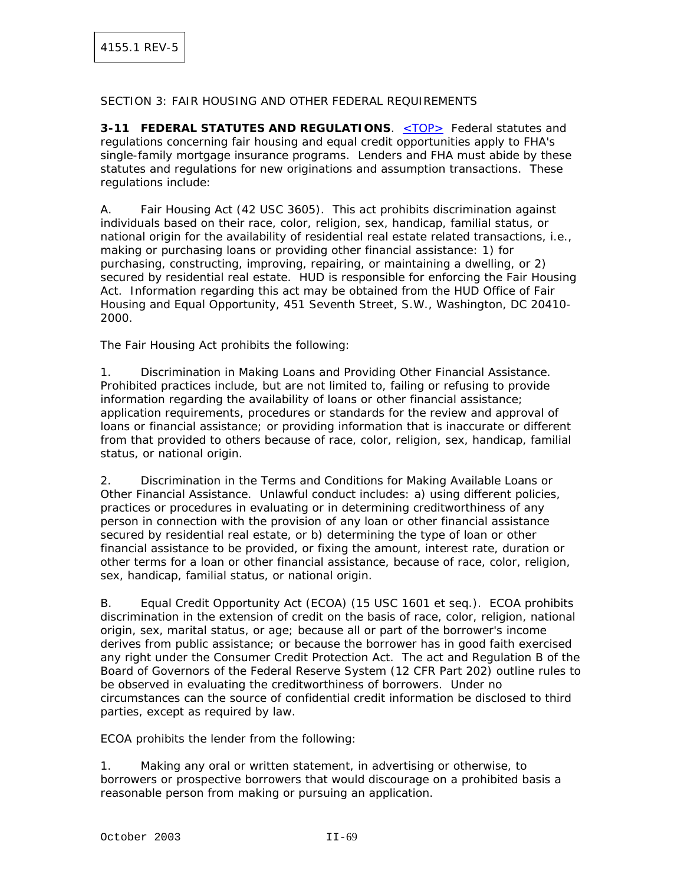## SECTION 3: FAIR HOUSING AND OTHER FEDERAL REQUIREMENTS

**3-11 FEDERAL STATUTES AND REGULATIONS**. <TOP> Federal statutes and regulations concerning fair housing and equal credit opportunities apply to FHA's single-family mortgage insurance programs. Lenders and FHA must abide by these statutes and regulations for new originations and assumption transactions. These regulations include:

A. Fair Housing Act (42 USC 3605). This act prohibits discrimination against individuals based on their race, color, religion, sex, handicap, familial status, or national origin for the availability of residential real estate related transactions, i.e., making or purchasing loans or providing other financial assistance: 1) for purchasing, constructing, improving, repairing, or maintaining a dwelling, or 2) secured by residential real estate. HUD is responsible for enforcing the Fair Housing Act. Information regarding this act may be obtained from the HUD Office of Fair Housing and Equal Opportunity, 451 Seventh Street, S.W., Washington, DC 20410-2000.

The Fair Housing Act prohibits the following:

1. Discrimination in Making Loans and Providing Other Financial Assistance. Prohibited practices include, but are not limited to, failing or refusing to provide information regarding the availability of loans or other financial assistance; application requirements, procedures or standards for the review and approval of loans or financial assistance; or providing information that is inaccurate or different from that provided to others because of race, color, religion, sex, handicap, familial status, or national origin.

2. Discrimination in the Terms and Conditions for Making Available Loans or Other Financial Assistance. Unlawful conduct includes: a) using different policies, practices or procedures in evaluating or in determining creditworthiness of any person in connection with the provision of any loan or other financial assistance secured by residential real estate, or b) determining the type of loan or other financial assistance to be provided, or fixing the amount, interest rate, duration or other terms for a loan or other financial assistance, because of race, color, religion, sex, handicap, familial status, or national origin.

B. Equal Credit Opportunity Act (ECOA) (15 USC 1601 et seq.). ECOA prohibits discrimination in the extension of credit on the basis of race, color, religion, national origin, sex, marital status, or age; because all or part of the borrower's income derives from public assistance; or because the borrower has in good faith exercised any right under the Consumer Credit Protection Act. The act and Regulation B of the Board of Governors of the Federal Reserve System (12 CFR Part 202) outline rules to be observed in evaluating the creditworthiness of borrowers. Under no circumstances can the source of confidential credit information be disclosed to third parties, except as required by law.

ECOA prohibits the lender from the following:

1. Making any oral or written statement, in advertising or otherwise, to borrowers or prospective borrowers that would discourage on a prohibited basis a reasonable person from making or pursuing an application.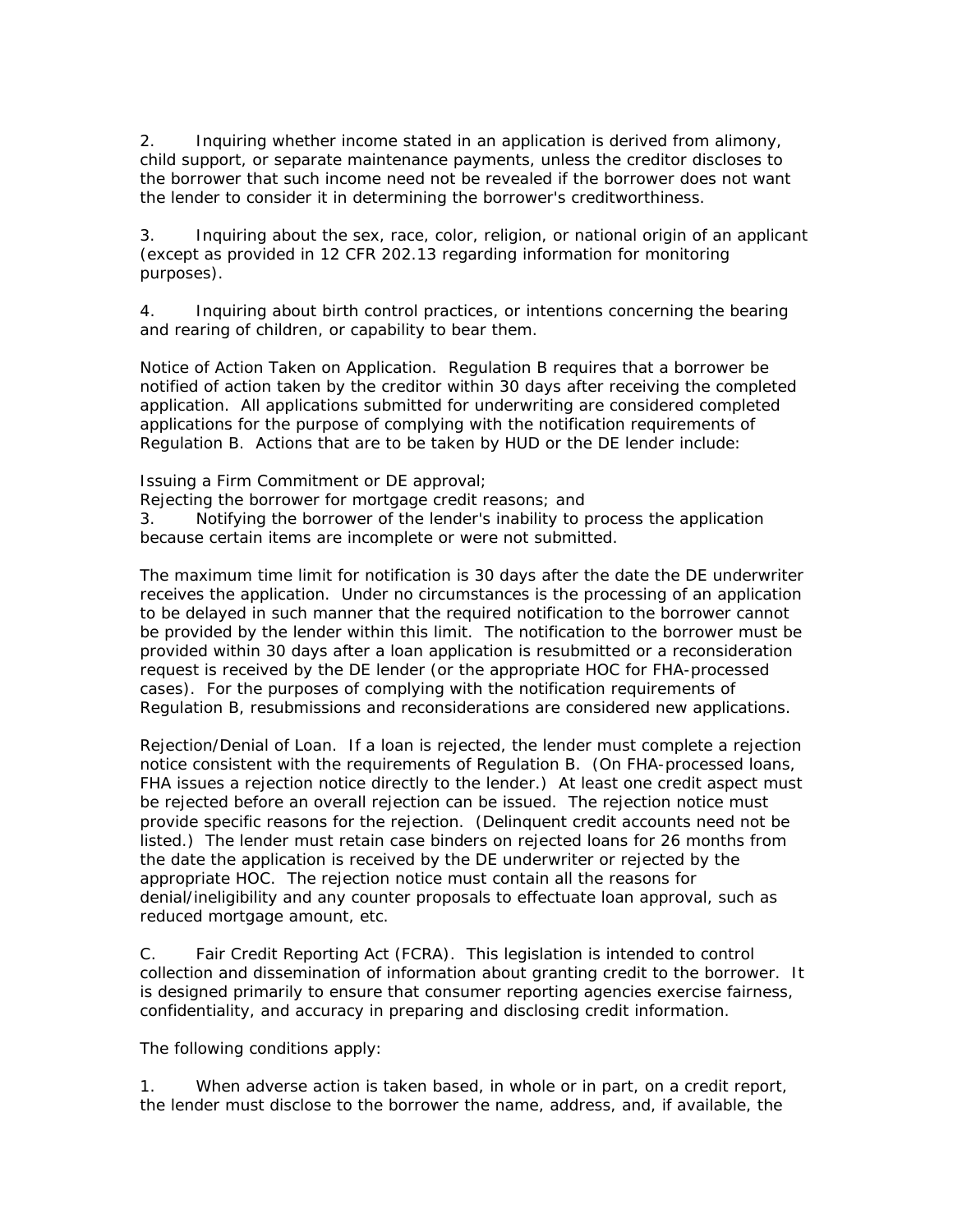2. Inquiring whether income stated in an application is derived from alimony, child support, or separate maintenance payments, unless the creditor discloses to the borrower that such income need not be revealed if the borrower does not want the lender to consider it in determining the borrower's creditworthiness.

3. Inquiring about the sex, race, color, religion, or national origin of an applicant (except as provided in 12 CFR 202.13 regarding information for monitoring purposes).

4. Inquiring about birth control practices, or intentions concerning the bearing and rearing of children, or capability to bear them.

Notice of Action Taken on Application. Regulation B requires that a borrower be notified of action taken by the creditor within 30 days after receiving the completed application. All applications submitted for underwriting are considered completed applications for the purpose of complying with the notification requirements of Regulation B. Actions that are to be taken by HUD or the DE lender include:

Issuing a Firm Commitment or DE approval;
Rejecting the borrower for mortgage credit reasons; and
3. Notifying the borrower of the lender's inability to process the application because certain items are incomplete or were not submitted.

The maximum time limit for notification is 30 days after the date the DE underwriter receives the application. Under no circumstances is the processing of an application to be delayed in such manner that the required notification to the borrower cannot be provided by the lender within this limit. The notification to the borrower must be provided within 30 days after a loan application is resubmitted or a reconsideration request is received by the DE lender (or the appropriate HOC for FHA-processed cases). For the purposes of complying with the notification requirements of Regulation B, resubmissions and reconsiderations are considered new applications.

Rejection/Denial of Loan. If a loan is rejected, the lender must complete a rejection notice consistent with the requirements of Regulation B. (On FHA-processed loans, FHA issues a rejection notice directly to the lender.) At least one credit aspect must be rejected before an overall rejection can be issued. The rejection notice must provide specific reasons for the rejection. (Delinquent credit accounts need not be listed.) The lender must retain case binders on rejected loans for 26 months from the date the application is received by the DE underwriter or rejected by the appropriate HOC. The rejection notice must contain all the reasons for denial/ineligibility and any counter proposals to effectuate loan approval, such as reduced mortgage amount, etc.

C. Fair Credit Reporting Act (FCRA). This legislation is intended to control collection and dissemination of information about granting credit to the borrower. It is designed primarily to ensure that consumer reporting agencies exercise fairness, confidentiality, and accuracy in preparing and disclosing credit information.

The following conditions apply:

1. When adverse action is taken based, in whole or in part, on a credit report, the lender must disclose to the borrower the name, address, and, if available, the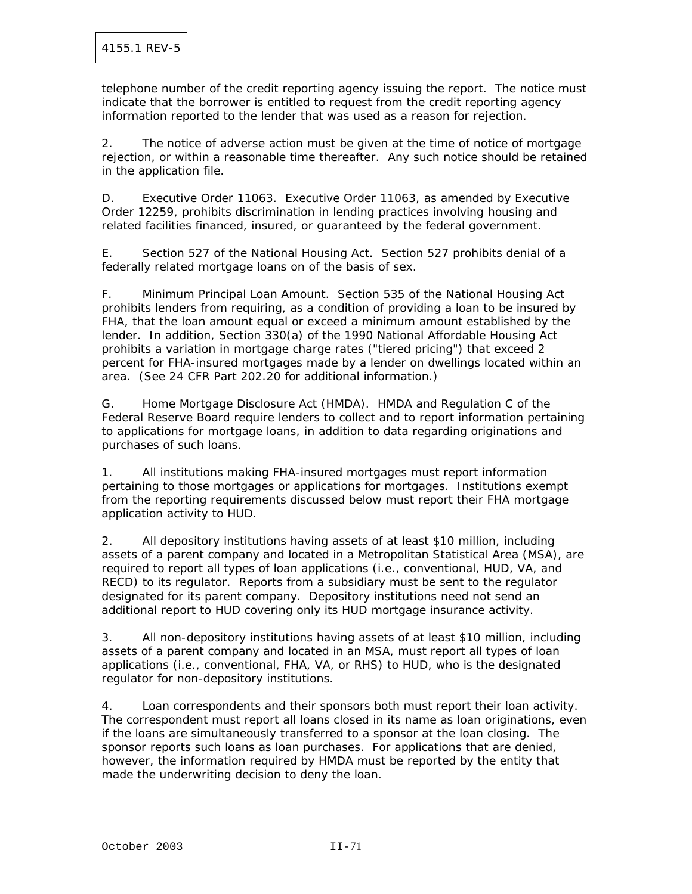telephone number of the credit reporting agency issuing the report. The notice must indicate that the borrower is entitled to request from the credit reporting agency information reported to the lender that was used as a reason for rejection.

2. The notice of adverse action must be given at the time of notice of mortgage rejection, or within a reasonable time thereafter. Any such notice should be retained in the application file.

D. Executive Order 11063. Executive Order 11063, as amended by Executive Order 12259, prohibits discrimination in lending practices involving housing and related facilities financed, insured, or guaranteed by the federal government.

E. Section 527 of the National Housing Act. Section 527 prohibits denial of a federally related mortgage loans on of the basis of sex.

F. Minimum Principal Loan Amount. Section 535 of the National Housing Act prohibits lenders from requiring, as a condition of providing a loan to be insured by FHA, that the loan amount equal or exceed a minimum amount established by the lender. In addition, Section 330(a) of the 1990 National Affordable Housing Act prohibits a variation in mortgage charge rates ("tiered pricing") that exceed 2 percent for FHA-insured mortgages made by a lender on dwellings located within an area. (See 24 CFR Part 202.20 for additional information.)

G. Home Mortgage Disclosure Act (HMDA). HMDA and Regulation C of the Federal Reserve Board require lenders to collect and to report information pertaining to applications for mortgage loans, in addition to data regarding originations and purchases of such loans.

1. All institutions making FHA-insured mortgages must report information pertaining to those mortgages or applications for mortgages. Institutions exempt from the reporting requirements discussed below must report their FHA mortgage application activity to HUD.

2. All depository institutions having assets of at least $10 million, including assets of a parent company and located in a Metropolitan Statistical Area (MSA), are required to report all types of loan applications (i.e., conventional, HUD, VA, and RECD) to its regulator. Reports from a subsidiary must be sent to the regulator designated for its parent company. Depository institutions need not send an additional report to HUD covering only its HUD mortgage insurance activity.

3. All non-depository institutions having assets of at least $10 million, including assets of a parent company and located in an MSA, must report all types of loan applications (i.e., conventional, FHA, VA, or RHS) to HUD, who is the designated regulator for non-depository institutions.

4. Loan correspondents and their sponsors both must report their loan activity. The correspondent must report all loans closed in its name as loan originations, even if the loans are simultaneously transferred to a sponsor at the loan closing. The sponsor reports such loans as loan purchases. For applications that are denied, however, the information required by HMDA must be reported by the entity that made the underwriting decision to deny the loan.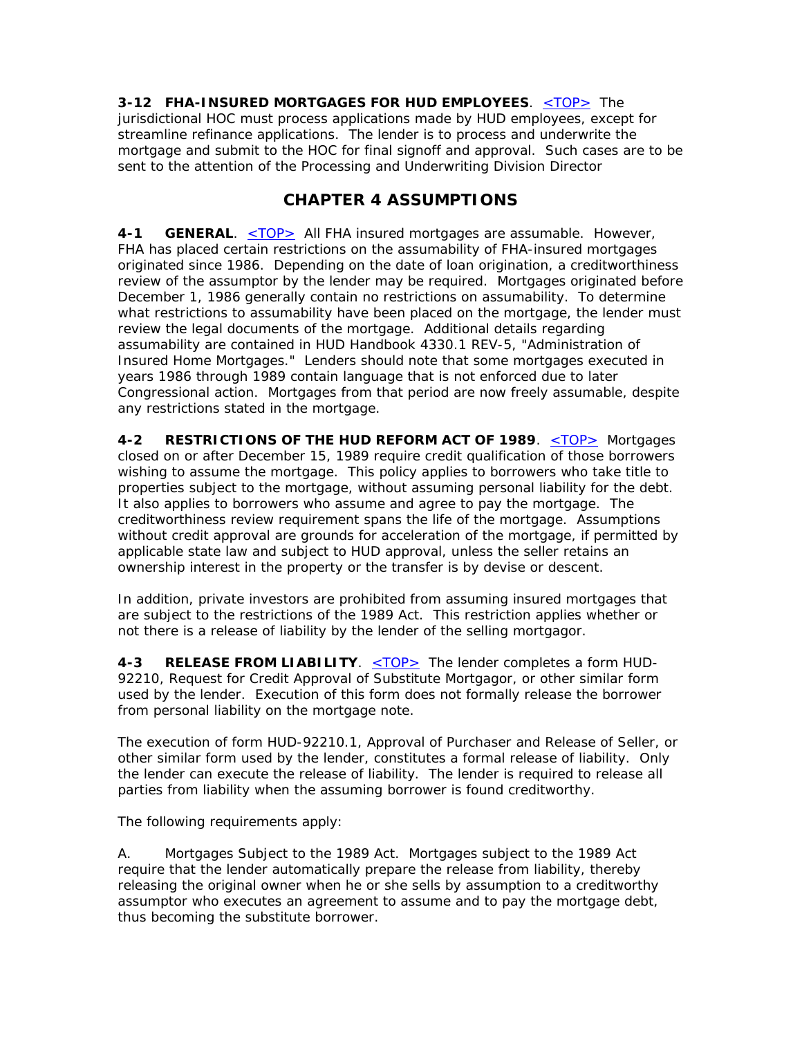**3-12 FHA-INSURED MORTGAGES FOR HUD EMPLOYEES**. <TOP> The jurisdictional HOC must process applications made by HUD employees, except for streamline refinance applications. The lender is to process and underwrite the mortgage and submit to the HOC for final signoff and approval. Such cases are to be sent to the attention of the Processing and Underwriting Division Director

## CHAPTER 4 ASSUMPTIONS

**4-1 GENERAL**. <TOP> All FHA insured mortgages are assumable. However, FHA has placed certain restrictions on the assumability of FHA-insured mortgages originated since 1986. Depending on the date of loan origination, a creditworthiness review of the assumptor by the lender may be required. Mortgages originated before December 1, 1986 generally contain no restrictions on assumability. To determine what restrictions to assumability have been placed on the mortgage, the lender must review the legal documents of the mortgage. Additional details regarding assumability are contained in HUD Handbook 4330.1 REV-5, "Administration of Insured Home Mortgages." Lenders should note that some mortgages executed in years 1986 through 1989 contain language that is not enforced due to later Congressional action. Mortgages from that period are now freely assumable, despite any restrictions stated in the mortgage.

**4-2 RESTRICTIONS OF THE HUD REFORM ACT OF 1989**. <TOP> Mortgages closed on or after December 15, 1989 require credit qualification of those borrowers wishing to assume the mortgage. This policy applies to borrowers who take title to properties subject to the mortgage, without assuming personal liability for the debt. It also applies to borrowers who assume and agree to pay the mortgage. The creditworthiness review requirement spans the life of the mortgage. Assumptions without credit approval are grounds for acceleration of the mortgage, if permitted by applicable state law and subject to HUD approval, unless the seller retains an ownership interest in the property or the transfer is by devise or descent.

In addition, private investors are prohibited from assuming insured mortgages that are subject to the restrictions of the 1989 Act. This restriction applies whether or not there is a release of liability by the lender of the selling mortgagor.

**4-3 RELEASE FROM LIABILITY**. <TOP> The lender completes a form HUD-92210, Request for Credit Approval of Substitute Mortgagor, or other similar form used by the lender. Execution of this form does not formally release the borrower from personal liability on the mortgage note.

The execution of form HUD-92210.1, Approval of Purchaser and Release of Seller, or other similar form used by the lender, constitutes a formal release of liability. Only the lender can execute the release of liability. The lender is required to release all parties from liability when the assuming borrower is found creditworthy.

The following requirements apply:

A. Mortgages Subject to the 1989 Act. Mortgages subject to the 1989 Act require that the lender automatically prepare the release from liability, thereby releasing the original owner when he or she sells by assumption to a creditworthy assumptor who executes an agreement to assume and to pay the mortgage debt, thus becoming the substitute borrower.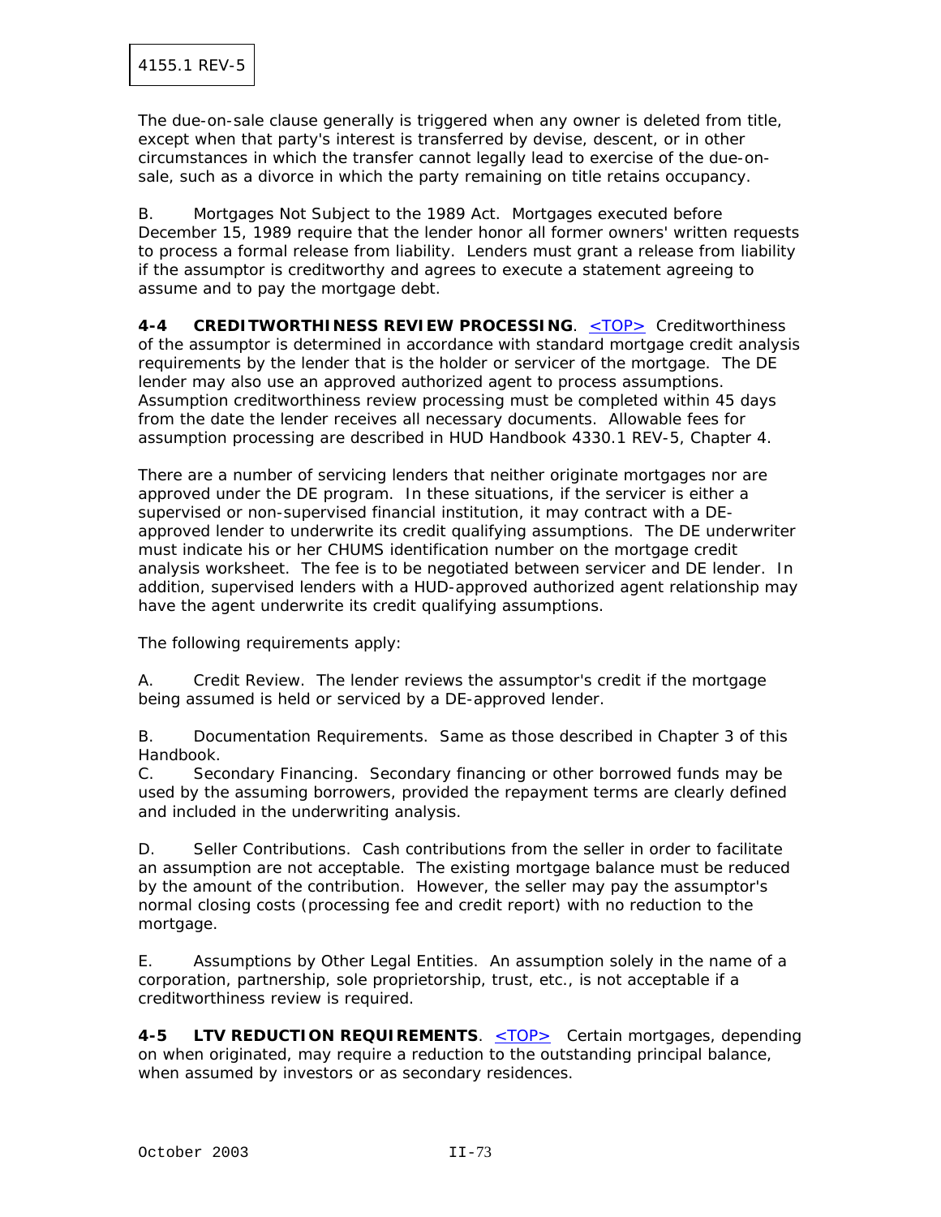The due-on-sale clause generally is triggered when any owner is deleted from title, except when that party's interest is transferred by devise, descent, or in other circumstances in which the transfer cannot legally lead to exercise of the due-on-sale, such as a divorce in which the party remaining on title retains occupancy.

B. Mortgages Not Subject to the 1989 Act. Mortgages executed before December 15, 1989 require that the lender honor all former owners' written requests to process a formal release from liability. Lenders must grant a release from liability if the assumptor is creditworthy and agrees to execute a statement agreeing to assume and to pay the mortgage debt.

**4-4 CREDITWORTHINESS REVIEW PROCESSING**. <TOP> Creditworthiness of the assumptor is determined in accordance with standard mortgage credit analysis requirements by the lender that is the holder or servicer of the mortgage. The DE lender may also use an approved authorized agent to process assumptions. Assumption creditworthiness review processing must be completed within 45 days from the date the lender receives all necessary documents. Allowable fees for assumption processing are described in HUD Handbook 4330.1 REV-5, Chapter 4.

There are a number of servicing lenders that neither originate mortgages nor are approved under the DE program. In these situations, if the servicer is either a supervised or non-supervised financial institution, it may contract with a DE-approved lender to underwrite its credit qualifying assumptions. The DE underwriter must indicate his or her CHUMS identification number on the mortgage credit analysis worksheet. The fee is to be negotiated between servicer and DE lender. In addition, supervised lenders with a HUD-approved authorized agent relationship may have the agent underwrite its credit qualifying assumptions.

The following requirements apply:

A. Credit Review. The lender reviews the assumptor's credit if the mortgage being assumed is held or serviced by a DE-approved lender.

B. Documentation Requirements. Same as those described in Chapter 3 of this Handbook.

C. Secondary Financing. Secondary financing or other borrowed funds may be used by the assuming borrowers, provided the repayment terms are clearly defined and included in the underwriting analysis.

D. Seller Contributions. Cash contributions from the seller in order to facilitate an assumption are not acceptable. The existing mortgage balance must be reduced by the amount of the contribution. However, the seller may pay the assumptor's normal closing costs (processing fee and credit report) with no reduction to the mortgage.

E. Assumptions by Other Legal Entities. An assumption solely in the name of a corporation, partnership, sole proprietorship, trust, etc., is not acceptable if a creditworthiness review is required.

**4-5 LTV REDUCTION REQUIREMENTS**. <TOP> Certain mortgages, depending on when originated, may require a reduction to the outstanding principal balance, when assumed by investors or as secondary residences.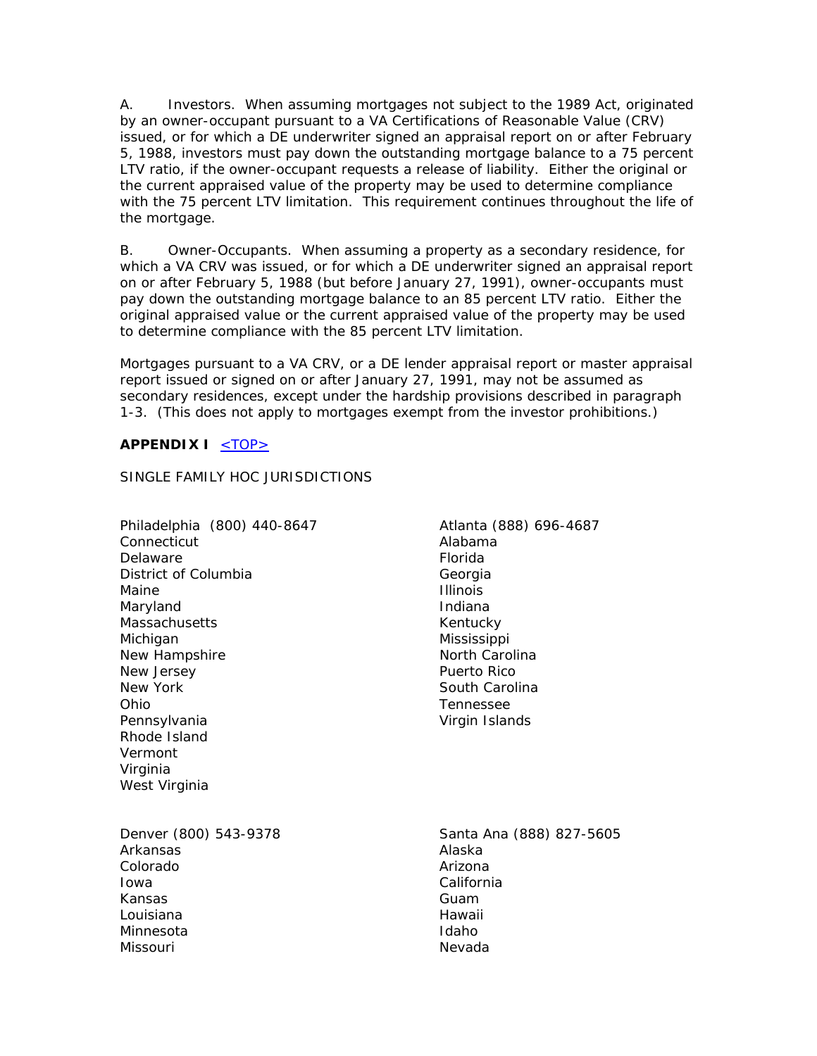A. Investors. When assuming mortgages not subject to the 1989 Act, originated by an owner-occupant pursuant to a VA Certifications of Reasonable Value (CRV) issued, or for which a DE underwriter signed an appraisal report on or after February 5, 1988, investors must pay down the outstanding mortgage balance to a 75 percent LTV ratio, if the owner-occupant requests a release of liability. Either the original or the current appraised value of the property may be used to determine compliance with the 75 percent LTV limitation. This requirement continues throughout the life of the mortgage.

B. Owner-Occupants. When assuming a property as a secondary residence, for which a VA CRV was issued, or for which a DE underwriter signed an appraisal report on or after February 5, 1988 (but before January 27, 1991), owner-occupants must pay down the outstanding mortgage balance to an 85 percent LTV ratio. Either the original appraised value or the current appraised value of the property may be used to determine compliance with the 85 percent LTV limitation.

Mortgages pursuant to a VA CRV, or a DE lender appraisal report or master appraisal report issued or signed on or after January 27, 1991, may not be assumed as secondary residences, except under the hardship provisions described in paragraph 1-3. (This does not apply to mortgages exempt from the investor prohibitions.)

**APPENDIX I** <TOP>

SINGLE FAMILY HOC JURISDICTIONS

Philadelphia (800) 440-8647
- Connecticut
- Delaware
- District of Columbia
- Maine
- Maryland
- Massachusetts
- Michigan
- New Hampshire
- New Jersey
- New York
- Ohio
- Pennsylvania
- Rhode Island
- Vermont
- Virginia
- West Virginia

Atlanta (888) 696-4687
- Alabama
- Florida
- Georgia
- Illinois
- Indiana
- Kentucky
- Mississippi
- North Carolina
- Puerto Rico
- South Carolina
- Tennessee
- Virgin Islands

Denver (800) 543-9378
- Arkansas
- Colorado
- Iowa
- Kansas
- Louisiana
- Minnesota
- Missouri

Santa Ana (888) 827-5605
- Alaska
- Arizona
- California
- Guam
- Hawaii
- Idaho
- Nevada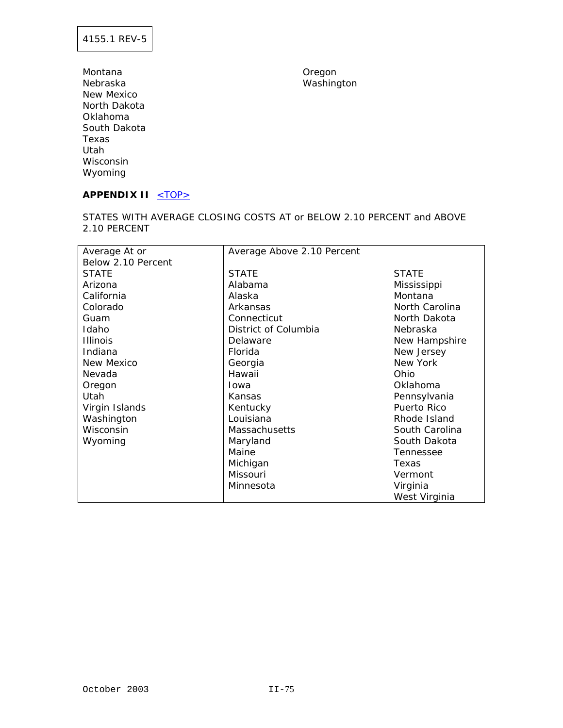Montana
Nebraska
New Mexico
North Dakota
Oklahoma
South Dakota
Texas
Utah
Wisconsin
Wyoming
Oregon
Washington

**APPENDIX II** <TOP>

STATES WITH AVERAGE CLOSING COSTS AT or BELOW 2.10 PERCENT and ABOVE 2.10 PERCENT

| Average At or Below 2.10 Percent | Average Above 2.10 Percent | |
|---|---|---|
| STATE | STATE | STATE |
| Arizona | Alabama | Mississippi |
| California | Alaska | Montana |
| Colorado | Arkansas | North Carolina |
| Guam | Connecticut | North Dakota |
| Idaho | District of Columbia | Nebraska |
| Illinois | Delaware | New Hampshire |
| Indiana | Florida | New Jersey |
| New Mexico | Georgia | New York |
| Nevada | Hawaii | Ohio |
| Oregon | Iowa | Oklahoma |
| Utah | Kansas | Pennsylvania |
| Virgin Islands | Kentucky | Puerto Rico |
| Washington | Louisiana | Rhode Island |
| Wisconsin | Massachusetts | South Carolina |
| Wyoming | Maryland | South Dakota |
| | Maine | Tennessee |
| | Michigan | Texas |
| | Missouri | Vermont |
| | Minnesota | Virginia |
| | | West Virginia |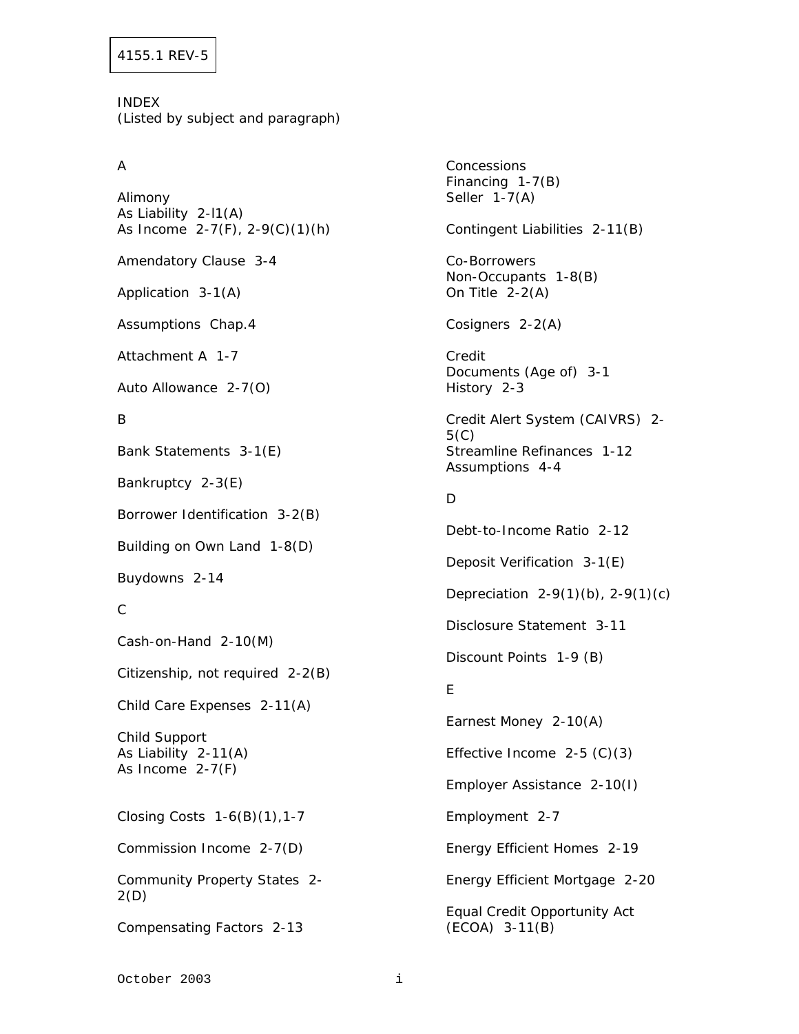4155.1 REV-5

INDEX
(Listed by subject and paragraph)

A

Alimony
As Liability 2-l1(A)
As Income 2-7(F), 2-9(C)(1)(h)

Amendatory Clause 3-4

Application 3-1(A)

Assumptions Chap.4

Attachment A 1-7

Auto Allowance 2-7(O)

B

Bank Statements 3-1(E)

Bankruptcy 2-3(E)

Borrower Identification 3-2(B)

Building on Own Land 1-8(D)

Buydowns 2-14

C

Cash-on-Hand 2-10(M)

Citizenship, not required 2-2(B)

Child Care Expenses 2-11(A)

Child Support
As Liability 2-11(A)
As Income 2-7(F)

Closing Costs 1-6(B)(1),1-7

Commission Income 2-7(D)

Community Property States 2-2(D)

Compensating Factors 2-13

Concessions
Financing 1-7(B)
Seller 1-7(A)

Contingent Liabilities 2-11(B)

Co-Borrowers
Non-Occupants 1-8(B)
On Title 2-2(A)

Cosigners 2-2(A)

Credit
Documents (Age of) 3-1
History 2-3

Credit Alert System (CAIVRS) 2-5(C)
Streamline Refinances 1-12
Assumptions 4-4

D

Debt-to-Income Ratio 2-12

Deposit Verification 3-1(E)

Depreciation 2-9(1)(b), 2-9(1)(c)

Disclosure Statement 3-11

Discount Points 1-9 (B)

E

Earnest Money 2-10(A)

Effective Income 2-5 (C)(3)

Employer Assistance 2-10(I)

Employment 2-7

Energy Efficient Homes 2-19

Energy Efficient Mortgage 2-20

Equal Credit Opportunity Act (ECOA) 3-11(B)

October 2003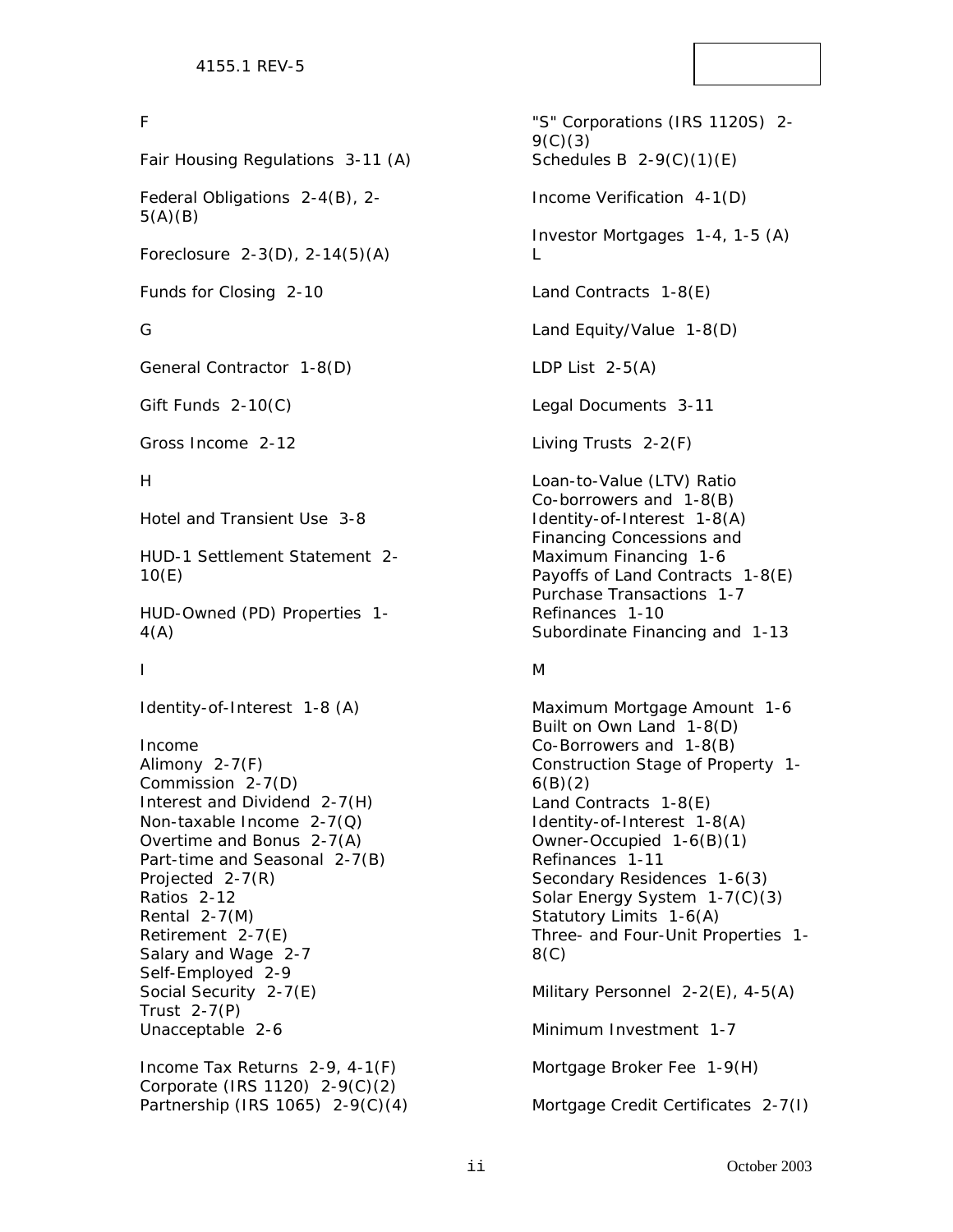F

Fair Housing Regulations 3-11 (A)

Federal Obligations 2-4(B), 2-5(A)(B)

Foreclosure 2-3(D), 2-14(5)(A)

Funds for Closing 2-10

G

General Contractor 1-8(D)

Gift Funds 2-10(C)

Gross Income 2-12

H

Hotel and Transient Use 3-8

HUD-1 Settlement Statement 2-10(E)

HUD-Owned (PD) Properties 1-4(A)

I

Identity-of-Interest 1-8 (A)

Income
Alimony 2-7(F)
Commission 2-7(D)
Interest and Dividend 2-7(H)
Non-taxable Income 2-7(Q)
Overtime and Bonus 2-7(A)
Part-time and Seasonal 2-7(B)
Projected 2-7(R)
Ratios 2-12
Rental 2-7(M)
Retirement 2-7(E)
Salary and Wage 2-7
Self-Employed 2-9
Social Security 2-7(E)
Trust 2-7(P)
Unacceptable 2-6

Income Tax Returns 2-9, 4-1(F)
Corporate (IRS 1120) 2-9(C)(2)
Partnership (IRS 1065) 2-9(C)(4)
"S" Corporations (IRS 1120S) 2-9(C)(3)
Schedules B 2-9(C)(1)(E)

Income Verification 4-1(D)

Investor Mortgages 1-4, 1-5 (A)

L

Land Contracts 1-8(E)

Land Equity/Value 1-8(D)

LDP List 2-5(A)

Legal Documents 3-11

Living Trusts 2-2(F)

Loan-to-Value (LTV) Ratio
Co-borrowers and 1-8(B)
Identity-of-Interest 1-8(A)
Financing Concessions and
Maximum Financing 1-6
Payoffs of Land Contracts 1-8(E)
Purchase Transactions 1-7
Refinances 1-10
Subordinate Financing and 1-13

M

Maximum Mortgage Amount 1-6
Built on Own Land 1-8(D)
Co-Borrowers and 1-8(B)
Construction Stage of Property 1-6(B)(2)
Land Contracts 1-8(E)
Identity-of-Interest 1-8(A)
Owner-Occupied 1-6(B)(1)
Refinances 1-11
Secondary Residences 1-6(3)
Solar Energy System 1-7(C)(3)
Statutory Limits 1-6(A)
Three- and Four-Unit Properties 1-8(C)

Military Personnel 2-2(E), 4-5(A)

Minimum Investment 1-7

Mortgage Broker Fee 1-9(H)

Mortgage Credit Certificates 2-7(I)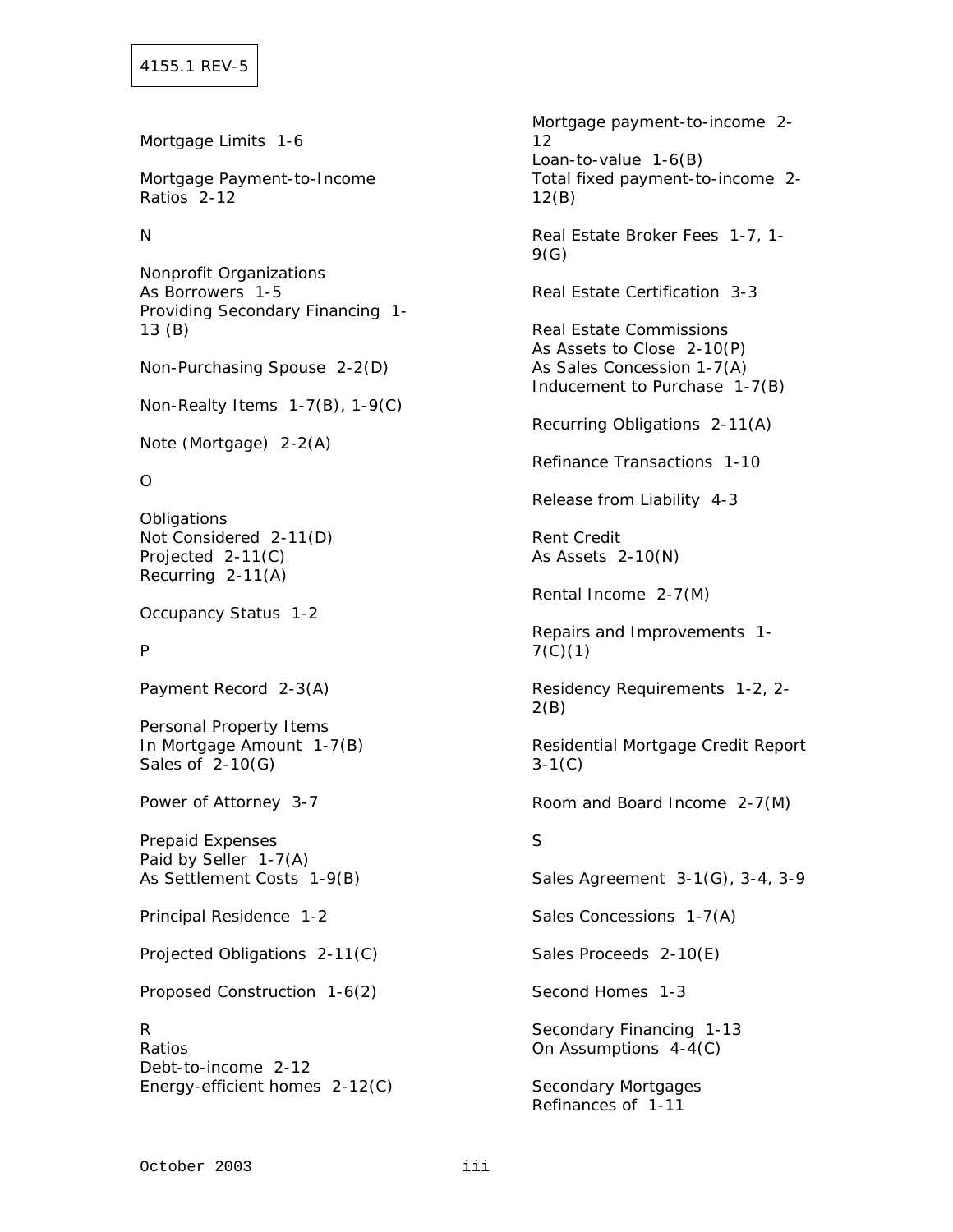Mortgage Limits 1-6

Mortgage Payment-to-Income Ratios 2-12

N

Nonprofit Organizations
As Borrowers 1-5
Providing Secondary Financing 1-13 (B)

Non-Purchasing Spouse 2-2(D)

Non-Realty Items 1-7(B), 1-9(C)

Note (Mortgage) 2-2(A)

O

Obligations
Not Considered 2-11(D)
Projected 2-11(C)
Recurring 2-11(A)

Occupancy Status 1-2

P

Payment Record 2-3(A)

Personal Property Items
In Mortgage Amount 1-7(B)
Sales of 2-10(G)

Power of Attorney 3-7

Prepaid Expenses
Paid by Seller 1-7(A)
As Settlement Costs 1-9(B)

Principal Residence 1-2

Projected Obligations 2-11(C)

Proposed Construction 1-6(2)

R

Ratios
Debt-to-income 2-12
Energy-efficient homes 2-12(C)
Mortgage payment-to-income 2-12
Loan-to-value 1-6(B)
Total fixed payment-to-income 2-12(B)

Real Estate Broker Fees 1-7, 1-9(G)

Real Estate Certification 3-3

Real Estate Commissions
As Assets to Close 2-10(P)
As Sales Concession 1-7(A)
Inducement to Purchase 1-7(B)

Recurring Obligations 2-11(A)

Refinance Transactions 1-10

Release from Liability 4-3

Rent Credit
As Assets 2-10(N)

Rental Income 2-7(M)

Repairs and Improvements 1-7(C)(1)

Residency Requirements 1-2, 2-2(B)

Residential Mortgage Credit Report 3-1(C)

Room and Board Income 2-7(M)

S

Sales Agreement 3-1(G), 3-4, 3-9

Sales Concessions 1-7(A)

Sales Proceeds 2-10(E)

Second Homes 1-3

Secondary Financing 1-13
On Assumptions 4-4(C)

Secondary Mortgages
Refinances of 1-11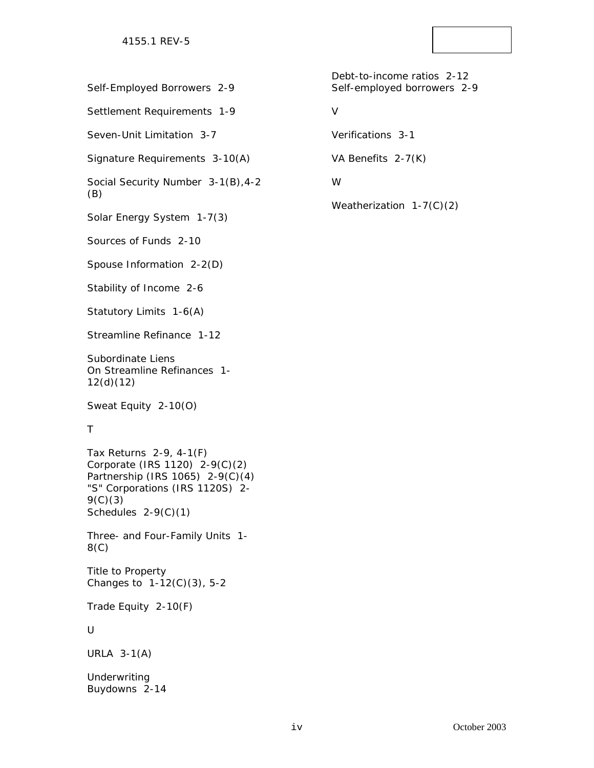Self-Employed Borrowers 2-9

Settlement Requirements 1-9

Seven-Unit Limitation 3-7

Signature Requirements 3-10(A)

Social Security Number 3-1(B),4-2(B)

Solar Energy System 1-7(3)

Sources of Funds 2-10

Spouse Information 2-2(D)

Stability of Income 2-6

Statutory Limits 1-6(A)

Streamline Refinance 1-12

Subordinate Liens
On Streamline Refinances 1-12(d)(12)

Sweat Equity 2-10(O)

T

Tax Returns 2-9, 4-1(F)
Corporate (IRS 1120) 2-9(C)(2)
Partnership (IRS 1065) 2-9(C)(4)
"S" Corporations (IRS 1120S) 2-9(C)(3)
Schedules 2-9(C)(1)

Three- and Four-Family Units 1-8(C)

Title to Property
Changes to 1-12(C)(3), 5-2

Trade Equity 2-10(F)

U

URLA 3-1(A)

Underwriting
Buydowns 2-14
Debt-to-income ratios 2-12
Self-employed borrowers 2-9

V

Verifications 3-1

VA Benefits 2-7(K)

W

Weatherization 1-7(C)(2)